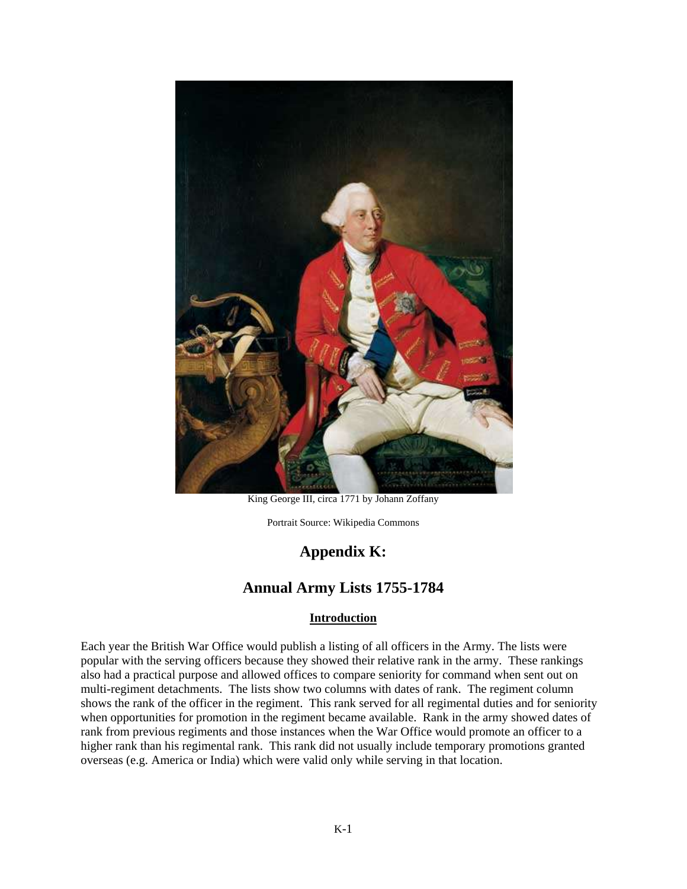King George III, circa 1771 by Johann Zoffany

Portrait Source: Wikipedia Commons

# Appendix K:

# Annual Army Lists 1755-1784

## Introduction

Each year the British War Office would publish a listing of all officers in the Army. The lists were popular with the serving officers because they showed their relative rank in the army. These rankings also had a practical purpose and allowed offices to compare seniority for command when sent out on multi-regiment detachments. The lists show two columns with dates of rank. The regiment column shows the rank of the officer in the regiment. This rank served for all regimental duties and for seniority when opportunities for promotion in the regiment became available. Rank in the army showed dates of rank from previous regiments and those instances when the War Office would promote an officer to a higher rank than his regimental rank. This rank did not usually include temporary promotions granted overseas (e.g. America or India) which were valid only while serving in that location.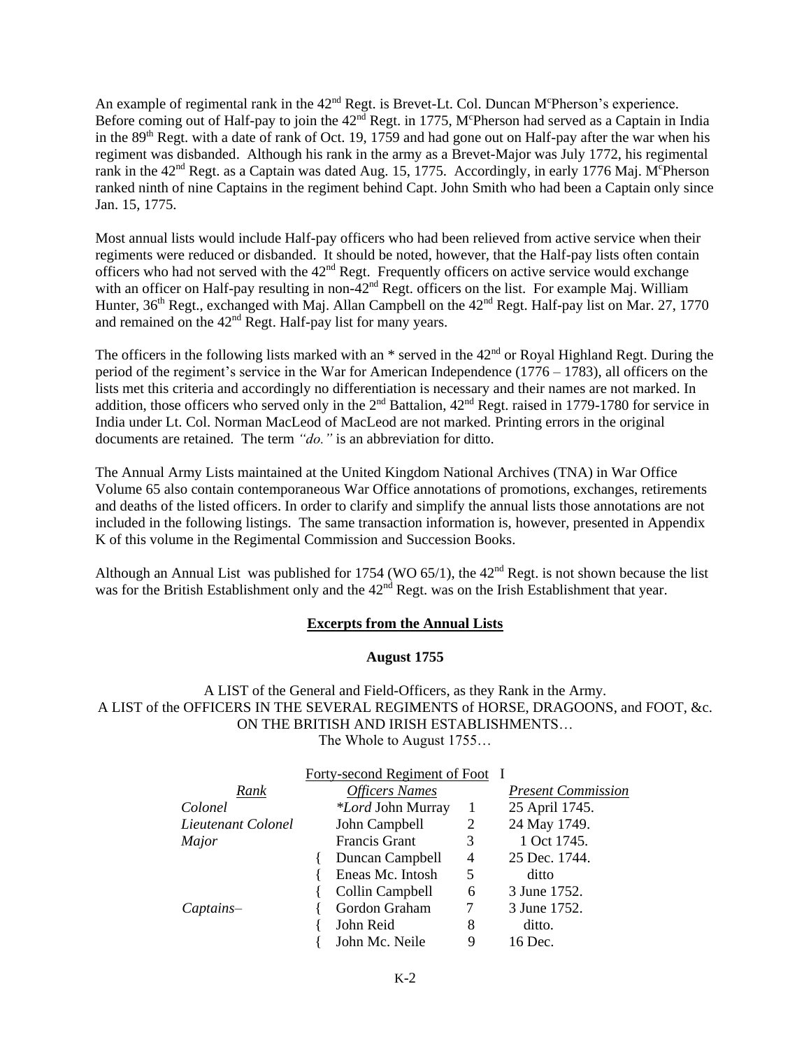An example of regimental rank in the 42nd Regt. is Brevet-Lt. Col. Duncan McPherson's experience. Before coming out of Half-pay to join the 42nd Regt. in 1775, McPherson had served as a Captain in India in the 89th Regt. with a date of rank of Oct. 19, 1759 and had gone out on Half-pay after the war when his regiment was disbanded. Although his rank in the army as a Brevet-Major was July 1772, his regimental rank in the 42nd Regt. as a Captain was dated Aug. 15, 1775. Accordingly, in early 1776 Maj. McPherson ranked ninth of nine Captains in the regiment behind Capt. John Smith who had been a Captain only since Jan. 15, 1775.

Most annual lists would include Half-pay officers who had been relieved from active service when their regiments were reduced or disbanded. It should be noted, however, that the Half-pay lists often contain officers who had not served with the 42nd Regt. Frequently officers on active service would exchange with an officer on Half-pay resulting in non-42nd Regt. officers on the list. For example Maj. William Hunter, 36th Regt., exchanged with Maj. Allan Campbell on the 42nd Regt. Half-pay list on Mar. 27, 1770 and remained on the 42nd Regt. Half-pay list for many years.

The officers in the following lists marked with an * served in the 42nd or Royal Highland Regt. During the period of the regiment's service in the War for American Independence (1776 – 1783), all officers on the lists met this criteria and accordingly no differentiation is necessary and their names are not marked. In addition, those officers who served only in the 2nd Battalion, 42nd Regt. raised in 1779-1780 for service in India under Lt. Col. Norman MacLeod of MacLeod are not marked. Printing errors in the original documents are retained. The term *"do."* is an abbreviation for ditto.

The Annual Army Lists maintained at the United Kingdom National Archives (TNA) in War Office Volume 65 also contain contemporaneous War Office annotations of promotions, exchanges, retirements and deaths of the listed officers. In order to clarify and simplify the annual lists those annotations are not included in the following listings. The same transaction information is, however, presented in Appendix K of this volume in the Regimental Commission and Succession Books.

Although an Annual List was published for 1754 (WO 65/1), the 42nd Regt. is not shown because the list was for the British Establishment only and the 42nd Regt. was on the Irish Establishment that year.

**Excerpts from the Annual Lists**

**August 1755**

A LIST of the General and Field-Officers, as they Rank in the Army.
A LIST of the OFFICERS IN THE SEVERAL REGIMENTS of HORSE, DRAGOONS, and FOOT, &c. ON THE BRITISH AND IRISH ESTABLISHMENTS…
The Whole to August 1755…

Forty-second Regiment of Foot I

| *Rank* | | *Officers Names* | | *Present Commission* |
|---|---|---|---|---|
| *Colonel* | | **Lord* John Murray | 1 | 25 April 1745. |
| *Lieutenant Colonel* | | John Campbell | 2 | 24 May 1749. |
| *Major* | | Francis Grant | 3 | 1 Oct 1745. |
| | { | Duncan Campbell | 4 | 25 Dec. 1744. |
| | { | Eneas Mc. Intosh | 5 | ditto |
| | { | Collin Campbell | 6 | 3 June 1752. |
| *Captains–* | { | Gordon Graham | 7 | 3 June 1752. |
| | { | John Reid | 8 | ditto. |
| | { | John Mc. Neile | 9 | 16 Dec. |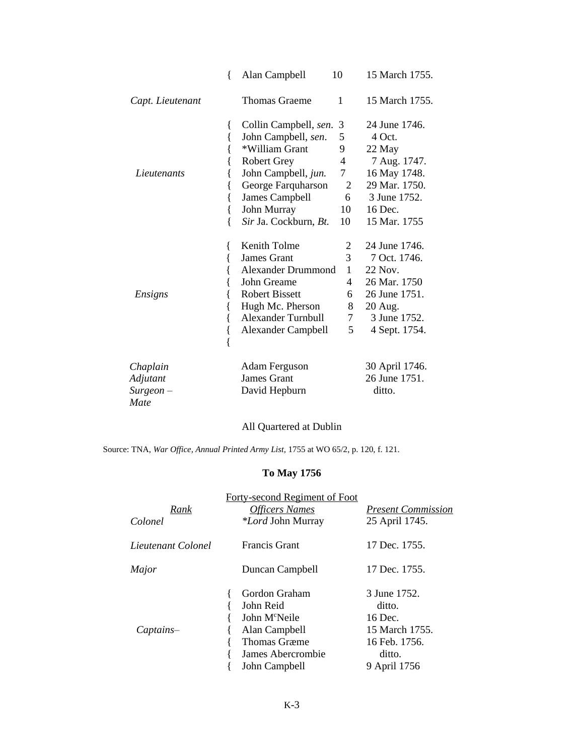| Rank | | Officers Names | | Present Commission |
|---|---|---|---|---|
| | { | Alan Campbell | 10 | 15 March 1755. |
| *Capt. Lieutenant* | | Thomas Graeme | 1 | 15 March 1755. |
| | { | Collin Campbell, *sen.* | 3 | 24 June 1746. |
| | { | John Campbell, *sen.* | 5 | 4 Oct. |
| | { | *William Grant | 9 | 22 May |
| | { | Robert Grey | 4 | 7 Aug. 1747. |
| *Lieutenants* | { | John Campbell, *jun.* | 7 | 16 May 1748. |
| | { | George Farquharson | 2 | 29 Mar. 1750. |
| | { | James Campbell | 6 | 3 June 1752. |
| | { | John Murray | 10 | 16 Dec. |
| | { | *Sir* Ja. Cockburn, *Bt.* | 10 | 15 Mar. 1755 |
| | { | Kenith Tolme | 2 | 24 June 1746. |
| | { | James Grant | 3 | 7 Oct. 1746. |
| | { | Alexander Drummond | 1 | 22 Nov. |
| | { | John Greame | 4 | 26 Mar. 1750 |
| *Ensigns* | { | Robert Bissett | 6 | 26 June 1751. |
| | { | Hugh Mc. Pherson | 8 | 20 Aug. |
| | { | Alexander Turnbull | 7 | 3 June 1752. |
| | { | Alexander Campbell | 5 | 4 Sept. 1754. |
| | { | | | |
| *Chaplain* | | Adam Ferguson | | 30 April 1746. |
| *Adjutant* | | James Grant | | 26 June 1751. |
| *Surgeon – Mate* | | David Hepburn | | ditto. |

All Quartered at Dublin

Source: TNA, *War Office, Annual Printed Army List,* 1755 at WO 65/2, p. 120, f. 121.

## To May 1756

Forty-second Regiment of Foot

| Rank | | Officers Names | Present Commission |
|---|---|---|---|
| *Colonel* | | **Lord* John Murray | 25 April 1745. |
| *Lieutenant Colonel* | | Francis Grant | 17 Dec. 1755. |
| *Major* | | Duncan Campbell | 17 Dec. 1755. |
| | { | Gordon Graham | 3 June 1752. |
| | { | John Reid | ditto. |
| | { | John McNeile | 16 Dec. |
| *Captains–* | { | Alan Campbell | 15 March 1755. |
| | { | Thomas Græme | 16 Feb. 1756. |
| | { | James Abercrombie | ditto. |
| | { | John Campbell | 9 April 1756 |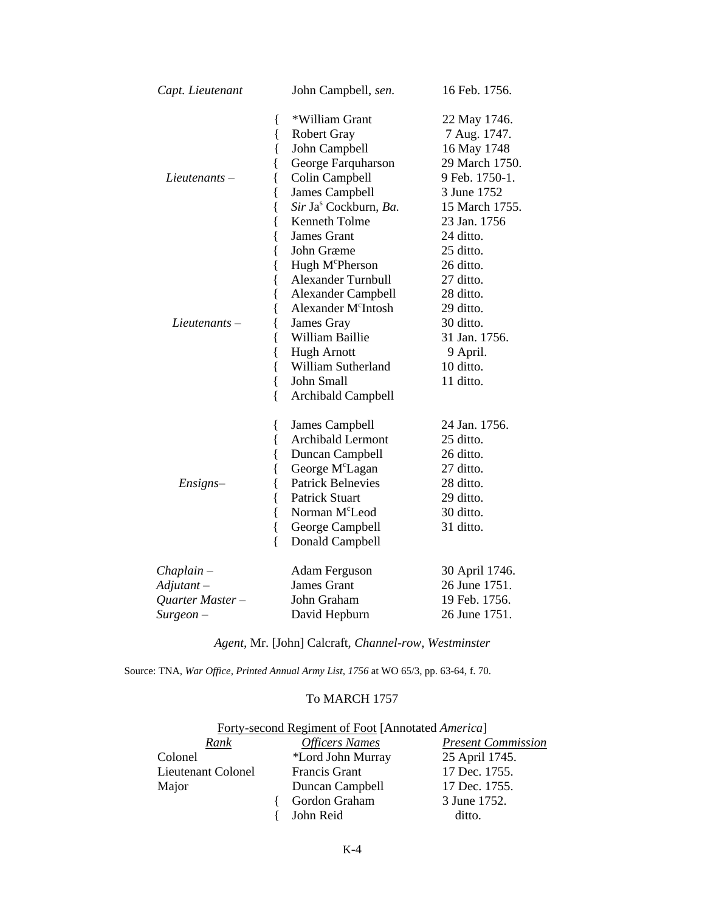| | | |
|---|---|---|
| *Capt. Lieutenant* | John Campbell, *sen.* | 16 Feb. 1756. |
| | { *William Grant | 22 May 1746. |
| | { Robert Gray | 7 Aug. 1747. |
| | { John Campbell | 16 May 1748 |
| | { George Farquharson | 29 March 1750. |
| *Lieutenants* – | { Colin Campbell | 9 Feb. 1750-1. |
| | { James Campbell | 3 June 1752 |
| | { *Sir* Ja[s] Cockburn, *Ba.* | 15 March 1755. |
| | { Kenneth Tolme | 23 Jan. 1756 |
| | { James Grant | 24 ditto. |
| | { John Græme | 25 ditto. |
| | { Hugh M[c]Pherson | 26 ditto. |
| | { Alexander Turnbull | 27 ditto. |
| | { Alexander Campbell | 28 ditto. |
| | { Alexander M[c]Intosh | 29 ditto. |
| *Lieutenants* – | { James Gray | 30 ditto. |
| | { William Baillie | 31 Jan. 1756. |
| | { Hugh Arnott | 9 April. |
| | { William Sutherland | 10 ditto. |
| | { John Small | 11 ditto. |
| | { Archibald Campbell | |
| | { James Campbell | 24 Jan. 1756. |
| | { Archibald Lermont | 25 ditto. |
| | { Duncan Campbell | 26 ditto. |
| | { George M[c]Lagan | 27 ditto. |
| *Ensigns*– | { Patrick Belnevies | 28 ditto. |
| | { Patrick Stuart | 29 ditto. |
| | { Norman M[c]Leod | 30 ditto. |
| | { George Campbell | 31 ditto. |
| | { Donald Campbell | |
| *Chaplain* – | Adam Ferguson | 30 April 1746. |
| *Adjutant* – | James Grant | 26 June 1751. |
| *Quarter Master* – | John Graham | 19 Feb. 1756. |
| *Surgeon* – | David Hepburn | 26 June 1751. |

*Agent*, Mr. [John] Calcraft, *Channel-row, Westminster*

Source: TNA, *War Office, Printed Annual Army List, 1756* at WO 65/3, pp. 63-64, f. 70.

To MARCH 1757

Forty-second Regiment of Foot [Annotated *America*]

| *Rank* | *Officers Names* | *Present Commission* |
|---|---|---|
| Colonel | *Lord John Murray | 25 April 1745. |
| Lieutenant Colonel | Francis Grant | 17 Dec. 1755. |
| Major | Duncan Campbell | 17 Dec. 1755. |
| | { Gordon Graham | 3 June 1752. |
| | { John Reid | ditto. |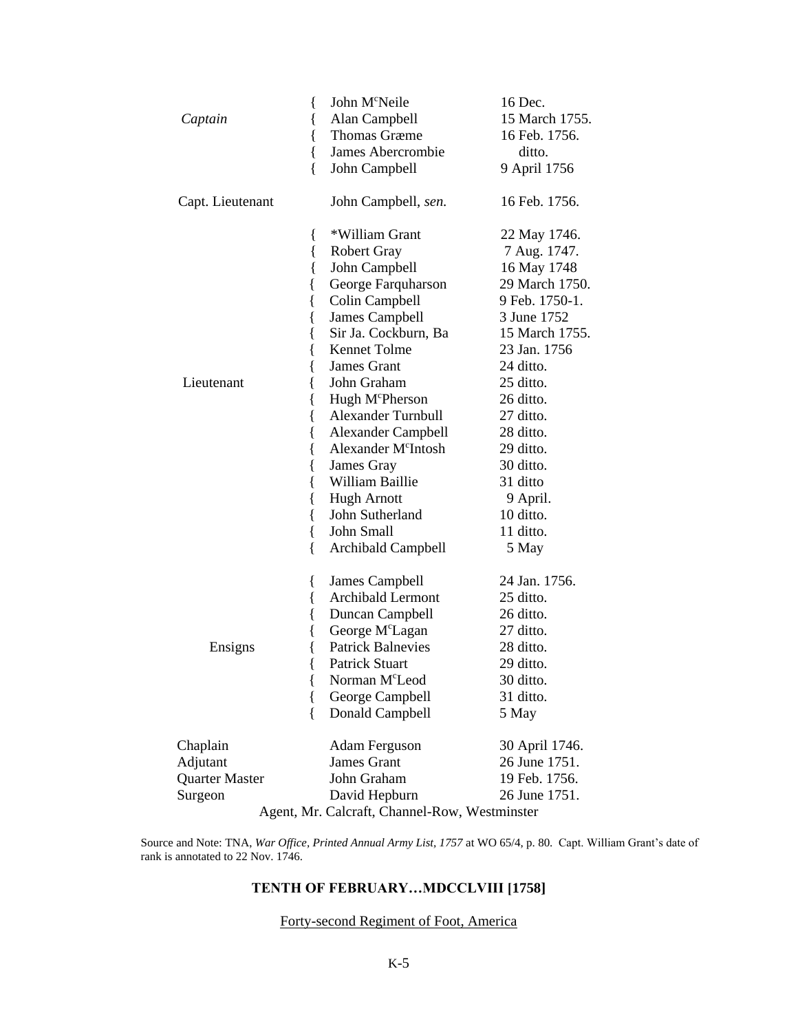| Rank | | Name | Date |
|---|---|---|---|
| *Captain* | { | John M^c^Neile | 16 Dec. |
| | { | Alan Campbell | 15 March 1755. |
| | { | Thomas Græme | 16 Feb. 1756. |
| | { | James Abercrombie | ditto. |
| | { | John Campbell | 9 April 1756 |
| Capt. Lieutenant | | John Campbell, *sen.* | 16 Feb. 1756. |
| Lieutenant | { | *William Grant | 22 May 1746. |
| | { | Robert Gray | 7 Aug. 1747. |
| | { | John Campbell | 16 May 1748 |
| | { | George Farquharson | 29 March 1750. |
| | { | Colin Campbell | 9 Feb. 1750-1. |
| | { | James Campbell | 3 June 1752 |
| | { | Sir Ja. Cockburn, Ba | 15 March 1755. |
| | { | Kennet Tolme | 23 Jan. 1756 |
| | { | James Grant | 24 ditto. |
| | { | John Graham | 25 ditto. |
| | { | Hugh McPherson | 26 ditto. |
| | { | Alexander Turnbull | 27 ditto. |
| | { | Alexander Campbell | 28 ditto. |
| | { | Alexander McIntosh | 29 ditto. |
| | { | James Gray | 30 ditto. |
| | { | William Baillie | 31 ditto |
| | { | Hugh Arnott | 9 April. |
| | { | John Sutherland | 10 ditto. |
| | { | John Small | 11 ditto. |
| | { | Archibald Campbell | 5 May |
| Ensigns | { | James Campbell | 24 Jan. 1756. |
| | { | Archibald Lermont | 25 ditto. |
| | { | Duncan Campbell | 26 ditto. |
| | { | George McLagan | 27 ditto. |
| | { | Patrick Balnevies | 28 ditto. |
| | { | Patrick Stuart | 29 ditto. |
| | { | Norman McLeod | 30 ditto. |
| | { | George Campbell | 31 ditto. |
| | { | Donald Campbell | 5 May |
| Chaplain | | Adam Ferguson | 30 April 1746. |
| Adjutant | | James Grant | 26 June 1751. |
| Quarter Master | | John Graham | 19 Feb. 1756. |
| Surgeon | | David Hepburn | 26 June 1751. |

Agent, Mr. Calcraft, Channel-Row, Westminster

Source and Note: TNA, *War Office, Printed Annual Army List, 1757* at WO 65/4, p. 80. Capt. William Grant's date of rank is annotated to 22 Nov. 1746.

### TENTH OF FEBRUARY…MDCCLVIII [1758]

<u>Forty-second Regiment of Foot, America</u>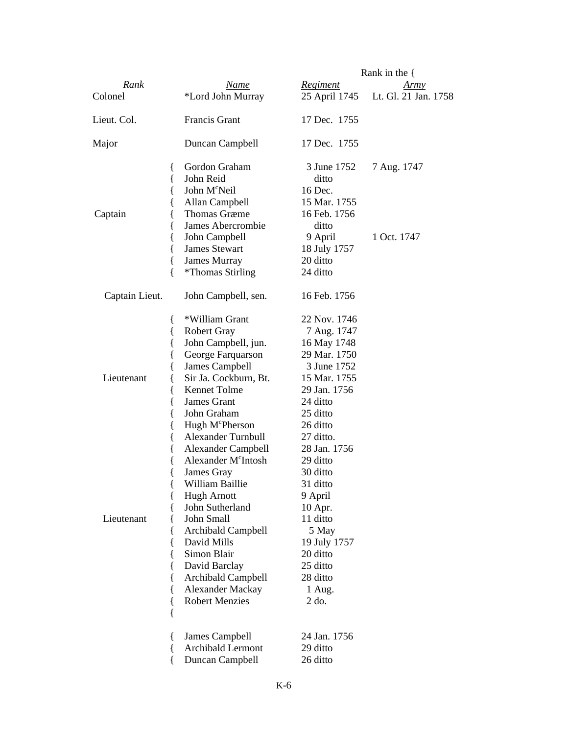| Rank | Name | Rank in the { Regiment | Army |
|---|---|---|---|
| Colonel | *Lord John Murray | 25 April 1745 | Lt. Gl. 21 Jan. 1758 |
| Lieut. Col. | Francis Grant | 17 Dec. 1755 | |
| Major | Duncan Campbell | 17 Dec. 1755 | |
| Captain | Gordon Graham | 3 June 1752 | 7 Aug. 1747 |
| | John Reid | ditto | |
| | John M[c]Neil | 16 Dec. | |
| | Allan Campbell | 15 Mar. 1755 | |
| | Thomas Græme | 16 Feb. 1756 | |
| | James Abercrombie | ditto | |
| | John Campbell | 9 April | 1 Oct. 1747 |
| | James Stewart | 18 July 1757 | |
| | James Murray | 20 ditto | |
| | *Thomas Stirling | 24 ditto | |
| Captain Lieut. | John Campbell, sen. | 16 Feb. 1756 | |
| Lieutenant | *William Grant | 22 Nov. 1746 | |
| | Robert Gray | 7 Aug. 1747 | |
| | John Campbell, jun. | 16 May 1748 | |
| | George Farquarson | 29 Mar. 1750 | |
| | James Campbell | 3 June 1752 | |
| | Sir Ja. Cockburn, Bt. | 15 Mar. 1755 | |
| | Kennet Tolme | 29 Jan. 1756 | |
| | James Grant | 24 ditto | |
| | John Graham | 25 ditto | |
| | Hugh M[c]Pherson | 26 ditto | |
| | Alexander Turnbull | 27 ditto. | |
| | Alexander Campbell | 28 Jan. 1756 | |
| | Alexander M[c]Intosh | 29 ditto | |
| | James Gray | 30 ditto | |
| | William Baillie | 31 ditto | |
| | Hugh Arnott | 9 April | |
| | John Sutherland | 10 Apr. | |
| Lieutenant | John Small | 11 ditto | |
| | Archibald Campbell | 5 May | |
| | David Mills | 19 July 1757 | |
| | Simon Blair | 20 ditto | |
| | David Barclay | 25 ditto | |
| | Archibald Campbell | 28 ditto | |
| | Alexander Mackay | 1 Aug. | |
| | Robert Menzies | 2 do. | |
| | James Campbell | 24 Jan. 1756 | |
| | Archibald Lermont | 29 ditto | |
| | Duncan Campbell | 26 ditto | |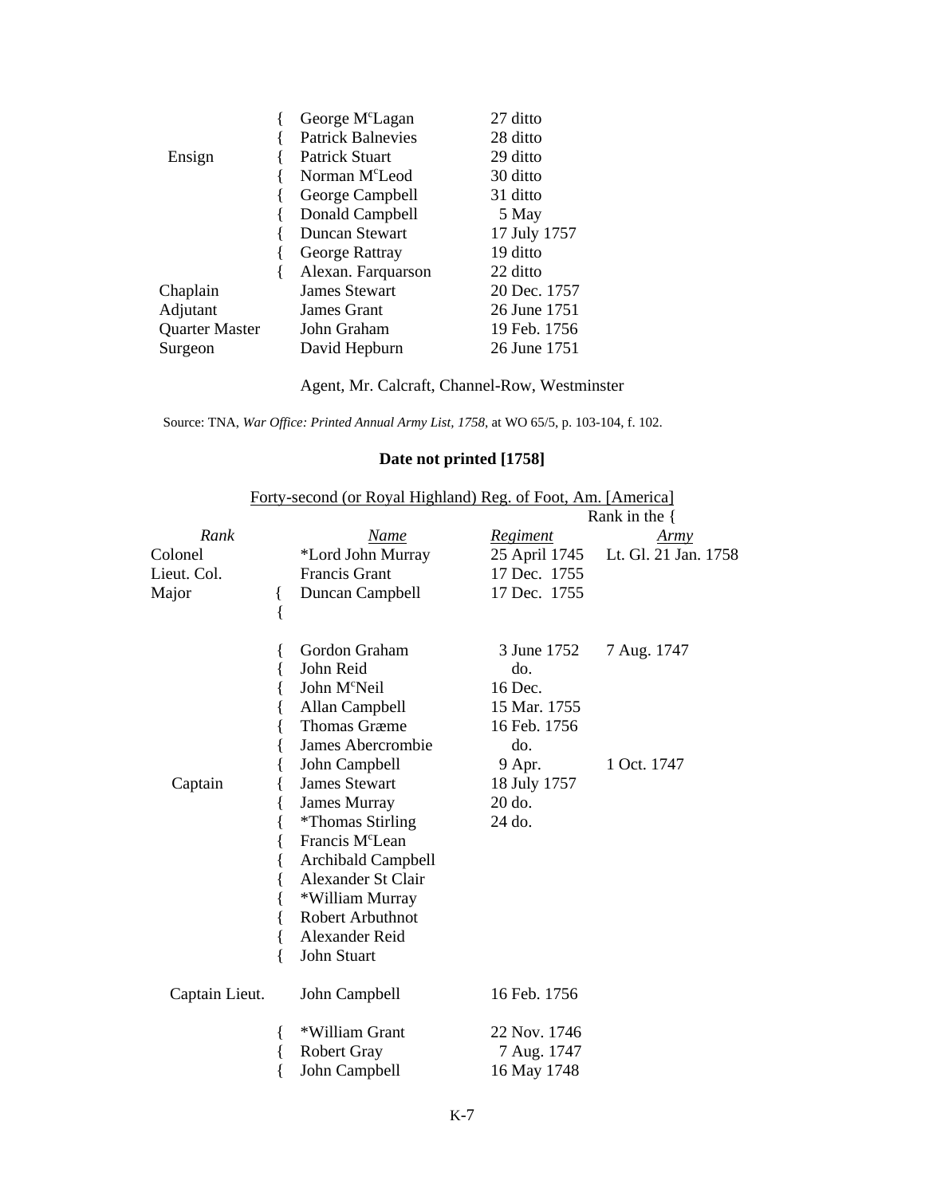| | | | |
|---|---|---|---|
| | { | George M<sup>c</sup>Lagan | 27 ditto |
| | { | Patrick Balnevies | 28 ditto |
| Ensign | { | Patrick Stuart | 29 ditto |
| | { | Norman M<sup>c</sup>Leod | 30 ditto |
| | { | George Campbell | 31 ditto |
| | { | Donald Campbell | 5 May |
| | { | Duncan Stewart | 17 July 1757 |
| | { | George Rattray | 19 ditto |
| | { | Alexan. Farquarson | 22 ditto |
| Chaplain | | James Stewart | 20 Dec. 1757 |
| Adjutant | | James Grant | 26 June 1751 |
| Quarter Master | | John Graham | 19 Feb. 1756 |
| Surgeon | | David Hepburn | 26 June 1751 |

Agent, Mr. Calcraft, Channel-Row, Westminster

Source: TNA, *War Office: Printed Annual Army List, 1758*, at WO 65/5, p. 103-104, f. 102.

**Date not printed [1758]**

Forty-second (or Royal Highland) Reg. of Foot, Am. [America]

| *Rank* | | *Name* | *Regiment* | Rank in the { *Army* |
|---|---|---|---|---|
| Colonel | | *Lord John Murray | 25 April 1745 | Lt. Gl. 21 Jan. 1758 |
| Lieut. Col. | | Francis Grant | 17 Dec. 1755 | |
| Major | { | Duncan Campbell | 17 Dec. 1755 | |
| | { | | | |
| | { | Gordon Graham | 3 June 1752 | 7 Aug. 1747 |
| | { | John Reid | do. | |
| | { | John M<sup>c</sup>Neil | 16 Dec. | |
| | { | Allan Campbell | 15 Mar. 1755 | |
| | { | Thomas Græme | 16 Feb. 1756 | |
| | { | James Abercrombie | do. | |
| | { | John Campbell | 9 Apr. | 1 Oct. 1747 |
| Captain | { | James Stewart | 18 July 1757 | |
| | { | James Murray | 20 do. | |
| | { | *Thomas Stirling | 24 do. | |
| | { | Francis M<sup>c</sup>Lean | | |
| | { | Archibald Campbell | | |
| | { | Alexander St Clair | | |
| | { | *William Murray | | |
| | { | Robert Arbuthnot | | |
| | { | Alexander Reid | | |
| | { | John Stuart | | |
| Captain Lieut. | | John Campbell | 16 Feb. 1756 | |
| | { | *William Grant | 22 Nov. 1746 | |
| | { | Robert Gray | 7 Aug. 1747 | |
| | { | John Campbell | 16 May 1748 | |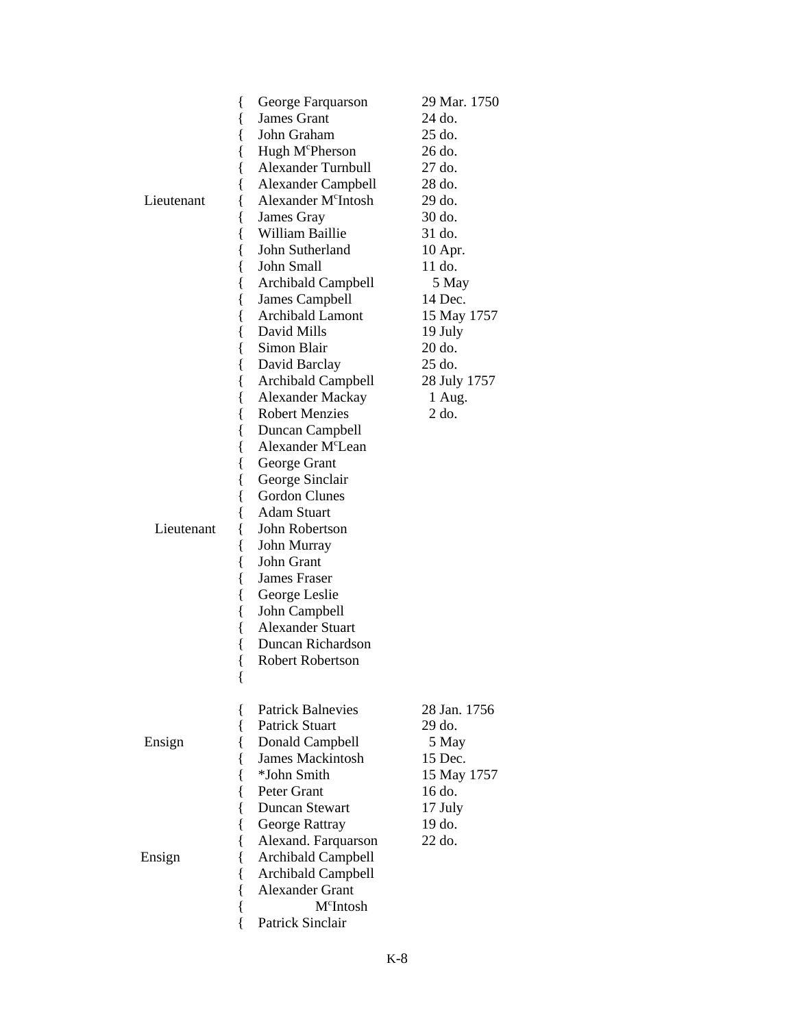| Rank | Name | Date |
|---|---|---|
| Lieutenant | George Farquarson | 29 Mar. 1750 |
| | James Grant | 24 do. |
| | John Graham | 25 do. |
| | Hugh McPherson | 26 do. |
| | Alexander Turnbull | 27 do. |
| | Alexander Campbell | 28 do. |
| | Alexander McIntosh | 29 do. |
| | James Gray | 30 do. |
| | William Baillie | 31 do. |
| | John Sutherland | 10 Apr. |
| | John Small | 11 do. |
| | Archibald Campbell | 5 May |
| | James Campbell | 14 Dec. |
| | Archibald Lamont | 15 May 1757 |
| | David Mills | 19 July |
| | Simon Blair | 20 do. |
| | David Barclay | 25 do. |
| | Archibald Campbell | 28 July 1757 |
| | Alexander Mackay | 1 Aug. |
| | Robert Menzies | 2 do. |
| Lieutenant | Duncan Campbell | |
| | Alexander McLean | |
| | George Grant | |
| | George Sinclair | |
| | Gordon Clunes | |
| | Adam Stuart | |
| | John Robertson | |
| | John Murray | |
| | John Grant | |
| | James Fraser | |
| | George Leslie | |
| | John Campbell | |
| | Alexander Stuart | |
| | Duncan Richardson | |
| | Robert Robertson | |
| Ensign | Patrick Balnevies | 28 Jan. 1756 |
| | Patrick Stuart | 29 do. |
| | Donald Campbell | 5 May |
| | James Mackintosh | 15 Dec. |
| | *John Smith | 15 May 1757 |
| | Peter Grant | 16 do. |
| | Duncan Stewart | 17 July |
| | George Rattray | 19 do. |
| | Alexand. Farquarson | 22 do. |
| Ensign | Archibald Campbell | |
| | Archibald Campbell | |
| | Alexander Grant | |
| | McIntosh | |
| | Patrick Sinclair | |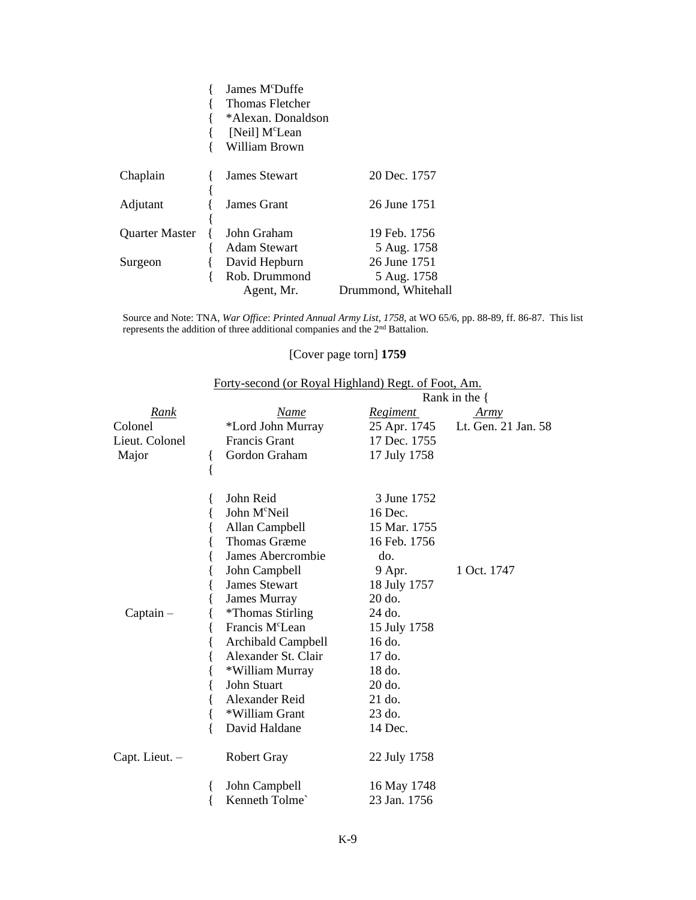| | | | |
|---|---|---|---|
| | { James M^c^Duffe | | |
| | { Thomas Fletcher | | |
| | { *Alexan. Donaldson | | |
| | { [Neil] M^c^Lean | | |
| | { William Brown | | |
| Chaplain | { James Stewart | 20 Dec. 1757 | |
| Adjutant | { James Grant | 26 June 1751 | |
| Quarter Master | { John Graham | 19 Feb. 1756 | |
| | { Adam Stewart | 5 Aug. 1758 | |
| Surgeon | { David Hepburn | 26 June 1751 | |
| | { Rob. Drummond | 5 Aug. 1758 | |
| | Agent, Mr. | Drummond, Whitehall | |

Source and Note: TNA, *War Office*: *Printed Annual Army List, 1758*, at WO 65/6, pp. 88-89, ff. 86-87. This list represents the addition of three additional companies and the 2nd Battalion.

[Cover page torn] **1759**

Forty-second (or Royal Highland) Regt. of Foot, Am.

| *Rank* | *Name* | Rank in the { *Regiment* | *Army* |
|---|---|---|---|
| Colonel | *Lord John Murray | 25 Apr. 1745 | Lt. Gen. 21 Jan. 58 |
| Lieut. Colonel | Francis Grant | 17 Dec. 1755 | |
| Major | { Gordon Graham | 17 July 1758 | |
| | { John Reid | 3 June 1752 | |
| | { John M^c^Neil | 16 Dec. | |
| | { Allan Campbell | 15 Mar. 1755 | |
| | { Thomas Græme | 16 Feb. 1756 | |
| | { James Abercrombie | do. | |
| | { John Campbell | 9 Apr. | 1 Oct. 1747 |
| | { James Stewart | 18 July 1757 | |
| | { James Murray | 20 do. | |
| Captain – | { *Thomas Stirling | 24 do. | |
| | { Francis M^c^Lean | 15 July 1758 | |
| | { Archibald Campbell | 16 do. | |
| | { Alexander St. Clair | 17 do. | |
| | { *William Murray | 18 do. | |
| | { John Stuart | 20 do. | |
| | { Alexander Reid | 21 do. | |
| | { *William Grant | 23 do. | |
| | { David Haldane | 14 Dec. | |
| Capt. Lieut. – | Robert Gray | 22 July 1758 | |
| | { John Campbell | 16 May 1748 | |
| | { Kenneth Tolme` | 23 Jan. 1756 | |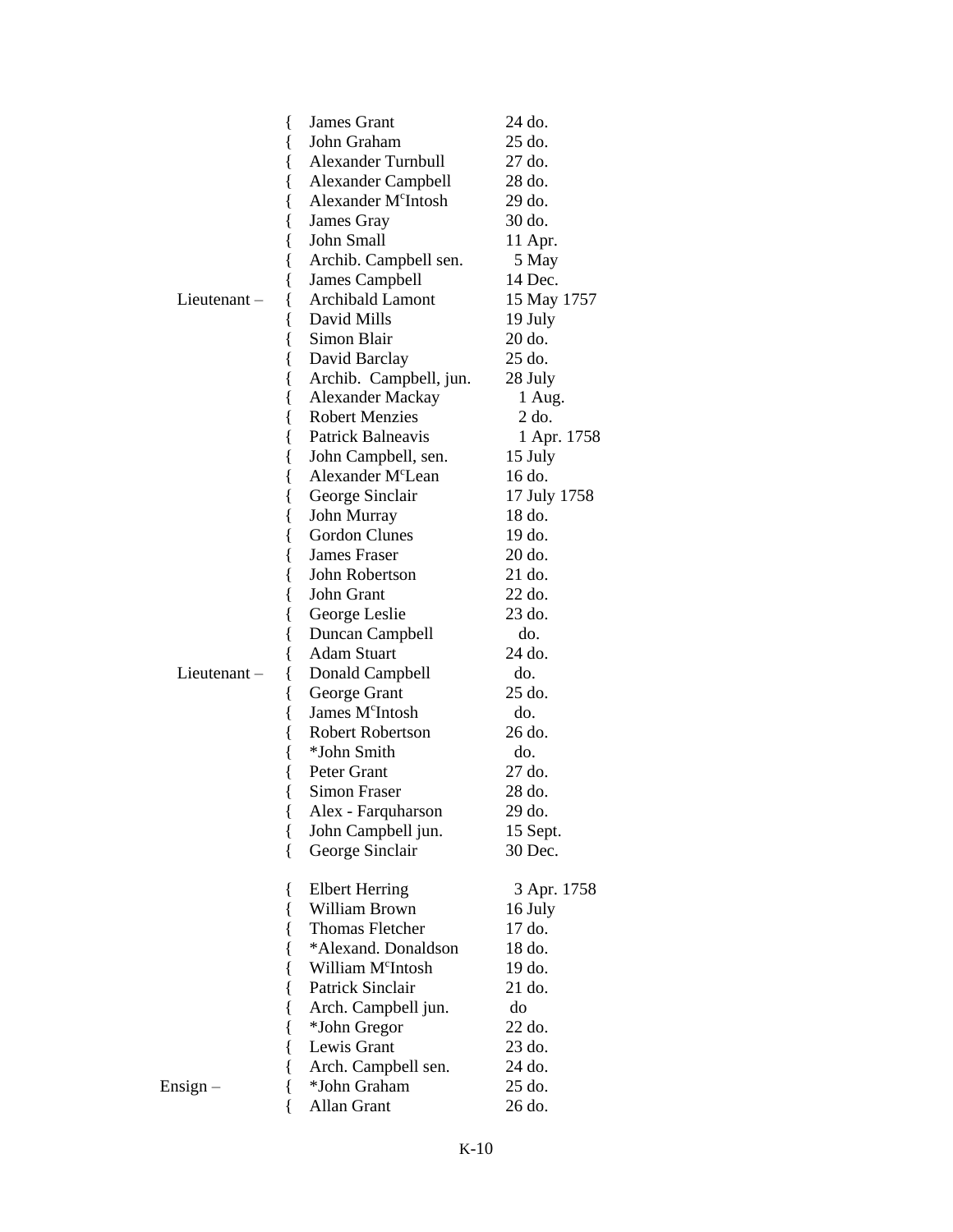| Rank | Name | Date |
|---|---|---|
| | James Grant | 24 do. |
| | John Graham | 25 do. |
| | Alexander Turnbull | 27 do. |
| | Alexander McIntosh | 28 do. |
| | Alexander McIntosh | 29 do. |
| | James Gray | 30 do. |
| | John Small | 11 Apr. |
| | Archib. Campbell sen. | 5 May |
| | James Campbell | 14 Dec. |
| Lieutenant – | Archibald Lamont | 15 May 1757 |
| | David Mills | 19 July |
| | Simon Blair | 20 do. |
| | David Barclay | 25 do. |
| | Archib. Campbell, jun. | 28 July |
| | Alexander Mackay | 1 Aug. |
| | Robert Menzies | 2 do. |
| | Patrick Balneavis | 1 Apr. 1758 |
| | John Campbell, sen. | 15 July |
| | Alexander McLean | 16 do. |
| | George Sinclair | 17 July 1758 |
| | John Murray | 18 do. |
| | Gordon Clunes | 19 do. |
| | James Fraser | 20 do. |
| | John Robertson | 21 do. |
| | John Grant | 22 do. |
| | George Leslie | 23 do. |
| | Duncan Campbell | do. |
| | Adam Stuart | 24 do. |
| Lieutenant – | Donald Campbell | do. |
| | George Grant | 25 do. |
| | James McIntosh | do. |
| | Robert Robertson | 26 do. |
| | *John Smith | do. |
| | Peter Grant | 27 do. |
| | Simon Fraser | 28 do. |
| | Alex - Farquharson | 29 do. |
| | John Campbell jun. | 15 Sept. |
| | George Sinclair | 30 Dec. |
| | Elbert Herring | 3 Apr. 1758 |
| | William Brown | 16 July |
| | Thomas Fletcher | 17 do. |
| | *Alexand. Donaldson | 18 do. |
| | William McIntosh | 19 do. |
| | Patrick Sinclair | 21 do. |
| | Arch. Campbell jun. | do |
| | *John Gregor | 22 do. |
| | Lewis Grant | 23 do. |
| | Arch. Campbell sen. | 24 do. |
| Ensign – | *John Graham | 25 do. |
| | Allan Grant | 26 do. |

| Rank | Name | Date |
|---|---|---|
| | James Grant | 24 do. |
| | John Graham | 25 do. |
| | Alexander Turnbull | 27 do. |
| | Alexander Campbell | 28 do. |
| | Alexander McIntosh | 29 do. |
| | James Gray | 30 do. |
| | John Small | 11 Apr. |
| | Archib. Campbell sen. | 5 May |
| | James Campbell | 14 Dec. |
| Lieutenant – | Archibald Lamont | 15 May 1757 |
| | David Mills | 19 July |
| | Simon Blair | 20 do. |
| | David Barclay | 25 do. |
| | Archib. Campbell, jun. | 28 July |
| | Alexander Mackay | 1 Aug. |
| | Robert Menzies | 2 do. |
| | Patrick Balneavis | 1 Apr. 1758 |
| | John Campbell, sen. | 15 July |
| | Alexander McLean | 16 do. |
| | George Sinclair | 17 July 1758 |
| | John Murray | 18 do. |
| | Gordon Clunes | 19 do. |
| | James Fraser | 20 do. |
| | John Robertson | 21 do. |
| | John Grant | 22 do. |
| | George Leslie | 23 do. |
| | Duncan Campbell | do. |
| | Adam Stuart | 24 do. |
| Lieutenant – | Donald Campbell | do. |
| | George Grant | 25 do. |
| | James McIntosh | do. |
| | Robert Robertson | 26 do. |
| | *John Smith | do. |
| | Peter Grant | 27 do. |
| | Simon Fraser | 28 do. |
| | Alex - Farquharson | 29 do. |
| | John Campbell jun. | 15 Sept. |
| | George Sinclair | 30 Dec. |
| | Elbert Herring | 3 Apr. 1758 |
| | William Brown | 16 July |
| | Thomas Fletcher | 17 do. |
| | *Alexand. Donaldson | 18 do. |
| | William McIntosh | 19 do. |
| | Patrick Sinclair | 21 do. |
| | Arch. Campbell jun. | do |
| | *John Gregor | 22 do. |
| | Lewis Grant | 23 do. |
| | Arch. Campbell sen. | 24 do. |
| Ensign – | *John Graham | 25 do. |
| | Allan Grant | 26 do. |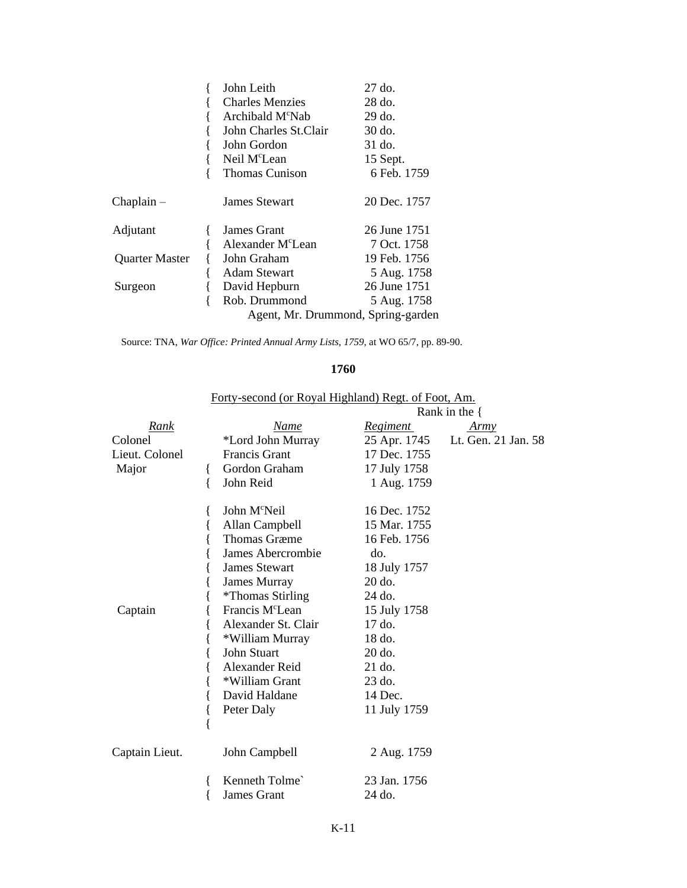| | | | |
|---|---|---|---|
| | { | John Leith | 27 do. |
| | { | Charles Menzies | 28 do. |
| | { | Archibald M^c^Nab | 29 do. |
| | { | John Charles St.Clair | 30 do. |
| | { | John Gordon | 31 do. |
| | { | Neil M^c^Lean | 15 Sept. |
| | { | Thomas Cunison | 6 Feb. 1759 |
| Chaplain – | | James Stewart | 20 Dec. 1757 |
| Adjutant | { | James Grant | 26 June 1751 |
| | { | Alexander M^c^Lean | 7 Oct. 1758 |
| Quarter Master | { | John Graham | 19 Feb. 1756 |
| | { | Adam Stewart | 5 Aug. 1758 |
| Surgeon | { | David Hepburn | 26 June 1751 |
| | { | Rob. Drummond | 5 Aug. 1758 |

Agent, Mr. Drummond, Spring-garden

Source: TNA, *War Office: Printed Annual Army Lists, 1759*, at WO 65/7, pp. 89-90.

**1760**

Forty-second (or Royal Highland) Regt. of Foot, Am.

| *Rank* | | *Name* | Rank in the { *Regiment* | *Army* |
|---|---|---|---|---|
| Colonel | | *Lord John Murray | 25 Apr. 1745 | Lt. Gen. 21 Jan. 58 |
| Lieut. Colonel | | Francis Grant | 17 Dec. 1755 | |
| Major | { | Gordon Graham | 17 July 1758 | |
| | { | John Reid | 1 Aug. 1759 | |
| Captain | { | John M^c^Neil | 16 Dec. 1752 | |
| | { | Allan Campbell | 15 Mar. 1755 | |
| | { | Thomas Græme | 16 Feb. 1756 | |
| | { | James Abercrombie | do. | |
| | { | James Stewart | 18 July 1757 | |
| | { | James Murray | 20 do. | |
| | { | *Thomas Stirling | 24 do. | |
| | { | Francis M^c^Lean | 15 July 1758 | |
| | { | Alexander St. Clair | 17 do. | |
| | { | *William Murray | 18 do. | |
| | { | John Stuart | 20 do. | |
| | { | Alexander Reid | 21 do. | |
| | { | *William Grant | 23 do. | |
| | { | David Haldane | 14 Dec. | |
| | { | Peter Daly | 11 July 1759 | |
| | { | | | |
| Captain Lieut. | | John Campbell | 2 Aug. 1759 | |
| | { | Kenneth Tolme` | 23 Jan. 1756 | |
| | { | James Grant | 24 do. | |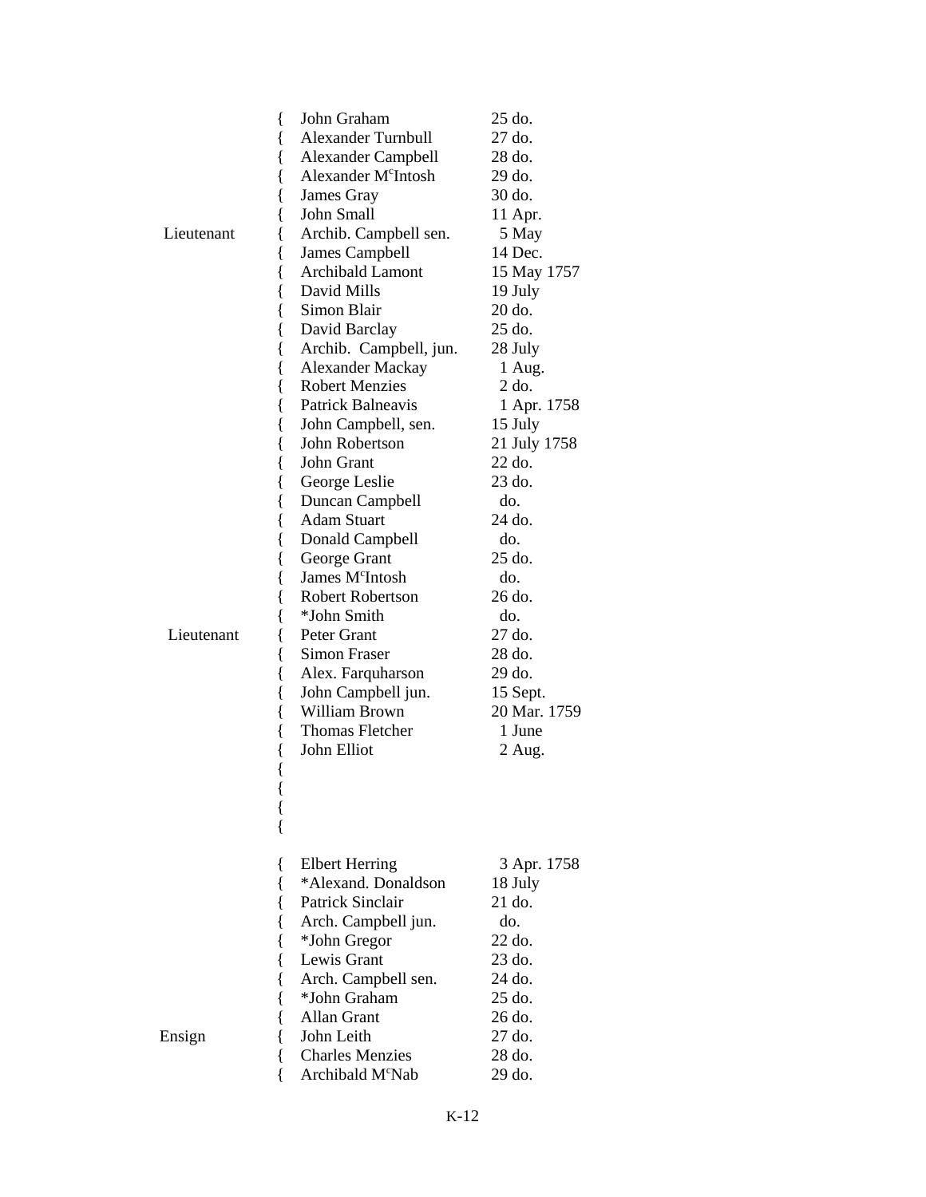| Rank | | Name | Date |
|---|---|---|---|
| | { | John Graham | 25 do. |
| | { | Alexander Turnbull | 27 do. |
| | { | Alexander Campbell | 28 do. |
| | { | Alexander M^c^Intosh | 29 do. |
| | { | James Gray | 30 do. |
| | { | John Small | 11 Apr. |
| Lieutenant | { | Archib. Campbell sen. | 5 May |
| | { | James Campbell | 14 Dec. |
| | { | Archibald Lamont | 15 May 1757 |
| | { | David Mills | 19 July |
| | { | Simon Blair | 20 do. |
| | { | David Barclay | 25 do. |
| | { | Archib. Campbell, jun. | 28 July |
| | { | Alexander Mackay | 1 Aug. |
| | { | Robert Menzies | 2 do. |
| | { | Patrick Balneavis | 1 Apr. 1758 |
| | { | John Campbell, sen. | 15 July |
| | { | John Robertson | 21 July 1758 |
| | { | John Grant | 22 do. |
| | { | George Leslie | 23 do. |
| | { | Duncan Campbell | do. |
| | { | Adam Stuart | 24 do. |
| | { | Donald Campbell | do. |
| | { | George Grant | 25 do. |
| | { | James M^c^Intosh | do. |
| | { | Robert Robertson | 26 do. |
| | { | *John Smith | do. |
| Lieutenant | { | Peter Grant | 27 do. |
| | { | Simon Fraser | 28 do. |
| | { | Alex. Farquharson | 29 do. |
| | { | John Campbell jun. | 15 Sept. |
| | { | William Brown | 20 Mar. 1759 |
| | { | Thomas Fletcher | 1 June |
| | { | John Elliot | 2 Aug. |
| | { | | |
| | { | | |
| | { | | |
| | { | | |

| Rank | | Name | Date |
|---|---|---|---|
| | { | Elbert Herring | 3 Apr. 1758 |
| | { | *Alexand. Donaldson | 18 July |
| | { | Patrick Sinclair | 21 do. |
| | { | Arch. Campbell jun. | do. |
| | { | *John Gregor | 22 do. |
| | { | Lewis Grant | 23 do. |
| | { | Arch. Campbell sen. | 24 do. |
| | { | *John Graham | 25 do. |
| | { | Allan Grant | 26 do. |
| Ensign | { | John Leith | 27 do. |
| | { | Charles Menzies | 28 do. |
| | { | Archibald M^c^Nab | 29 do. |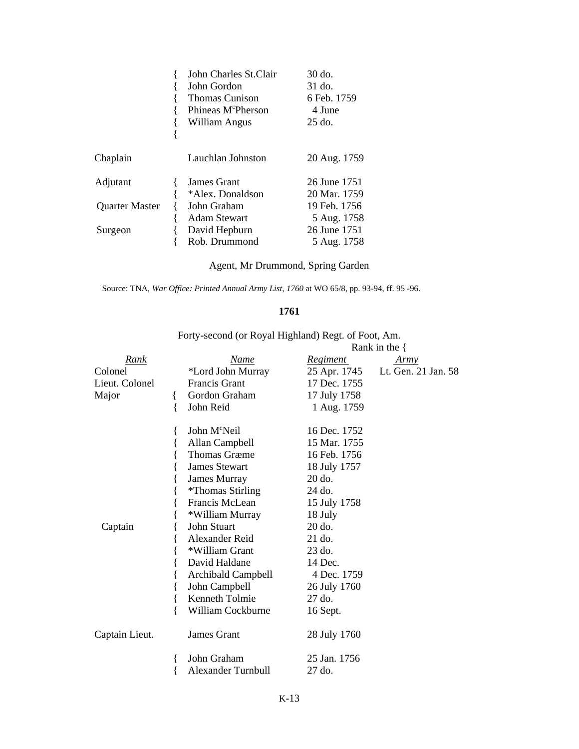| | | | |
|---|---|---|---|
| | { | John Charles St.Clair | 30 do. |
| | { | John Gordon | 31 do. |
| | { | Thomas Cunison | 6 Feb. 1759 |
| | { | Phineas M<sup>c</sup>Pherson | 4 June |
| | { | William Angus | 25 do. |
| | { | | |
| Chaplain | | Lauchlan Johnston | 20 Aug. 1759 |
| Adjutant | { | James Grant | 26 June 1751 |
| | { | *Alex. Donaldson | 20 Mar. 1759 |
| Quarter Master | { | John Graham | 19 Feb. 1756 |
| | { | Adam Stewart | 5 Aug. 1758 |
| Surgeon | { | David Hepburn | 26 June 1751 |
| | { | Rob. Drummond | 5 Aug. 1758 |

Agent, Mr Drummond, Spring Garden

Source: TNA, *War Office: Printed Annual Army List, 1760* at WO 65/8, pp. 93-94, ff. 95 -96.

**1761**

Forty-second (or Royal Highland) Regt. of Foot, Am.

| *Rank* | | *Name* | Rank in the { *Regiment* | *Army* |
|---|---|---|---|---|
| Colonel | | *Lord John Murray | 25 Apr. 1745 | Lt. Gen. 21 Jan. 58 |
| Lieut. Colonel | | Francis Grant | 17 Dec. 1755 | |
| Major | { | Gordon Graham | 17 July 1758 | |
| | { | John Reid | 1 Aug. 1759 | |
| | { | John McNeil | 16 Dec. 1752 | |
| | { | Allan Campbell | 15 Mar. 1755 | |
| | { | Thomas Græme | 16 Feb. 1756 | |
| | { | James Stewart | 18 July 1757 | |
| | { | James Murray | 20 do. | |
| | { | *Thomas Stirling | 24 do. | |
| | { | Francis McLean | 15 July 1758 | |
| | { | *William Murray | 18 July | |
| Captain | { | John Stuart | 20 do. | |
| | { | Alexander Reid | 21 do. | |
| | { | *William Grant | 23 do. | |
| | { | David Haldane | 14 Dec. | |
| | { | Archibald Campbell | 4 Dec. 1759 | |
| | { | John Campbell | 26 July 1760 | |
| | { | Kenneth Tolmie | 27 do. | |
| | { | William Cockburne | 16 Sept. | |
| Captain Lieut. | | James Grant | 28 July 1760 | |
| | { | John Graham | 25 Jan. 1756 | |
| | { | Alexander Turnbull | 27 do. | |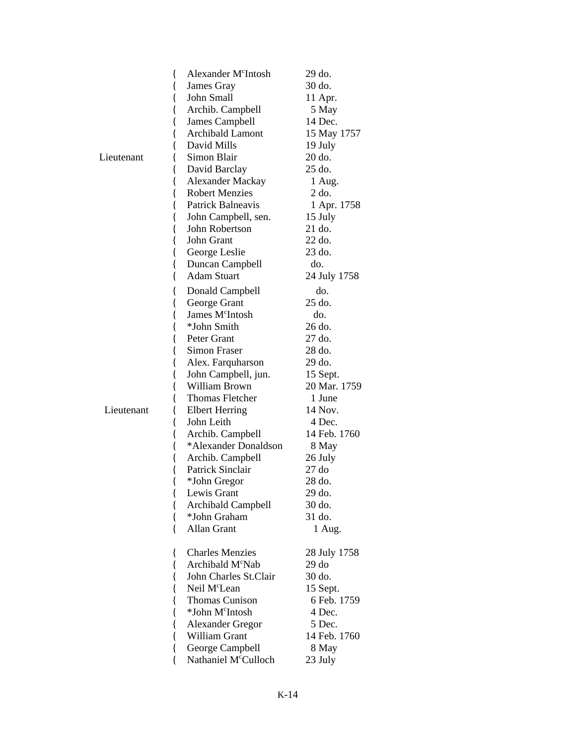| | | | |
|---|---|---|---|
| | { | Alexander M^c^Intosh | 29 do. |
| | { | James Gray | 30 do. |
| | { | John Small | 11 Apr. |
| | { | Archib. Campbell | 5 May |
| | { | James Campbell | 14 Dec. |
| | { | Archibald Lamont | 15 May 1757 |
| | { | David Mills | 19 July |
| Lieutenant | { | Simon Blair | 20 do. |
| | { | David Barclay | 25 do. |
| | { | Alexander Mackay | 1 Aug. |
| | { | Robert Menzies | 2 do. |
| | { | Patrick Balneavis | 1 Apr. 1758 |
| | { | John Campbell, sen. | 15 July |
| | { | John Robertson | 21 do. |
| | { | John Grant | 22 do. |
| | { | George Leslie | 23 do. |
| | { | Duncan Campbell | do. |
| | { | Adam Stuart | 24 July 1758 |
| | { | Donald Campbell | do. |
| | { | George Grant | 25 do. |
| | { | James M^c^Intosh | do. |
| | { | *John Smith | 26 do. |
| | { | Peter Grant | 27 do. |
| | { | Simon Fraser | 28 do. |
| | { | Alex. Farquharson | 29 do. |
| | { | John Campbell, jun. | 15 Sept. |
| | { | William Brown | 20 Mar. 1759 |
| | { | Thomas Fletcher | 1 June |
| Lieutenant | { | Elbert Herring | 14 Nov. |
| | { | John Leith | 4 Dec. |
| | { | Archib. Campbell | 14 Feb. 1760 |
| | { | *Alexander Donaldson | 8 May |
| | { | Archib. Campbell | 26 July |
| | { | Patrick Sinclair | 27 do |
| | { | *John Gregor | 28 do. |
| | { | Lewis Grant | 29 do. |
| | { | Archibald Campbell | 30 do. |
| | { | *John Graham | 31 do. |
| | { | Allan Grant | 1 Aug. |
| | | | |
| | { | Charles Menzies | 28 July 1758 |
| | { | Archibald M^c^Nab | 29 do |
| | { | John Charles St.Clair | 30 do. |
| | { | Neil M^c^Lean | 15 Sept. |
| | { | Thomas Cunison | 6 Feb. 1759 |
| | { | *John M^c^Intosh | 4 Dec. |
| | { | Alexander Gregor | 5 Dec. |
| | { | William Grant | 14 Feb. 1760 |
| | { | George Campbell | 8 May |
| | { | Nathaniel M^c^Culloch | 23 July |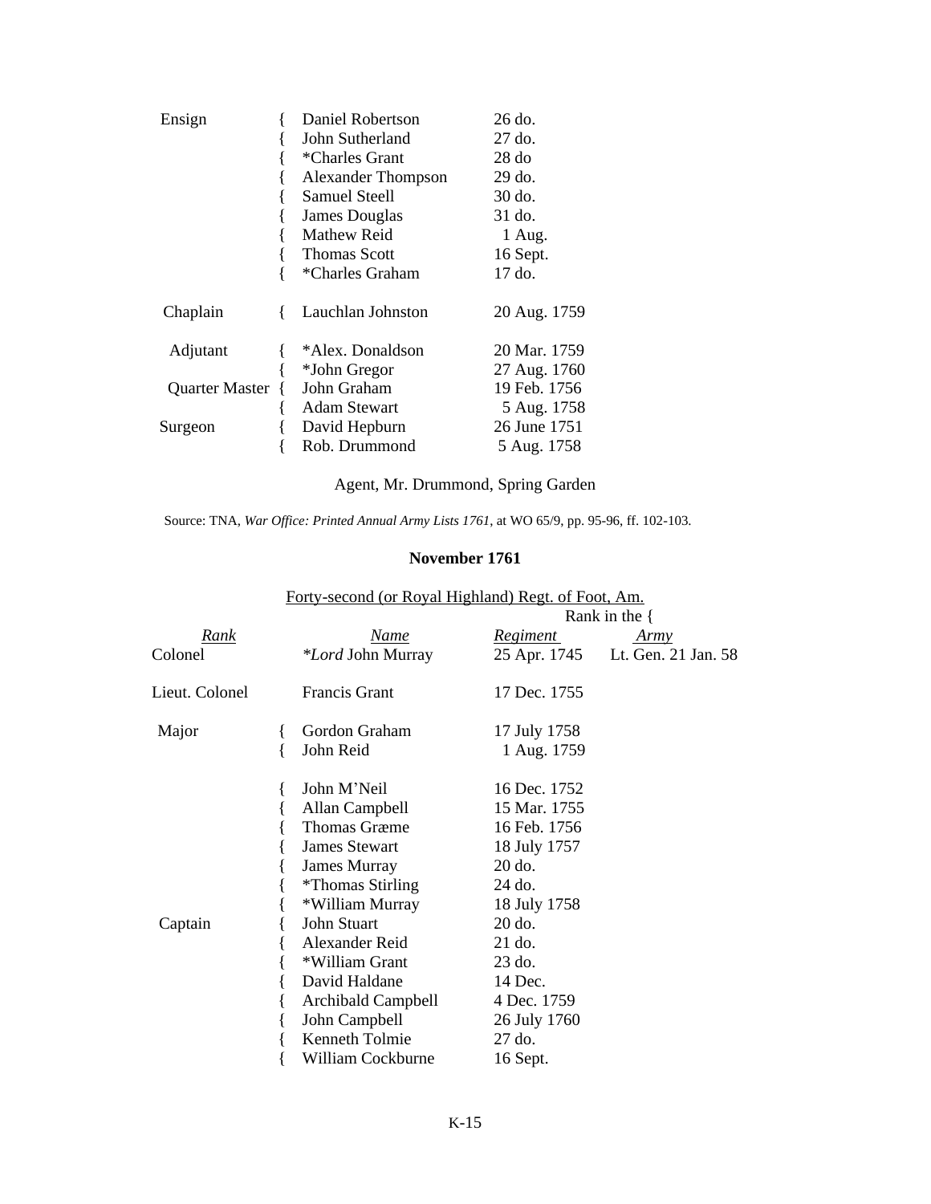| Rank | Name | Date |
|---|---|---|
| Ensign | { Daniel Robertson | 26 do. |
| | { John Sutherland | 27 do. |
| | { *Charles Grant | 28 do |
| | { Alexander Thompson | 29 do. |
| | { Samuel Steell | 30 do. |
| | { James Douglas | 31 do. |
| | { Mathew Reid | 1 Aug. |
| | { Thomas Scott | 16 Sept. |
| | { *Charles Graham | 17 do. |
| Chaplain | { Lauchlan Johnston | 20 Aug. 1759 |
| Adjutant | { *Alex. Donaldson | 20 Mar. 1759 |
| | { *John Gregor | 27 Aug. 1760 |
| Quarter Master | { John Graham | 19 Feb. 1756 |
| | { Adam Stewart | 5 Aug. 1758 |
| Surgeon | { David Hepburn | 26 June 1751 |
| | { Rob. Drummond | 5 Aug. 1758 |

Agent, Mr. Drummond, Spring Garden

Source: TNA, *War Office: Printed Annual Army Lists 1761*, at WO 65/9, pp. 95-96, ff. 102-103.

**November 1761**

Forty-second (or Royal Highland) Regt. of Foot, Am.

| | | Rank in the { | |
|---|---|---|---|
| *Rank* | *Name* | *Regiment* | *Army* |
| Colonel | **Lord* John Murray | 25 Apr. 1745 | Lt. Gen. 21 Jan. 58 |
| Lieut. Colonel | Francis Grant | 17 Dec. 1755 | |
| Major | { Gordon Graham | 17 July 1758 | |
| | { John Reid | 1 Aug. 1759 | |
| | { John M'Neil | 16 Dec. 1752 | |
| | { Allan Campbell | 15 Mar. 1755 | |
| | { Thomas Græme | 16 Feb. 1756 | |
| | { James Stewart | 18 July 1757 | |
| | { James Murray | 20 do. | |
| | { *Thomas Stirling | 24 do. | |
| | { *William Murray | 18 July 1758 | |
| Captain | { John Stuart | 20 do. | |
| | { Alexander Reid | 21 do. | |
| | { *William Grant | 23 do. | |
| | { David Haldane | 14 Dec. | |
| | { Archibald Campbell | 4 Dec. 1759 | |
| | { John Campbell | 26 July 1760 | |
| | { Kenneth Tolmie | 27 do. | |
| | { William Cockburne | 16 Sept. | |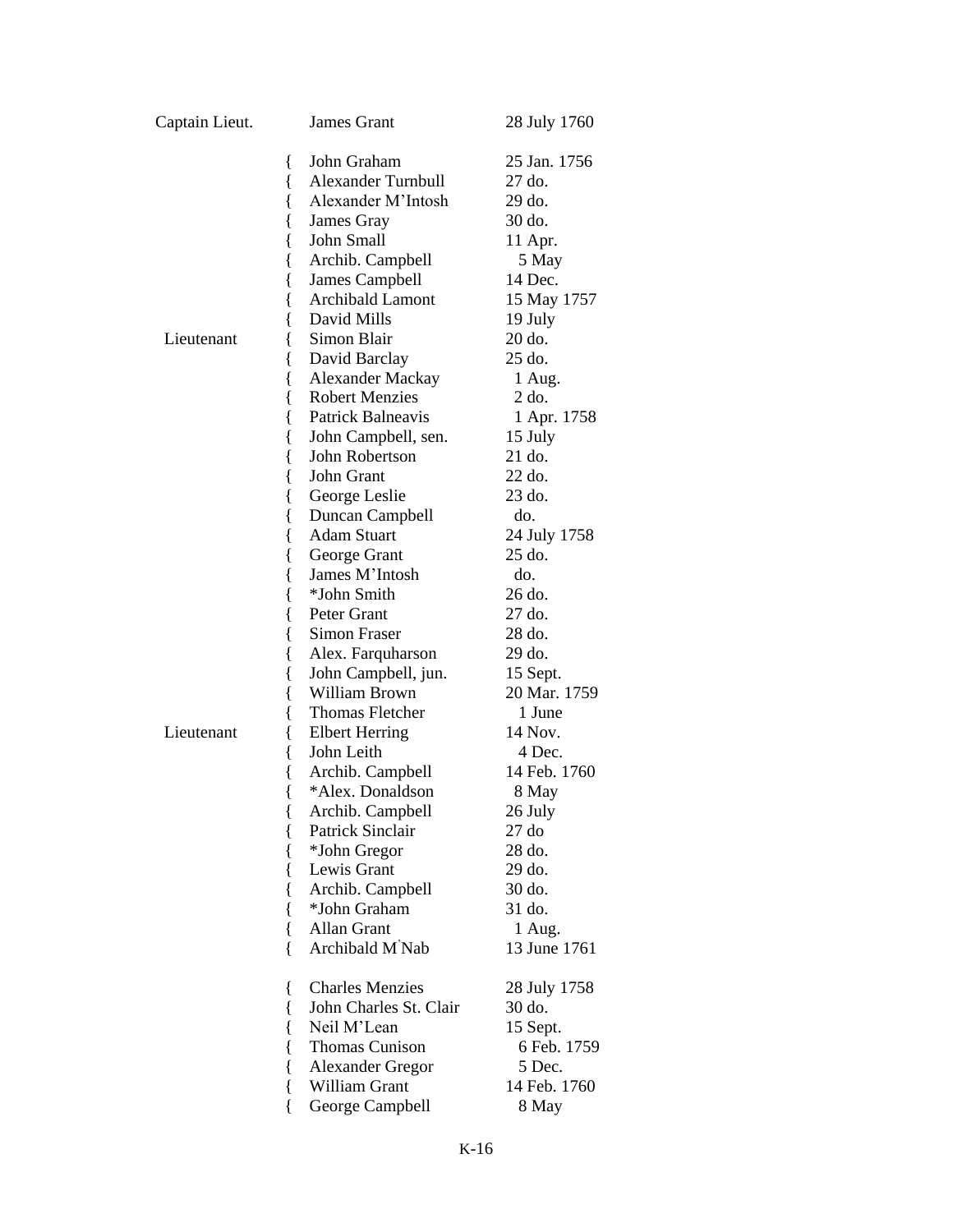| Rank | | Name | Date |
|---|---|---|---|
| Captain Lieut. | | James Grant | 28 July 1760 |
| | { | John Graham | 25 Jan. 1756 |
| | { | Alexander Turnbull | 27 do. |
| | { | Alexander M'Intosh | 29 do. |
| | { | James Gray | 30 do. |
| | { | John Small | 11 Apr. |
| | { | Archib. Campbell | 5 May |
| | { | James Campbell | 14 Dec. |
| | { | Archibald Lamont | 15 May 1757 |
| | { | David Mills | 19 July |
| Lieutenant | { | Simon Blair | 20 do. |
| | { | David Barclay | 25 do. |
| | { | Alexander Mackay | 1 Aug. |
| | { | Robert Menzies | 2 do. |
| | { | Patrick Balneavis | 1 Apr. 1758 |
| | { | John Campbell, sen. | 15 July |
| | { | John Robertson | 21 do. |
| | { | John Grant | 22 do. |
| | { | George Leslie | 23 do. |
| | { | Duncan Campbell | do. |
| | { | Adam Stuart | 24 July 1758 |
| | { | George Grant | 25 do. |
| | { | James M'Intosh | do. |
| | { | *John Smith | 26 do. |
| | { | Peter Grant | 27 do. |
| | { | Simon Fraser | 28 do. |
| | { | Alex. Farquharson | 29 do. |
| | { | John Campbell, jun. | 15 Sept. |
| | { | William Brown | 20 Mar. 1759 |
| | { | Thomas Fletcher | 1 June |
| Lieutenant | { | Elbert Herring | 14 Nov. |
| | { | John Leith | 4 Dec. |
| | { | Archib. Campbell | 14 Feb. 1760 |
| | { | *Alex. Donaldson | 8 May |
| | { | Archib. Campbell | 26 July |
| | { | Patrick Sinclair | 27 do |
| | { | *John Gregor | 28 do. |
| | { | Lewis Grant | 29 do. |
| | { | Archib. Campbell | 30 do. |
| | { | *John Graham | 31 do. |
| | { | Allan Grant | 1 Aug. |
| | { | Archibald M'Nab | 13 June 1761 |
| | { | Charles Menzies | 28 July 1758 |
| | { | John Charles St. Clair | 30 do. |
| | { | Neil M'Lean | 15 Sept. |
| | { | Thomas Cunison | 6 Feb. 1759 |
| | { | Alexander Gregor | 5 Dec. |
| | { | William Grant | 14 Feb. 1760 |
| | { | George Campbell | 8 May |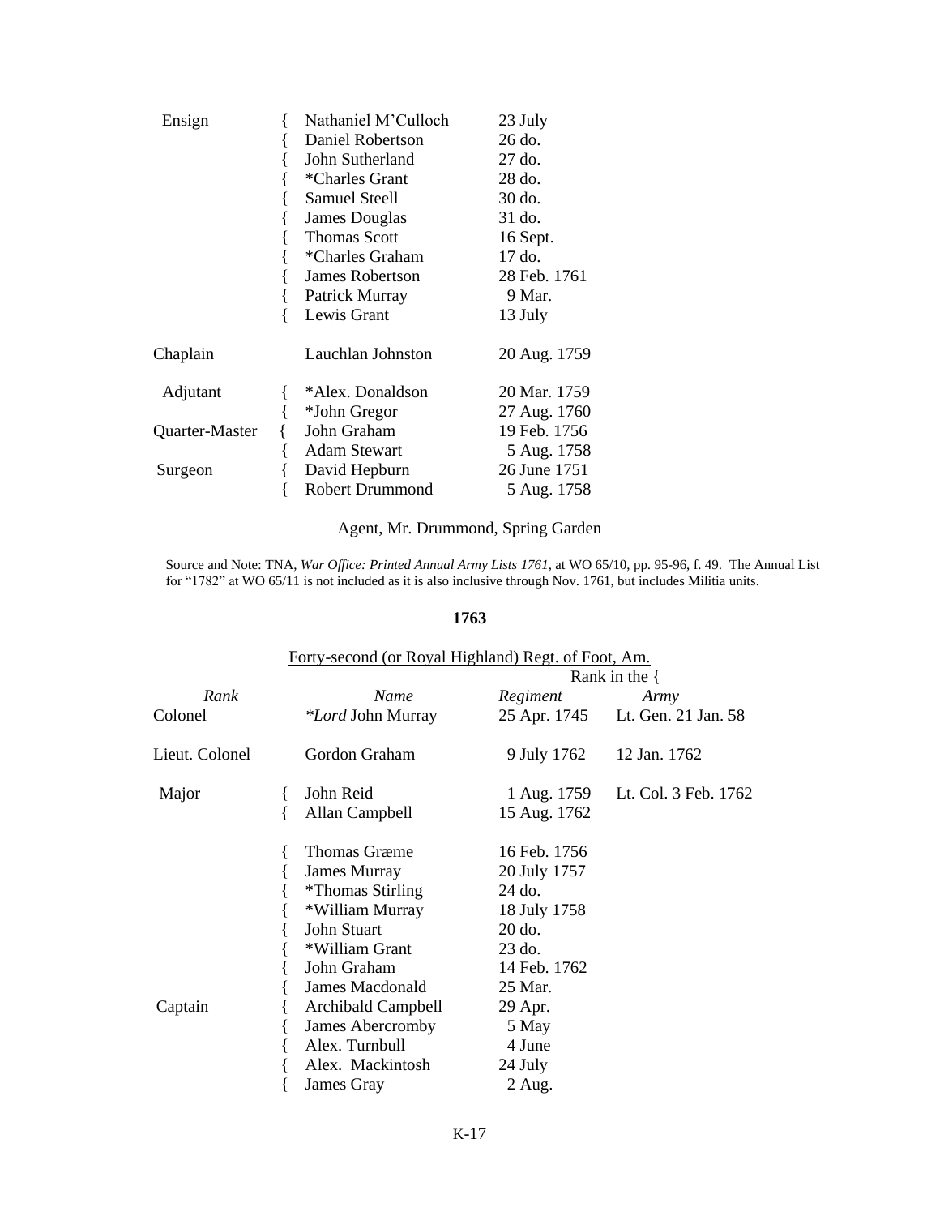| | | | |
|---|---|---|---|
| Ensign | { | Nathaniel M'Culloch | 23 July |
| | { | Daniel Robertson | 26 do. |
| | { | John Sutherland | 27 do. |
| | { | *Charles Grant | 28 do. |
| | { | Samuel Steell | 30 do. |
| | { | James Douglas | 31 do. |
| | { | Thomas Scott | 16 Sept. |
| | { | *Charles Graham | 17 do. |
| | { | James Robertson | 28 Feb. 1761 |
| | { | Patrick Murray | 9 Mar. |
| | { | Lewis Grant | 13 July |
| Chaplain | | Lauchlan Johnston | 20 Aug. 1759 |
| Adjutant | { | *Alex. Donaldson | 20 Mar. 1759 |
| | { | *John Gregor | 27 Aug. 1760 |
| Quarter-Master | { | John Graham | 19 Feb. 1756 |
| | { | Adam Stewart | 5 Aug. 1758 |
| Surgeon | { | David Hepburn | 26 June 1751 |
| | { | Robert Drummond | 5 Aug. 1758 |

Agent, Mr. Drummond, Spring Garden

Source and Note: TNA, *War Office: Printed Annual Army Lists 1761*, at WO 65/10, pp. 95-96, f. 49. The Annual List for "1782" at WO 65/11 is not included as it is also inclusive through Nov. 1761, but includes Militia units.

**1763**

Forty-second (or Royal Highland) Regt. of Foot, Am.

| *Rank* | | *Name* | Rank in the { *Regiment* | *Army* |
|---|---|---|---|---|
| Colonel | | **Lord* John Murray | 25 Apr. 1745 | Lt. Gen. 21 Jan. 58 |
| Lieut. Colonel | | Gordon Graham | 9 July 1762 | 12 Jan. 1762 |
| Major | { | John Reid | 1 Aug. 1759 | Lt. Col. 3 Feb. 1762 |
| | { | Allan Campbell | 15 Aug. 1762 | |
| Captain | { | Thomas Græme | 16 Feb. 1756 | |
| | { | James Murray | 20 July 1757 | |
| | { | *Thomas Stirling | 24 do. | |
| | { | *William Murray | 18 July 1758 | |
| | { | John Stuart | 20 do. | |
| | { | *William Grant | 23 do. | |
| | { | John Graham | 14 Feb. 1762 | |
| | { | James Macdonald | 25 Mar. | |
| | { | Archibald Campbell | 29 Apr. | |
| | { | James Abercromby | 5 May | |
| | { | Alex. Turnbull | 4 June | |
| | { | Alex. Mackintosh | 24 July | |
| | { | James Gray | 2 Aug. | |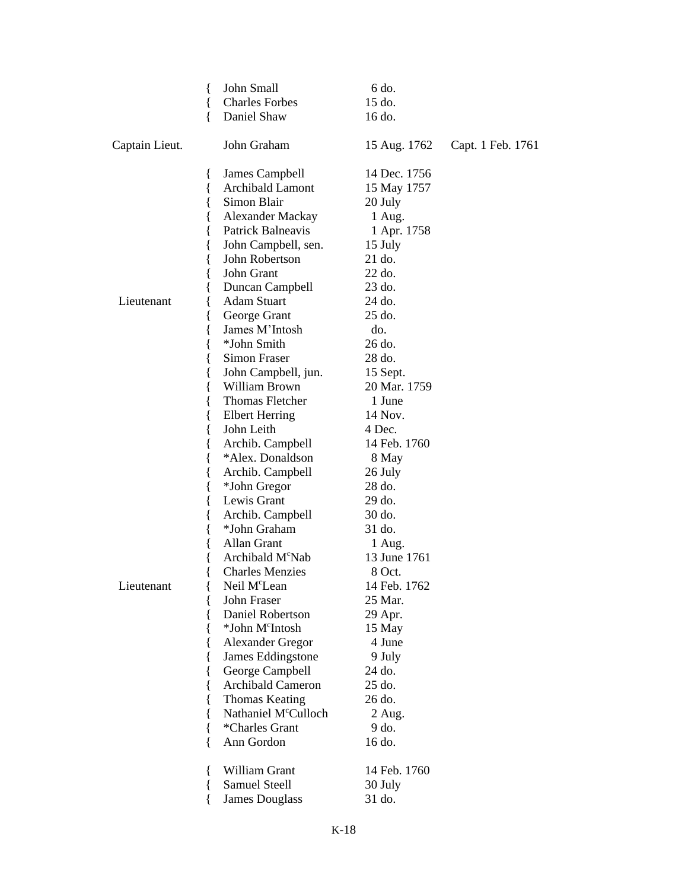| Rank | | Name | Date | Other |
|---|---|---|---|---|
| | { | John Small | 6 do. | |
| | { | Charles Forbes | 15 do. | |
| | { | Daniel Shaw | 16 do. | |
| Captain Lieut. | | John Graham | 15 Aug. 1762 | Capt. 1 Feb. 1761 |
| | { | James Campbell | 14 Dec. 1756 | |
| | { | Archibald Lamont | 15 May 1757 | |
| | { | Simon Blair | 20 July | |
| | { | Alexander Mackay | 1 Aug. | |
| | { | Patrick Balneavis | 1 Apr. 1758 | |
| | { | John Campbell, sen. | 15 July | |
| | { | John Robertson | 21 do. | |
| | { | John Grant | 22 do. | |
| | { | Duncan Campbell | 23 do. | |
| Lieutenant | { | Adam Stuart | 24 do. | |
| | { | George Grant | 25 do. | |
| | { | James M'Intosh | do. | |
| | { | *John Smith | 26 do. | |
| | { | Simon Fraser | 28 do. | |
| | { | John Campbell, jun. | 15 Sept. | |
| | { | William Brown | 20 Mar. 1759 | |
| | { | Thomas Fletcher | 1 June | |
| | { | Elbert Herring | 14 Nov. | |
| | { | John Leith | 4 Dec. | |
| | { | Archib. Campbell | 14 Feb. 1760 | |
| | { | *Alex. Donaldson | 8 May | |
| | { | Archib. Campbell | 26 July | |
| | { | *John Gregor | 28 do. | |
| | { | Lewis Grant | 29 do. | |
| | { | Archib. Campbell | 30 do. | |
| | { | *John Graham | 31 do. | |
| | { | Allan Grant | 1 Aug. | |
| | { | Archibald McNab | 13 June 1761 | |
| | { | Charles Menzies | 8 Oct. | |
| Lieutenant | { | Neil McLean | 14 Feb. 1762 | |
| | { | John Fraser | 25 Mar. | |
| | { | Daniel Robertson | 29 Apr. | |
| | { | *John McIntosh | 15 May | |
| | { | Alexander Gregor | 4 June | |
| | { | James Eddingstone | 9 July | |
| | { | George Campbell | 24 do. | |
| | { | Archibald Cameron | 25 do. | |
| | { | Thomas Keating | 26 do. | |
| | { | Nathaniel McCulloch | 2 Aug. | |
| | { | *Charles Grant | 9 do. | |
| | { | Ann Gordon | 16 do. | |
| | { | William Grant | 14 Feb. 1760 | |
| | { | Samuel Steell | 30 July | |
| | { | James Douglass | 31 do. | |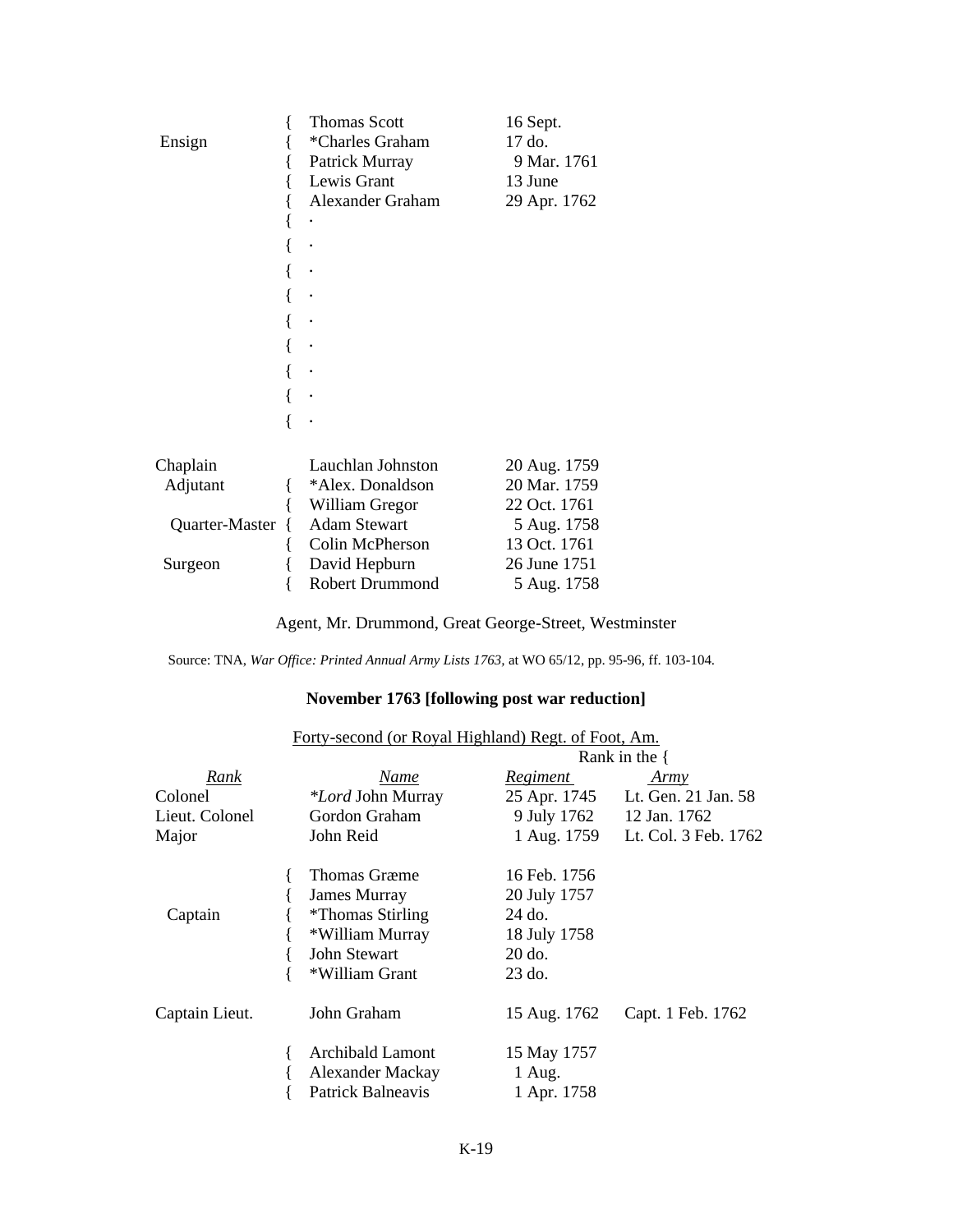| | | |
|---|---|---|
| Ensign | Thomas Scott | 16 Sept. |
| | *Charles Graham | 17 do. |
| | Patrick Murray | 9 Mar. 1761 |
| | Lewis Grant | 13 June |
| | Alexander Graham | 29 Apr. 1762 |
| | . | |
| | . | |
| | . | |
| | . | |
| | . | |
| | . | |
| | . | |
| | . | |
| | . | |

| | | |
|---|---|---|
| Chaplain | Lauchlan Johnston | 20 Aug. 1759 |
| Adjutant | *Alex. Donaldson | 20 Mar. 1759 |
| | William Gregor | 22 Oct. 1761 |
| Quarter-Master | Adam Stewart | 5 Aug. 1758 |
| | Colin McPherson | 13 Oct. 1761 |
| Surgeon | David Hepburn | 26 June 1751 |
| | Robert Drummond | 5 Aug. 1758 |

Agent, Mr. Drummond, Great George-Street, Westminster

Source: TNA, *War Office: Printed Annual Army Lists 1763*, at WO 65/12, pp. 95-96, ff. 103-104.

### November 1763 [following post war reduction]

Forty-second (or Royal Highland) Regt. of Foot, Am.

| *Rank* | *Name* | Rank in the { *Regiment* | *Army* |
|---|---|---|---|
| Colonel | **Lord* John Murray | 25 Apr. 1745 | Lt. Gen. 21 Jan. 58 |
| Lieut. Colonel | Gordon Graham | 9 July 1762 | 12 Jan. 1762 |
| Major | John Reid | 1 Aug. 1759 | Lt. Col. 3 Feb. 1762 |
| Captain | Thomas Græme | 16 Feb. 1756 | |
| | James Murray | 20 July 1757 | |
| | *Thomas Stirling | 24 do. | |
| | *William Murray | 18 July 1758 | |
| | John Stewart | 20 do. | |
| | *William Grant | 23 do. | |
| Captain Lieut. | John Graham | 15 Aug. 1762 | Capt. 1 Feb. 1762 |
| | Archibald Lamont | 15 May 1757 | |
| | Alexander Mackay | 1 Aug. | |
| | Patrick Balneavis | 1 Apr. 1758 | |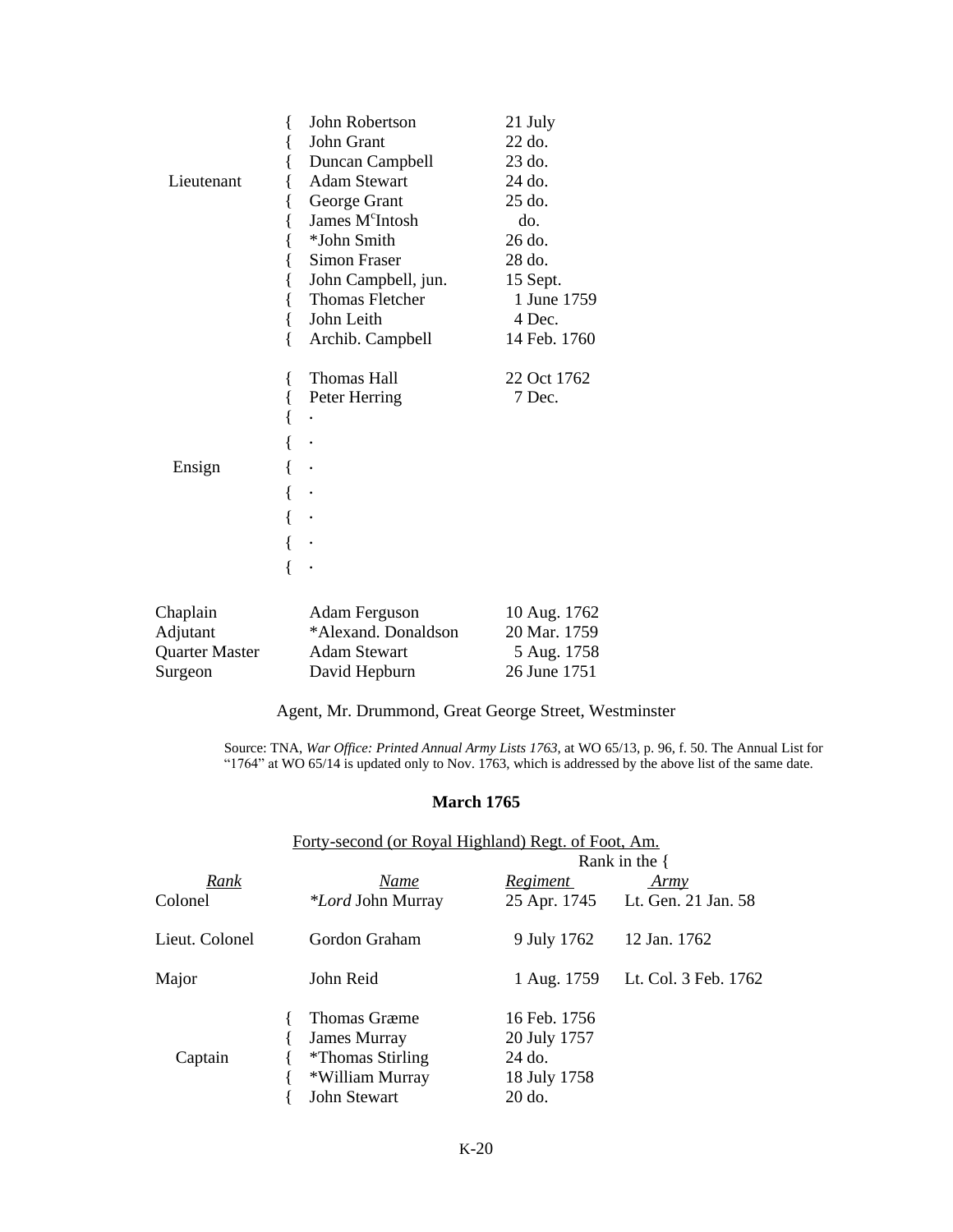| | | |
|---|---|---|
| Lieutenant | { John Robertson | 21 July |
| | { John Grant | 22 do. |
| | { Duncan Campbell | 23 do. |
| | { Adam Stewart | 24 do. |
| | { George Grant | 25 do. |
| | { James M^c^Intosh | do. |
| | { *John Smith | 26 do. |
| | { Simon Fraser | 28 do. |
| | { John Campbell, jun. | 15 Sept. |
| | { Thomas Fletcher | 1 June 1759 |
| | { John Leith | 4 Dec. |
| | { Archib. Campbell | 14 Feb. 1760 |
| Ensign | { Thomas Hall | 22 Oct 1762 |
| | { Peter Herring | 7 Dec. |
| | { . | |
| | { . | |
| | { . | |
| | { . | |
| | { . | |
| | { . | |
| | { . | |
| Chaplain | Adam Ferguson | 10 Aug. 1762 |
| Adjutant | *Alexand. Donaldson | 20 Mar. 1759 |
| Quarter Master | Adam Stewart | 5 Aug. 1758 |
| Surgeon | David Hepburn | 26 June 1751 |

Agent, Mr. Drummond, Great George Street, Westminster

Source: TNA, *War Office: Printed Annual Army Lists 1763*, at WO 65/13, p. 96, f. 50. The Annual List for "1764" at WO 65/14 is updated only to Nov. 1763, which is addressed by the above list of the same date.

**March 1765**

Forty-second (or Royal Highland) Regt. of Foot, Am.

| | | Rank in the { | |
|---|---|---|---|
| *Rank* | *Name* | *Regiment* | *Army* |
| Colonel | **Lord* John Murray | 25 Apr. 1745 | Lt. Gen. 21 Jan. 58 |
| Lieut. Colonel | Gordon Graham | 9 July 1762 | 12 Jan. 1762 |
| Major | John Reid | 1 Aug. 1759 | Lt. Col. 3 Feb. 1762 |
| Captain | { Thomas Græme | 16 Feb. 1756 | |
| | { James Murray | 20 July 1757 | |
| | { *Thomas Stirling | 24 do. | |
| | { *William Murray | 18 July 1758 | |
| | { John Stewart | 20 do. | |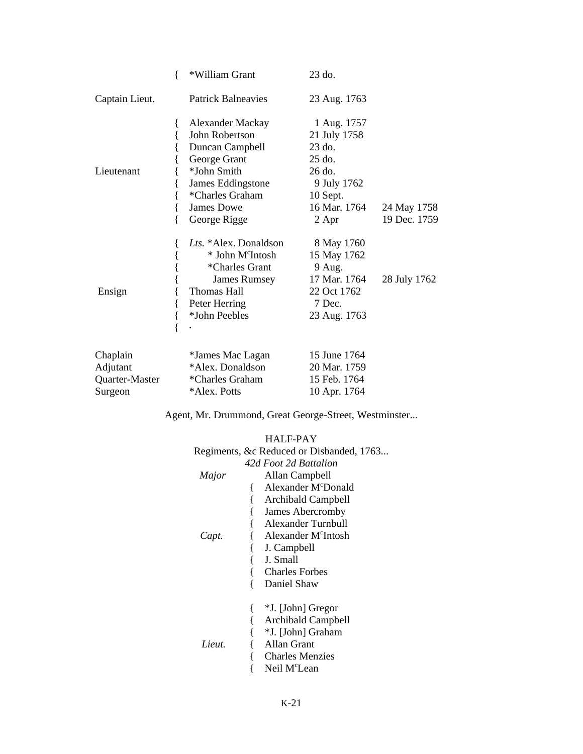| | | | | |
|---|---|---|---|---|
| | { | *William Grant | 23 do. | |
| Captain Lieut. | | Patrick Balneavies | 23 Aug. 1763 | |
| Lieutenant | { | Alexander Mackay | 1 Aug. 1757 | |
| | { | John Robertson | 21 July 1758 | |
| | { | Duncan Campbell | 23 do. | |
| | { | George Grant | 25 do. | |
| | { | *John Smith | 26 do. | |
| | { | James Eddingstone | 9 July 1762 | |
| | { | *Charles Graham | 10 Sept. | |
| | { | James Dowe | 16 Mar. 1764 | 24 May 1758 |
| | { | George Rigge | 2 Apr | 19 Dec. 1759 |
| Ensign | { | *Lts.* *Alex. Donaldson | 8 May 1760 | |
| | { | * John M[c]Intosh | 15 May 1762 | |
| | { | *Charles Grant | 9 Aug. | |
| | { | James Rumsey | 17 Mar. 1764 | 28 July 1762 |
| | { | Thomas Hall | 22 Oct 1762 | |
| | { | Peter Herring | 7 Dec. | |
| | { | *John Peebles | 23 Aug. 1763 | |
| | { | . | | |
| Chaplain | | *James Mac Lagan | 15 June 1764 | |
| Adjutant | | *Alex. Donaldson | 20 Mar. 1759 | |
| Quarter-Master | | *Charles Graham | 15 Feb. 1764 | |
| Surgeon | | *Alex. Potts | 10 Apr. 1764 | |

Agent, Mr. Drummond, Great George-Street, Westminster...

HALF-PAY

Regiments, &c Reduced or Disbanded, 1763...

*42d Foot 2d Battalion*

| | | |
|---|---|---|
| *Major* | | Allan Campbell |
| *Capt.* | { | Alexander M[c]Donald |
| | { | Archibald Campbell |
| | { | James Abercromby |
| | { | Alexander Turnbull |
| | { | Alexander M[c]Intosh |
| | { | J. Campbell |
| | { | J. Small |
| | { | Charles Forbes |
| | { | Daniel Shaw |
| *Lieut.* | { | *J. [John] Gregor |
| | { | Archibald Campbell |
| | { | *J. [John] Graham |
| | { | Allan Grant |
| | { | Charles Menzies |
| | { | Neil M[c]Lean |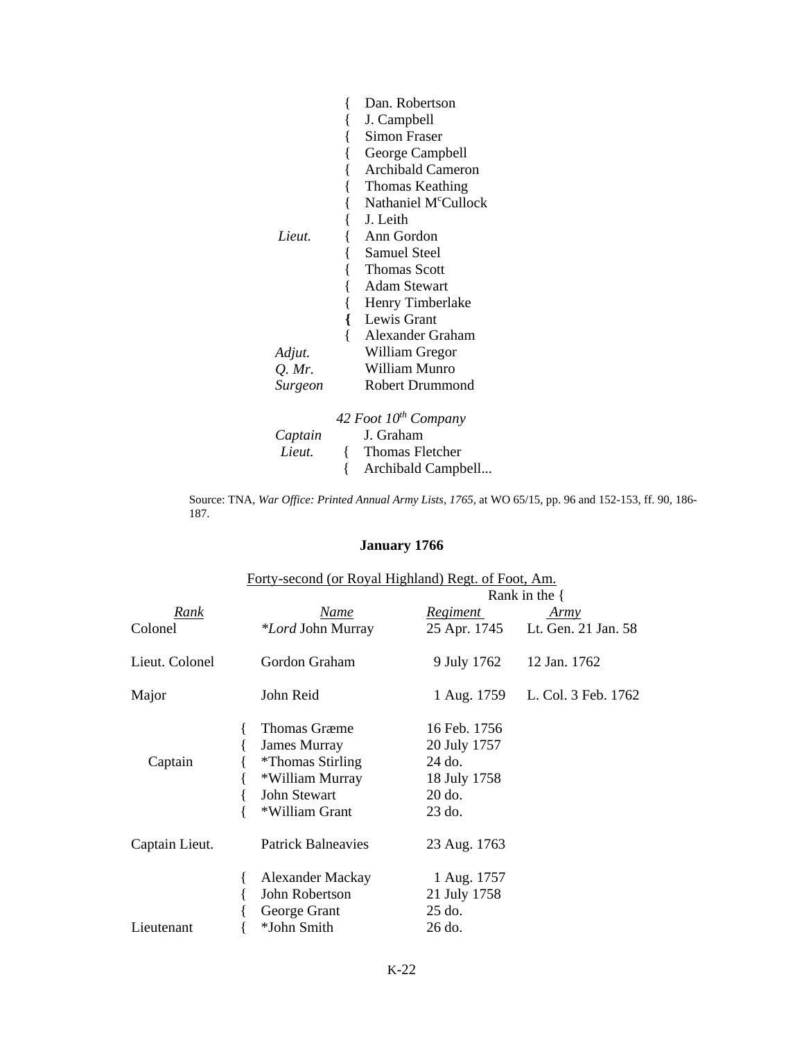| | | |
|---|---|---|
| | { | Dan. Robertson |
| | { | J. Campbell |
| | { | Simon Fraser |
| | { | George Campbell |
| | { | Archibald Cameron |
| | { | Thomas Keathing |
| | { | Nathaniel M$^c$Cullock |
| | { | J. Leith |
| *Lieut.* | { | Ann Gordon |
| | { | Samuel Steel |
| | { | Thomas Scott |
| | { | Adam Stewart |
| | { | Henry Timberlake |
| | { | Lewis Grant |
| | { | Alexander Graham |
| *Adjut.* | | William Gregor |
| *Q. Mr.* | | William Munro |
| *Surgeon* | | Robert Drummond |

*42 Foot 10$^{th}$ Company*

| | | |
|---|---|---|
| *Captain* | | J. Graham |
| *Lieut.* | { | Thomas Fletcher |
| | { | Archibald Campbell... |

Source: TNA, *War Office: Printed Annual Army Lists, 1765*, at WO 65/15, pp. 96 and 152-153, ff. 90, 186-187.

**January 1766**

Forty-second (or Royal Highland) Regt. of Foot, Am.

| | | | Rank in the { | |
|---|---|---|---|---|
| *Rank* | | *Name* | *Regiment* | *Army* |
| Colonel | | **Lord* John Murray | 25 Apr. 1745 | Lt. Gen. 21 Jan. 58 |
| Lieut. Colonel | | Gordon Graham | 9 July 1762 | 12 Jan. 1762 |
| Major | | John Reid | 1 Aug. 1759 | L. Col. 3 Feb. 1762 |
| | { | Thomas Græme | 16 Feb. 1756 | |
| | { | James Murray | 20 July 1757 | |
| Captain | { | *Thomas Stirling | 24 do. | |
| | { | *William Murray | 18 July 1758 | |
| | { | John Stewart | 20 do. | |
| | { | *William Grant | 23 do. | |
| Captain Lieut. | | Patrick Balneavies | 23 Aug. 1763 | |
| | { | Alexander Mackay | 1 Aug. 1757 | |
| | { | John Robertson | 21 July 1758 | |
| | { | George Grant | 25 do. | |
| Lieutenant | { | *John Smith | 26 do. | |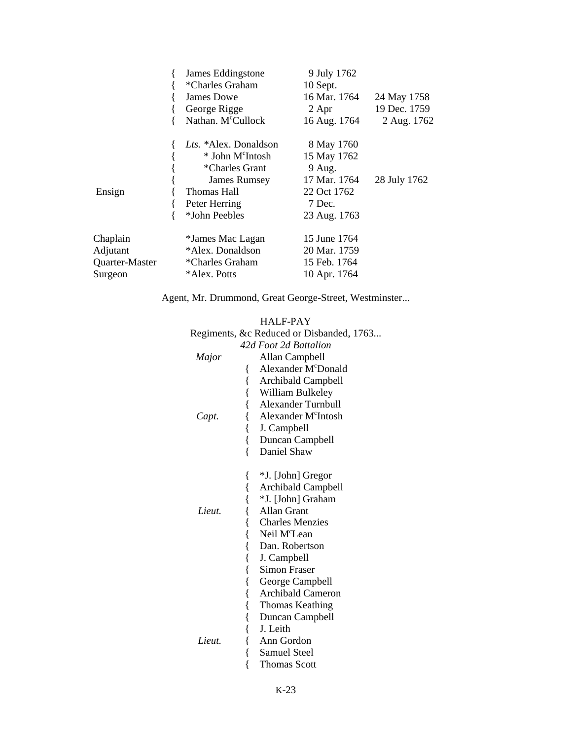| | | | | |
|---|---|---|---|---|
| | { | James Eddingstone | 9 July 1762 | |
| | { | *Charles Graham | 10 Sept. | |
| | { | James Dowe | 16 Mar. 1764 | 24 May 1758 |
| | { | George Rigge | 2 Apr | 19 Dec. 1759 |
| | { | Nathan. M^c^Cullock | 16 Aug. 1764 | 2 Aug. 1762 |
| | { | *Lts.* *Alex. Donaldson | 8 May 1760 | |
| | { | * John M^c^Intosh | 15 May 1762 | |
| | { | *Charles Grant | 9 Aug. | |
| | { | James Rumsey | 17 Mar. 1764 | 28 July 1762 |
| Ensign | { | Thomas Hall | 22 Oct 1762 | |
| | { | Peter Herring | 7 Dec. | |
| | { | *John Peebles | 23 Aug. 1763 | |
| Chaplain | | *James Mac Lagan | 15 June 1764 | |
| Adjutant | | *Alex. Donaldson | 20 Mar. 1759 | |
| Quarter-Master | | *Charles Graham | 15 Feb. 1764 | |
| Surgeon | | *Alex. Potts | 10 Apr. 1764 | |

Agent, Mr. Drummond, Great George-Street, Westminster...

HALF-PAY

Regiments, &c Reduced or Disbanded, 1763...

*42d Foot 2d Battalion*

| | | |
|---|---|---|
| *Major* | | Allan Campbell |
| | { | Alexander M^c^Donald |
| | { | Archibald Campbell |
| | { | William Bulkeley |
| | { | Alexander Turnbull |
| *Capt.* | { | Alexander M^c^Intosh |
| | { | J. Campbell |
| | { | Duncan Campbell |
| | { | Daniel Shaw |
| | { | *J. [John] Gregor |
| | { | Archibald Campbell |
| | { | *J. [John] Graham |
| *Lieut.* | { | Allan Grant |
| | { | Charles Menzies |
| | { | Neil M^c^Lean |
| | { | Dan. Robertson |
| | { | J. Campbell |
| | { | Simon Fraser |
| | { | George Campbell |
| | { | Archibald Cameron |
| | { | Thomas Keathing |
| | { | Duncan Campbell |
| | { | J. Leith |
| *Lieut.* | { | Ann Gordon |
| | { | Samuel Steel |
| | { | Thomas Scott |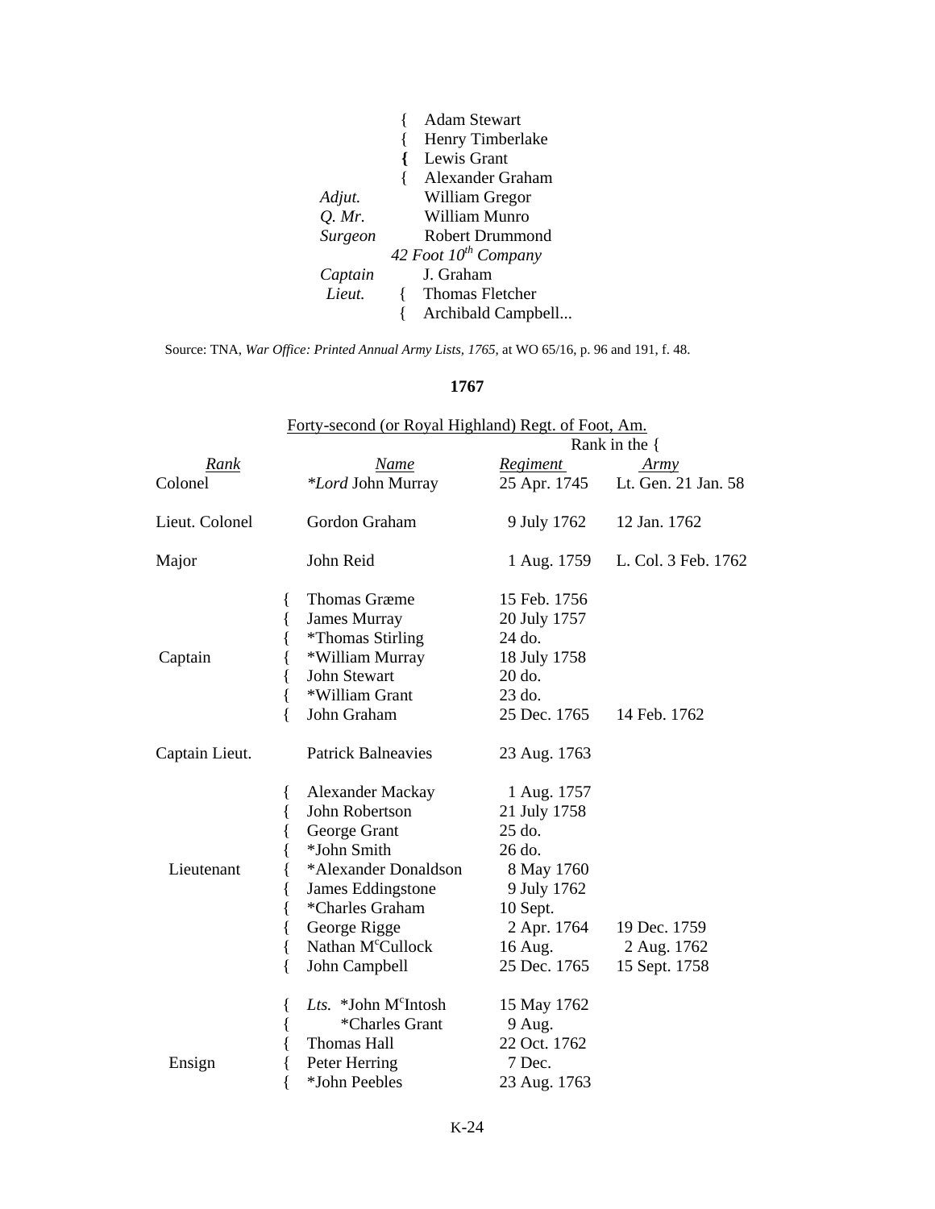| | | |
|---|---|---|
| | { | Adam Stewart |
| | { | Henry Timberlake |
| | { | Lewis Grant |
| | { | Alexander Graham |
| *Adjut.* | | William Gregor |
| *Q. Mr.* | | William Munro |
| *Surgeon* | | Robert Drummond |

*42 Foot 10th Company*

| | | |
|---|---|---|
| *Captain* | | J. Graham |
| *Lieut.* | { | Thomas Fletcher |
| | { | Archibald Campbell... |

Source: TNA, *War Office: Printed Annual Army Lists, 1765*, at WO 65/16, p. 96 and 191, f. 48.

**1767**

Forty-second (or Royal Highland) Regt. of Foot, Am.

| *Rank* | | *Name* | Rank in the { *Regiment* | *Army* |
|---|---|---|---|---|
| Colonel | | *\*Lord* John Murray | 25 Apr. 1745 | Lt. Gen. 21 Jan. 58 |
| Lieut. Colonel | | Gordon Graham | 9 July 1762 | 12 Jan. 1762 |
| Major | | John Reid | 1 Aug. 1759 | L. Col. 3 Feb. 1762 |
| | { | Thomas Græme | 15 Feb. 1756 | |
| | { | James Murray | 20 July 1757 | |
| | { | *Thomas Stirling | 24 do. | |
| Captain | { | *William Murray | 18 July 1758 | |
| | { | John Stewart | 20 do. | |
| | { | *William Grant | 23 do. | |
| | { | John Graham | 25 Dec. 1765 | 14 Feb. 1762 |
| Captain Lieut. | | Patrick Balneavies | 23 Aug. 1763 | |
| | { | Alexander Mackay | 1 Aug. 1757 | |
| | { | John Robertson | 21 July 1758 | |
| | { | George Grant | 25 do. | |
| | { | *John Smith | 26 do. | |
| Lieutenant | { | *Alexander Donaldson | 8 May 1760 | |
| | { | James Eddingstone | 9 July 1762 | |
| | { | *Charles Graham | 10 Sept. | |
| | { | George Rigge | 2 Apr. 1764 | 19 Dec. 1759 |
| | { | Nathan McCullock | 16 Aug. | 2 Aug. 1762 |
| | { | John Campbell | 25 Dec. 1765 | 15 Sept. 1758 |
| | { | *Lts.* *John McIntosh | 15 May 1762 | |
| | { | *Charles Grant | 9 Aug. | |
| | { | Thomas Hall | 22 Oct. 1762 | |
| Ensign | { | Peter Herring | 7 Dec. | |
| | { | *John Peebles | 23 Aug. 1763 | |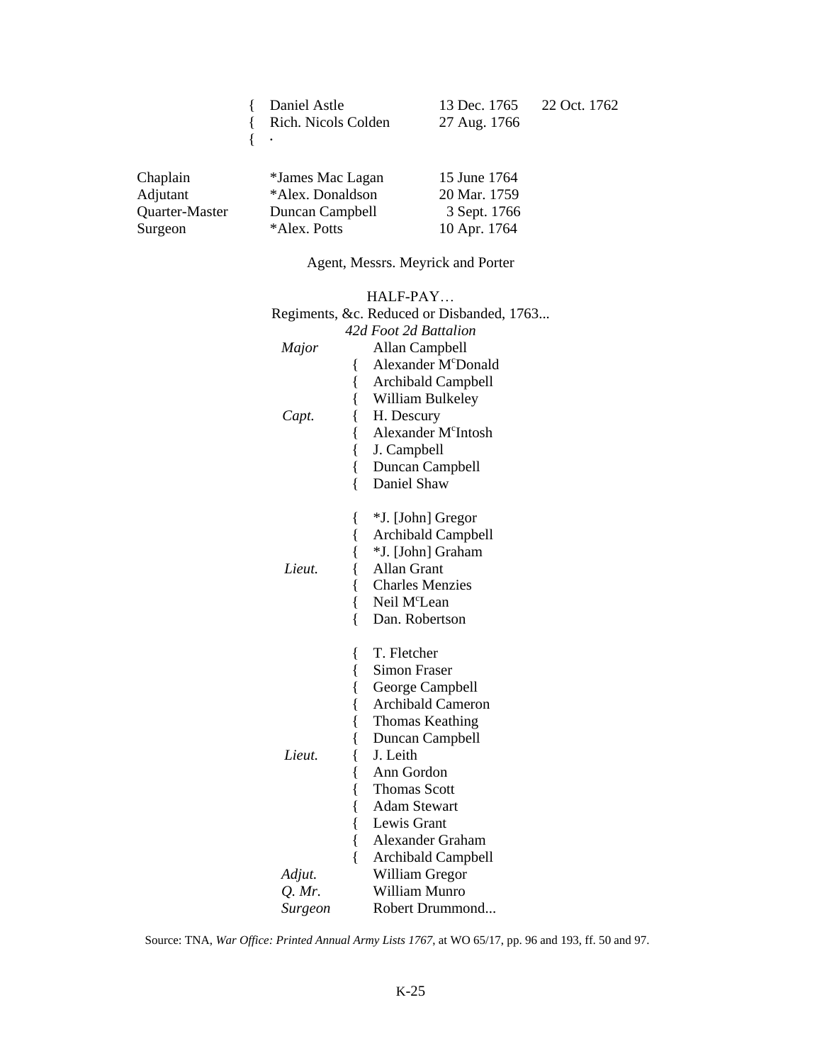| | | | |
|---|---|---|---|
| { | Daniel Astle | 13 Dec. 1765 | 22 Oct. 1762 |
| { | Rich. Nicols Colden | 27 Aug. 1766 | |
| { | . | | |

| | | |
|---|---|---|
| Chaplain | *James Mac Lagan | 15 June 1764 |
| Adjutant | *Alex. Donaldson | 20 Mar. 1759 |
| Quarter-Master | Duncan Campbell | 3 Sept. 1766 |
| Surgeon | *Alex. Potts | 10 Apr. 1764 |

Agent, Messrs. Meyrick and Porter

HALF-PAY…
Regiments, &c. Reduced or Disbanded, 1763...
*42d Foot 2d Battalion*

*Major* Allan Campbell

*Capt.*
{ Alexander M^c^Donald
{ Archibald Campbell
{ William Bulkeley
{ H. Descury
{ Alexander M^c^Intosh
{ J. Campbell
{ Duncan Campbell
{ Daniel Shaw

*Lieut.*
{ *J. [John] Gregor
{ Archibald Campbell
{ *J. [John] Graham
{ Allan Grant
{ Charles Menzies
{ Neil M^c^Lean
{ Dan. Robertson

*Lieut.*
{ T. Fletcher
{ Simon Fraser
{ George Campbell
{ Archibald Cameron
{ Thomas Keathing
{ Duncan Campbell
{ J. Leith
{ Ann Gordon
{ Thomas Scott
{ Adam Stewart
{ Lewis Grant
{ Alexander Graham
{ Archibald Campbell

*Adjut.* William Gregor
*Q. Mr.* William Munro
*Surgeon* Robert Drummond...

Source: TNA, *War Office: Printed Annual Army Lists 1767*, at WO 65/17, pp. 96 and 193, ff. 50 and 97.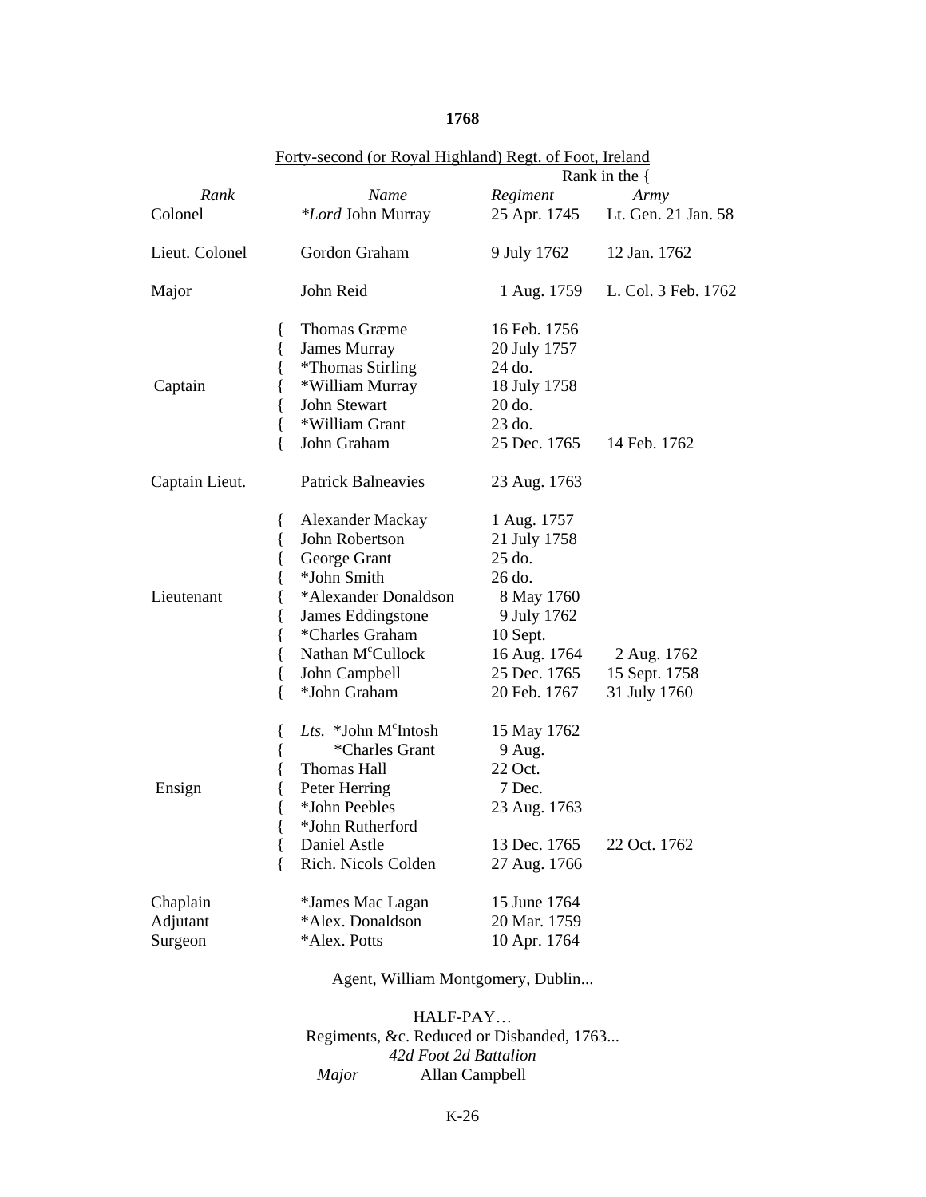# 1768

Forty-second (or Royal Highland) Regt. of Foot, Ireland

| Rank | Name | Rank in the { Regiment | Army |
|---|---|---|---|
| Colonel | *Lord John Murray | 25 Apr. 1745 | Lt. Gen. 21 Jan. 58 |
| Lieut. Colonel | Gordon Graham | 9 July 1762 | 12 Jan. 1762 |
| Major | John Reid | 1 Aug. 1759 | L. Col. 3 Feb. 1762 |
| Captain | { Thomas Græme | 16 Feb. 1756 | |
| | { James Murray | 20 July 1757 | |
| | { *Thomas Stirling | 24 do. | |
| | { *William Murray | 18 July 1758 | |
| | { John Stewart | 20 do. | |
| | { *William Grant | 23 do. | |
| | { John Graham | 25 Dec. 1765 | 14 Feb. 1762 |
| Captain Lieut. | Patrick Balneavies | 23 Aug. 1763 | |
| Lieutenant | { Alexander Mackay | 1 Aug. 1757 | |
| | { John Robertson | 21 July 1758 | |
| | { George Grant | 25 do. | |
| | { *John Smith | 26 do. | |
| | { *Alexander Donaldson | 8 May 1760 | |
| | { James Eddingstone | 9 July 1762 | |
| | { *Charles Graham | 10 Sept. | |
| | { Nathan McCullock | 16 Aug. 1764 | 2 Aug. 1762 |
| | { John Campbell | 25 Dec. 1765 | 15 Sept. 1758 |
| | { *John Graham | 20 Feb. 1767 | 31 July 1760 |
| Ensign | { *Lts.* *John McIntosh | 15 May 1762 | |
| | { *Charles Grant | 9 Aug. | |
| | { Thomas Hall | 22 Oct. | |
| | { Peter Herring | 7 Dec. | |
| | { *John Peebles | 23 Aug. 1763 | |
| | { *John Rutherford | | |
| | { Daniel Astle | 13 Dec. 1765 | 22 Oct. 1762 |
| | { Rich. Nicols Colden | 27 Aug. 1766 | |
| Chaplain | *James Mac Lagan | 15 June 1764 | |
| Adjutant | *Alex. Donaldson | 20 Mar. 1759 | |
| Surgeon | *Alex. Potts | 10 Apr. 1764 | |

Agent, William Montgomery, Dublin...

HALF-PAY…

Regiments, &c. Reduced or Disbanded, 1763...

*42d Foot 2d Battalion*

*Major* Allan Campbell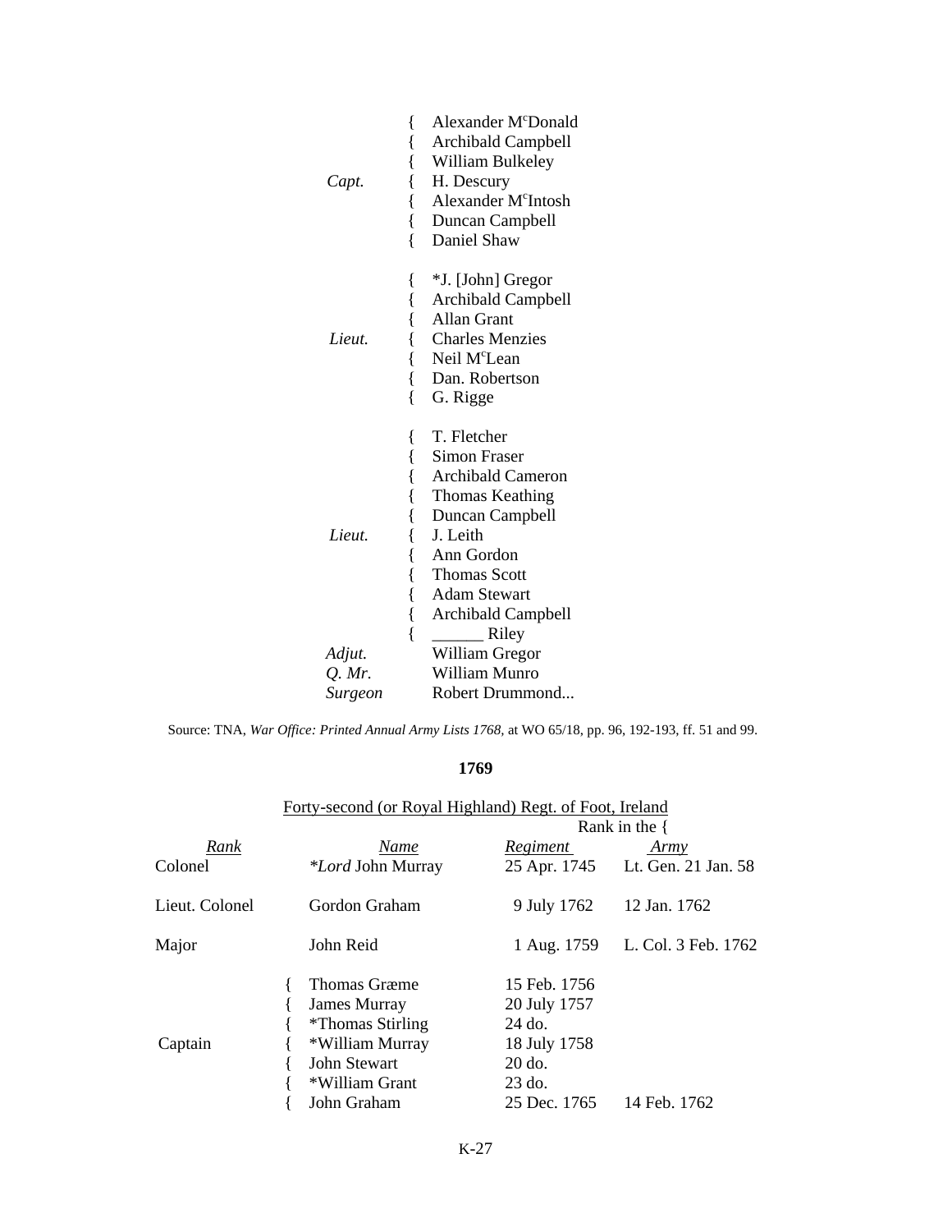| | |
|---|---|
| *Capt.* | Alexander M[c]Donald |
| | Archibald Campbell |
| | William Bulkeley |
| | H. Descury |
| | Alexander M[c]Intosh |
| | Duncan Campbell |
| | Daniel Shaw |
| *Lieut.* | *J. [John] Gregor |
| | Archibald Campbell |
| | Allan Grant |
| | Charles Menzies |
| | Neil M[c]Lean |
| | Dan. Robertson |
| | G. Rigge |
| *Lieut.* | T. Fletcher |
| | Simon Fraser |
| | Archibald Cameron |
| | Thomas Keathing |
| | Duncan Campbell |
| | J. Leith |
| | Ann Gordon |
| | Thomas Scott |
| | Adam Stewart |
| | Archibald Campbell |
| | ______ Riley |
| *Adjut.* | William Gregor |
| *Q. Mr.* | William Munro |
| *Surgeon* | Robert Drummond... |

Source: TNA, *War Office: Printed Annual Army Lists 1768*, at WO 65/18, pp. 96, 192-193, ff. 51 and 99.

**1769**

Forty-second (or Royal Highland) Regt. of Foot, Ireland

| Rank | Name | Rank in the { Regiment | Army |
|---|---|---|---|
| Colonel | *\*Lord* John Murray | 25 Apr. 1745 | Lt. Gen. 21 Jan. 58 |
| Lieut. Colonel | Gordon Graham | 9 July 1762 | 12 Jan. 1762 |
| Major | John Reid | 1 Aug. 1759 | L. Col. 3 Feb. 1762 |
| Captain | Thomas Græme | 15 Feb. 1756 | |
| | James Murray | 20 July 1757 | |
| | *Thomas Stirling | 24 do. | |
| | *William Murray | 18 July 1758 | |
| | John Stewart | 20 do. | |
| | *William Grant | 23 do. | |
| | John Graham | 25 Dec. 1765 | 14 Feb. 1762 |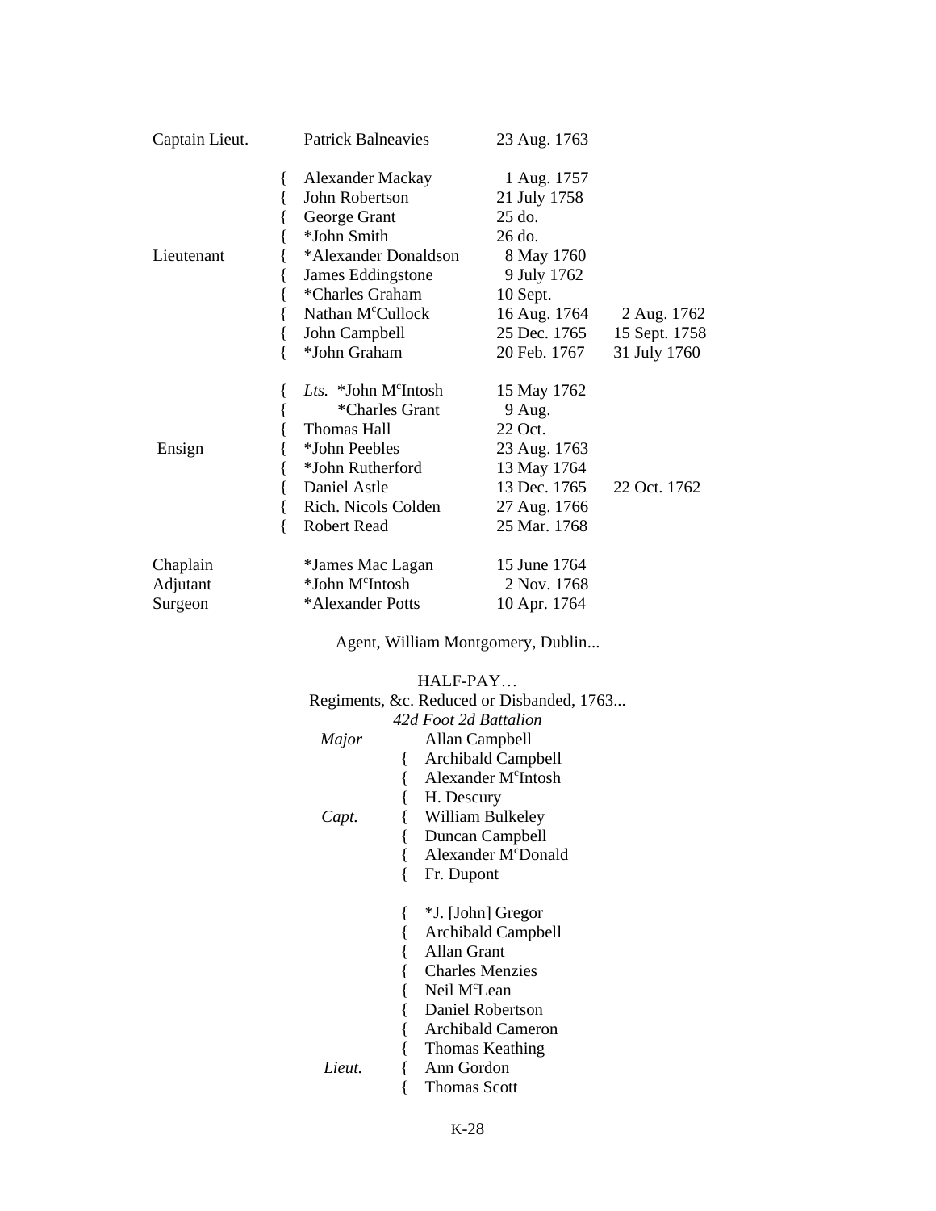| Rank | Name | Date | Army rank |
|---|---|---|---|
| Captain Lieut. | Patrick Balneavies | 23 Aug. 1763 | |
| Lieutenant | Alexander Mackay | 1 Aug. 1757 | |
| | John Robertson | 21 July 1758 | |
| | George Grant | 25 do. | |
| | *John Smith | 26 do. | |
| | *Alexander Donaldson | 8 May 1760 | |
| | James Eddingstone | 9 July 1762 | |
| | *Charles Graham | 10 Sept. | |
| | Nathan M^c^Cullock | 16 Aug. 1764 | 2 Aug. 1762 |
| | John Campbell | 25 Dec. 1765 | 15 Sept. 1758 |
| | *John Graham | 20 Feb. 1767 | 31 July 1760 |
| Ensign | *Lts.* *John M^c^Intosh | 15 May 1762 | |
| | *Charles Grant | 9 Aug. | |
| | Thomas Hall | 22 Oct. | |
| | *John Peebles | 23 Aug. 1763 | |
| | *John Rutherford | 13 May 1764 | |
| | Daniel Astle | 13 Dec. 1765 | 22 Oct. 1762 |
| | Rich. Nicols Colden | 27 Aug. 1766 | |
| | Robert Read | 25 Mar. 1768 | |
| Chaplain | *James Mac Lagan | 15 June 1764 | |
| Adjutant | *John M^c^Intosh | 2 Nov. 1768 | |
| Surgeon | *Alexander Potts | 10 Apr. 1764 | |

Agent, William Montgomery, Dublin...

HALF-PAY…

Regiments, &c. Reduced or Disbanded, 1763...

*42d Foot 2d Battalion*

| Rank | Name |
|---|---|
| *Major* | Allan Campbell |
| *Capt.* | Archibald Campbell |
| | Alexander M^c^Intosh |
| | H. Descury |
| | William Bulkeley |
| | Duncan Campbell |
| | Alexander M^c^Donald |
| | Fr. Dupont |
| *Lieut.* | *J. [John] Gregor |
| | Archibald Campbell |
| | Allan Grant |
| | Charles Menzies |
| | Neil M^c^Lean |
| | Daniel Robertson |
| | Archibald Cameron |
| | Thomas Keathing |
| | Ann Gordon |
| | Thomas Scott |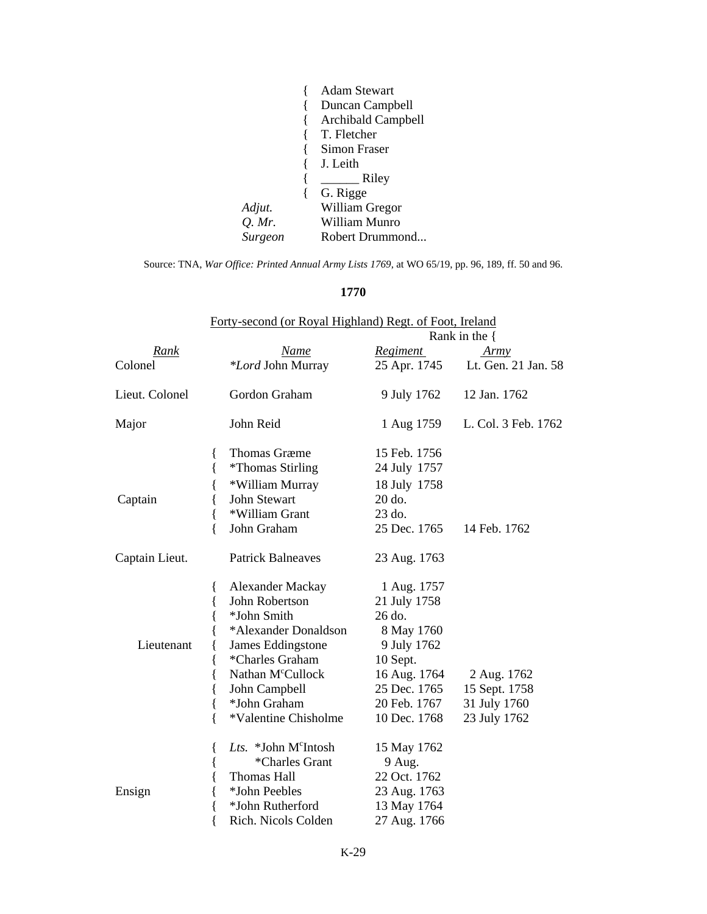| | | |
|---|---|---|
| | { | Adam Stewart |
| | { | Duncan Campbell |
| | { | Archibald Campbell |
| | { | T. Fletcher |
| | { | Simon Fraser |
| | { | J. Leith |
| | { | ______ Riley |
| | { | G. Rigge |
| *Adjut.* | | William Gregor |
| *Q. Mr.* | | William Munro |
| *Surgeon* | | Robert Drummond... |

Source: TNA, *War Office: Printed Annual Army Lists 1769*, at WO 65/19, pp. 96, 189, ff. 50 and 96.

**1770**

Forty-second (or Royal Highland) Regt. of Foot, Ireland

| *Rank* | | *Name* | Rank in the { *Regiment* | *Army* |
|---|---|---|---|---|
| Colonel | | **Lord* John Murray | 25 Apr. 1745 | Lt. Gen. 21 Jan. 58 |
| Lieut. Colonel | | Gordon Graham | 9 July 1762 | 12 Jan. 1762 |
| Major | | John Reid | 1 Aug 1759 | L. Col. 3 Feb. 1762 |
| | { | Thomas Græme | 15 Feb. 1756 | |
| | { | *Thomas Stirling | 24 July 1757 | |
| | { | *William Murray | 18 July 1758 | |
| Captain | { | John Stewart | 20 do. | |
| | { | *William Grant | 23 do. | |
| | { | John Graham | 25 Dec. 1765 | 14 Feb. 1762 |
| Captain Lieut. | | Patrick Balneaves | 23 Aug. 1763 | |
| | { | Alexander Mackay | 1 Aug. 1757 | |
| | { | John Robertson | 21 July 1758 | |
| | { | *John Smith | 26 do. | |
| | { | *Alexander Donaldson | 8 May 1760 | |
| Lieutenant | { | James Eddingstone | 9 July 1762 | |
| | { | *Charles Graham | 10 Sept. | |
| | { | Nathan M^c^Cullock | 16 Aug. 1764 | 2 Aug. 1762 |
| | { | John Campbell | 25 Dec. 1765 | 15 Sept. 1758 |
| | { | *John Graham | 20 Feb. 1767 | 31 July 1760 |
| | { | *Valentine Chisholme | 10 Dec. 1768 | 23 July 1762 |
| | { | *Lts.* *John M^c^Intosh | 15 May 1762 | |
| | { | *Charles Grant | 9 Aug. | |
| | { | Thomas Hall | 22 Oct. 1762 | |
| Ensign | { | *John Peebles | 23 Aug. 1763 | |
| | { | *John Rutherford | 13 May 1764 | |
| | { | Rich. Nicols Colden | 27 Aug. 1766 | |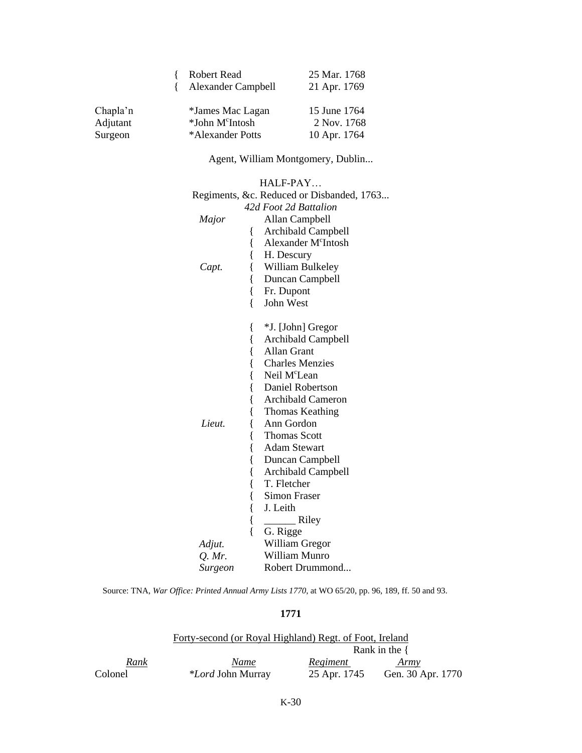| | | | |
|---|---|---|---|
| | { | Robert Read | 25 Mar. 1768 |
| | { | Alexander Campbell | 21 Apr. 1769 |
| Chapla'n | | *James Mac Lagan | 15 June 1764 |
| Adjutant | | *John M[c]Intosh | 2 Nov. 1768 |
| Surgeon | | *Alexander Potts | 10 Apr. 1764 |

Agent, William Montgomery, Dublin...

HALF-PAY…

Regiments, &c. Reduced or Disbanded, 1763...

*42d Foot 2d Battalion*

| | | |
|---|---|---|
| *Major* | | Allan Campbell |
| | { | Archibald Campbell |
| | { | Alexander M[c]Intosh |
| | { | H. Descury |
| *Capt.* | { | William Bulkeley |
| | { | Duncan Campbell |
| | { | Fr. Dupont |
| | { | John West |
| | { | *J. [John] Gregor |
| | { | Archibald Campbell |
| | { | Allan Grant |
| | { | Charles Menzies |
| | { | Neil M[c]Lean |
| | { | Daniel Robertson |
| | { | Archibald Cameron |
| | { | Thomas Keathing |
| *Lieut.* | { | Ann Gordon |
| | { | Thomas Scott |
| | { | Adam Stewart |
| | { | Duncan Campbell |
| | { | Archibald Campbell |
| | { | T. Fletcher |
| | { | Simon Fraser |
| | { | J. Leith |
| | { | ______ Riley |
| | { | G. Rigge |
| *Adjut.* | | William Gregor |
| *Q. Mr.* | | William Munro |
| *Surgeon* | | Robert Drummond... |

Source: TNA, *War Office: Printed Annual Army Lists 1770*, at WO 65/20, pp. 96, 189, ff. 50 and 93.

**1771**

Forty-second (or Royal Highland) Regt. of Foot, Ireland

| | | Rank in the { | |
|---|---|---|---|
| *Rank* | *Name* | *Regiment* | *Army* |
| Colonel | **Lord* John Murray | 25 Apr. 1745 | Gen. 30 Apr. 1770 |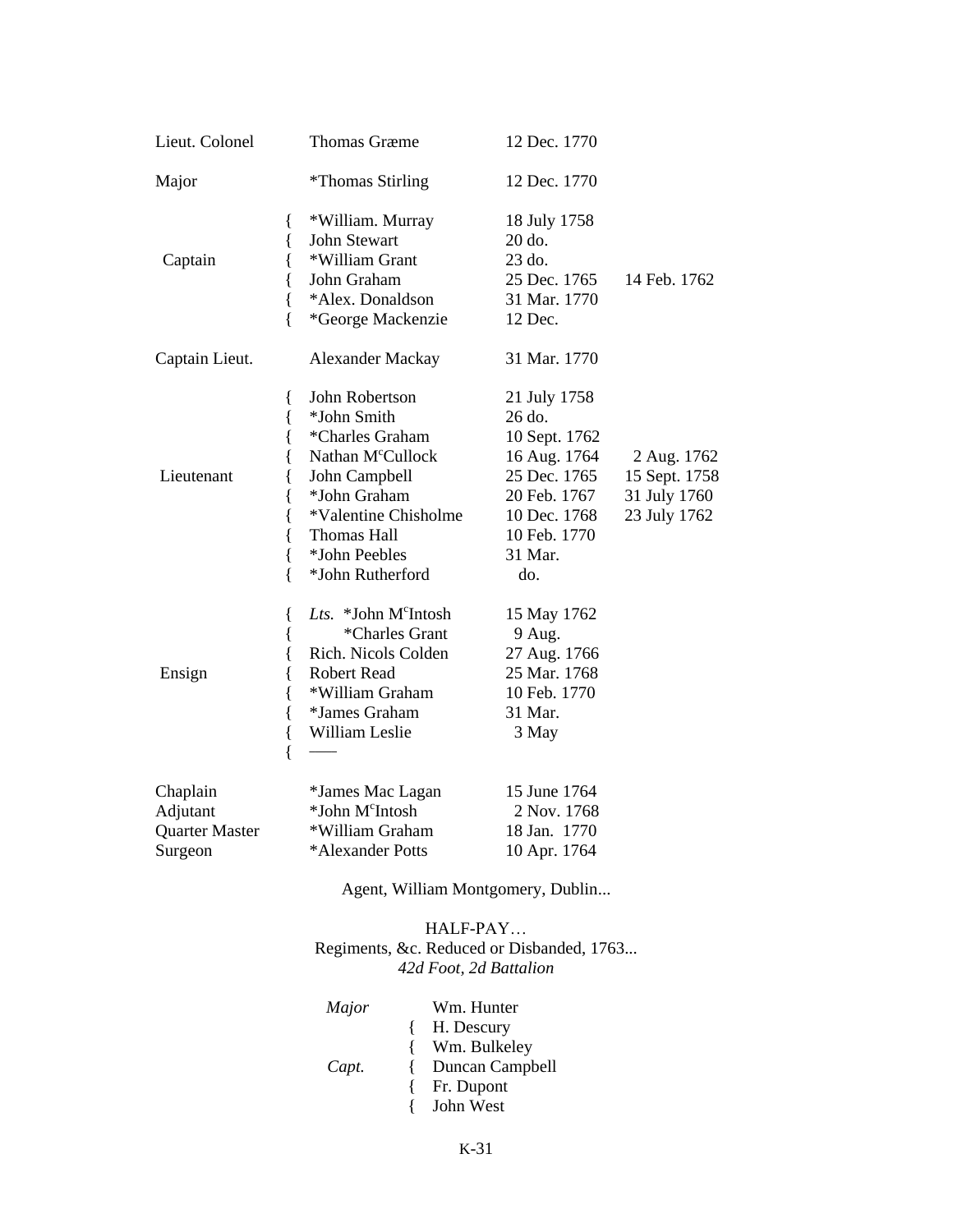| Rank | Name | Date | Army rank |
|---|---|---|---|
| Lieut. Colonel | Thomas Græme | 12 Dec. 1770 | |
| Major | *Thomas Stirling | 12 Dec. 1770 | |
| Captain | *William. Murray | 18 July 1758 | |
| | John Stewart | 20 do. | |
| | *William Grant | 23 do. | |
| | John Graham | 25 Dec. 1765 | 14 Feb. 1762 |
| | *Alex. Donaldson | 31 Mar. 1770 | |
| | *George Mackenzie | 12 Dec. | |
| Captain Lieut. | Alexander Mackay | 31 Mar. 1770 | |
| Lieutenant | John Robertson | 21 July 1758 | |
| | *John Smith | 26 do. | |
| | *Charles Graham | 10 Sept. 1762 | |
| | Nathan M<sup>c</sup>Cullock | 16 Aug. 1764 | 2 Aug. 1762 |
| | John Campbell | 25 Dec. 1765 | 15 Sept. 1758 |
| | *John Graham | 20 Feb. 1767 | 31 July 1760 |
| | *Valentine Chisholme | 10 Dec. 1768 | 23 July 1762 |
| | Thomas Hall | 10 Feb. 1770 | |
| | *John Peebles | 31 Mar. | |
| | *John Rutherford | do. | |
| Ensign | *Lts.* *John McIntosh | 15 May 1762 | |
| | *Charles Grant | 9 Aug. | |
| | Rich. Nicols Colden | 27 Aug. 1766 | |
| | Robert Read | 25 Mar. 1768 | |
| | *William Graham | 10 Feb. 1770 | |
| | *James Graham | 31 Mar. | |
| | William Leslie | 3 May | |
| | —— | | |
| Chaplain | *James Mac Lagan | 15 June 1764 | |
| Adjutant | *John McIntosh | 2 Nov. 1768 | |
| Quarter Master | *William Graham | 18 Jan. 1770 | |
| Surgeon | *Alexander Potts | 10 Apr. 1764 | |

Agent, William Montgomery, Dublin...

HALF-PAY…
Regiments, &c. Reduced or Disbanded, 1763...
*42d Foot, 2d Battalion*

| Rank | Name |
|---|---|
| *Major* | Wm. Hunter |
| *Capt.* | H. Descury |
| | Wm. Bulkeley |
| | Duncan Campbell |
| | Fr. Dupont |
| | John West |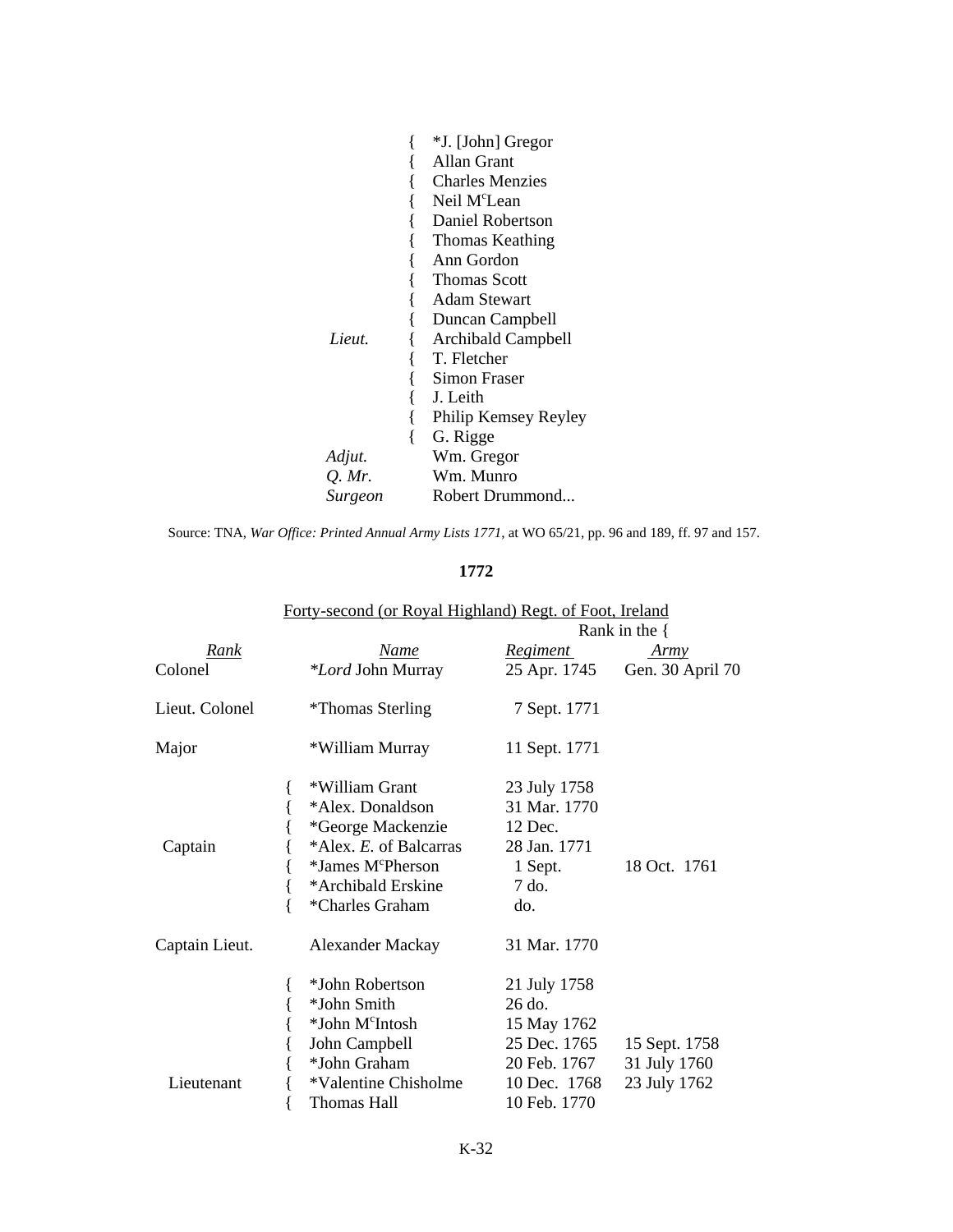| | | |
|---|---|---|
| | { | *J. [John] Gregor |
| | { | Allan Grant |
| | { | Charles Menzies |
| | { | Neil M[c]Lean |
| | { | Daniel Robertson |
| | { | Thomas Keathing |
| | { | Ann Gordon |
| | { | Thomas Scott |
| | { | Adam Stewart |
| | { | Duncan Campbell |
| *Lieut.* | { | Archibald Campbell |
| | { | T. Fletcher |
| | { | Simon Fraser |
| | { | J. Leith |
| | { | Philip Kemsey Reyley |
| | { | G. Rigge |
| *Adjut.* | | Wm. Gregor |
| *Q. Mr.* | | Wm. Munro |
| *Surgeon* | | Robert Drummond... |

Source: TNA, *War Office: Printed Annual Army Lists 1771*, at WO 65/21, pp. 96 and 189, ff. 97 and 157.

**1772**

Forty-second (or Royal Highland) Regt. of Foot, Ireland

| | | | Rank in the { | |
|---|---|---|---|---|
| Rank | | Name | Regiment | Army |
| Colonel | | **Lord* John Murray | 25 Apr. 1745 | Gen. 30 April 70 |
| Lieut. Colonel | | *Thomas Sterling | 7 Sept. 1771 | |
| Major | | *William Murray | 11 Sept. 1771 | |
| | { | *William Grant | 23 July 1758 | |
| | { | *Alex. Donaldson | 31 Mar. 1770 | |
| | { | *George Mackenzie | 12 Dec. | |
| Captain | { | *Alex. *E.* of Balcarras | 28 Jan. 1771 | |
| | { | *James M[c]Pherson | 1 Sept. | 18 Oct. 1761 |
| | { | *Archibald Erskine | 7 do. | |
| | { | *Charles Graham | do. | |
| Captain Lieut. | | Alexander Mackay | 31 Mar. 1770 | |
| | { | *John Robertson | 21 July 1758 | |
| | { | *John Smith | 26 do. | |
| | { | *John M[c]Intosh | 15 May 1762 | |
| | { | John Campbell | 25 Dec. 1765 | 15 Sept. 1758 |
| | { | *John Graham | 20 Feb. 1767 | 31 July 1760 |
| Lieutenant | { | *Valentine Chisholme | 10 Dec. 1768 | 23 July 1762 |
| | { | Thomas Hall | 10 Feb. 1770 | |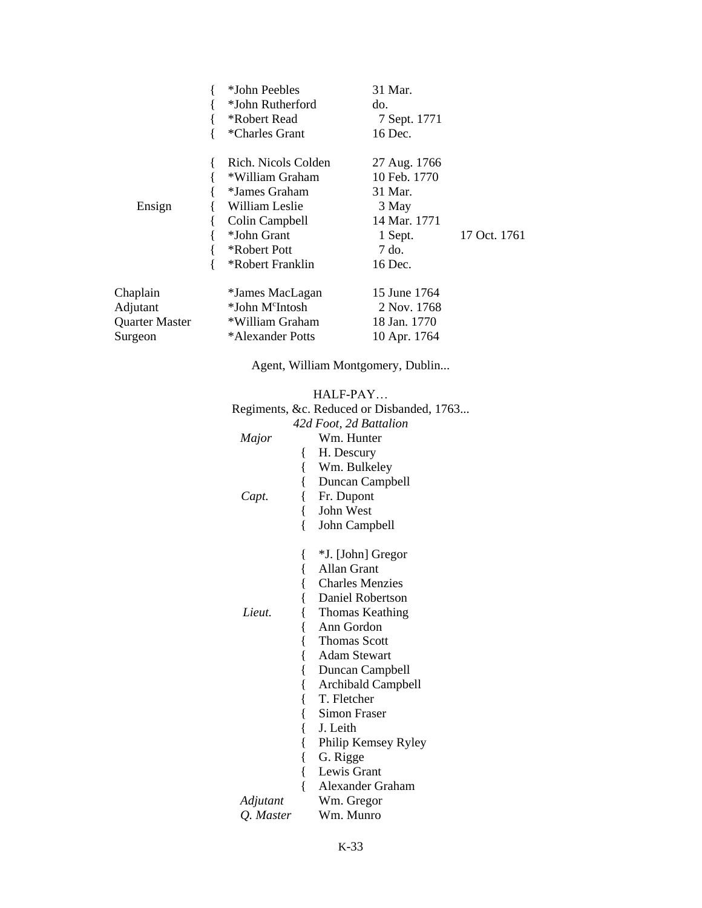| Rank | Name | Date | |
|---|---|---|---|
| | *John Peebles | 31 Mar. | |
| | *John Rutherford | do. | |
| | *Robert Read | 7 Sept. 1771 | |
| | *Charles Grant | 16 Dec. | |
| | | | |
| | Rich. Nicols Colden | 27 Aug. 1766 | |
| | *William Graham | 10 Feb. 1770 | |
| | *James Graham | 31 Mar. | |
| Ensign | William Leslie | 3 May | |
| | Colin Campbell | 14 Mar. 1771 | |
| | *John Grant | 1 Sept. | 17 Oct. 1761 |
| | *Robert Pott | 7 do. | |
| | *Robert Franklin | 16 Dec. | |
| | | | |
| Chaplain | *James MacLagan | 15 June 1764 | |
| Adjutant | *John M[c]Intosh | 2 Nov. 1768 | |
| Quarter Master | *William Graham | 18 Jan. 1770 | |
| Surgeon | *Alexander Potts | 10 Apr. 1764 | |

Agent, William Montgomery, Dublin...

HALF-PAY…

Regiments, &c. Reduced or Disbanded, 1763...

*42d Foot, 2d Battalion*

| Rank | Name |
|---|---|
| *Major* | Wm. Hunter |
| | H. Descury |
| | Wm. Bulkeley |
| | Duncan Campbell |
| *Capt.* | Fr. Dupont |
| | John West |
| | John Campbell |
| | |
| | *J. [John] Gregor |
| | Allan Grant |
| | Charles Menzies |
| | Daniel Robertson |
| *Lieut.* | Thomas Keathing |
| | Ann Gordon |
| | Thomas Scott |
| | Adam Stewart |
| | Duncan Campbell |
| | Archibald Campbell |
| | T. Fletcher |
| | Simon Fraser |
| | J. Leith |
| | Philip Kemsey Ryley |
| | G. Rigge |
| | Lewis Grant |
| | Alexander Graham |
| *Adjutant* | Wm. Gregor |
| *Q. Master* | Wm. Munro |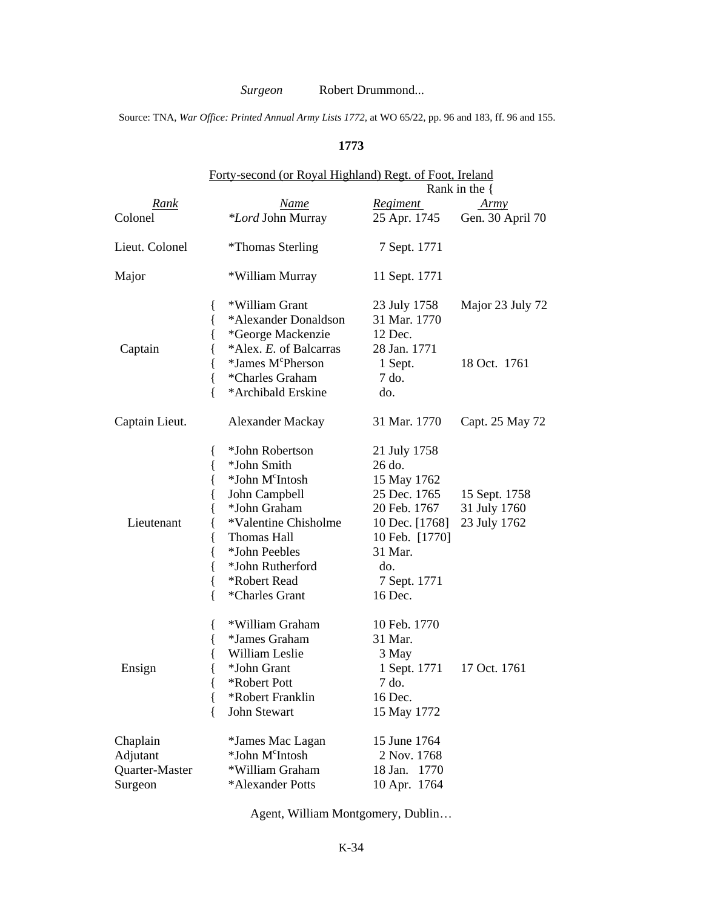*Surgeon* Robert Drummond...

Source: TNA, *War Office: Printed Annual Army Lists 1772*, at WO 65/22, pp. 96 and 183, ff. 96 and 155.

**1773**

<u>Forty-second (or Royal Highland) Regt. of Foot, Ireland</u>

| *Rank* | *Name* | Rank in the { *Regiment* | *Army* |
|---|---|---|---|
| Colonel | **Lord* John Murray | 25 Apr. 1745 | Gen. 30 April 70 |
| Lieut. Colonel | *Thomas Sterling | 7 Sept. 1771 | |
| Major | *William Murray | 11 Sept. 1771 | |
| Captain | { *William Grant | 23 July 1758 | Major 23 July 72 |
| | { *Alexander Donaldson | 31 Mar. 1770 | |
| | { *George Mackenzie | 12 Dec. | |
| | { *Alex. *E.* of Balcarras | 28 Jan. 1771 | |
| | { *James M[c]Pherson | 1 Sept. | 18 Oct. 1761 |
| | { *Charles Graham | 7 do. | |
| | { *Archibald Erskine | do. | |
| Captain Lieut. | Alexander Mackay | 31 Mar. 1770 | Capt. 25 May 72 |
| Lieutenant | { *John Robertson | 21 July 1758 | |
| | { *John Smith | 26 do. | |
| | { *John M[c]Intosh | 15 May 1762 | |
| | { John Campbell | 25 Dec. 1765 | 15 Sept. 1758 |
| | { *John Graham | 20 Feb. 1767 | 31 July 1760 |
| | { *Valentine Chisholme | 10 Dec. [1768] | 23 July 1762 |
| | { Thomas Hall | 10 Feb. [1770] | |
| | { *John Peebles | 31 Mar. | |
| | { *John Rutherford | do. | |
| | { *Robert Read | 7 Sept. 1771 | |
| | { *Charles Grant | 16 Dec. | |
| Ensign | { *William Graham | 10 Feb. 1770 | |
| | { *James Graham | 31 Mar. | |
| | { William Leslie | 3 May | |
| | { *John Grant | 1 Sept. 1771 | 17 Oct. 1761 |
| | { *Robert Pott | 7 do. | |
| | { *Robert Franklin | 16 Dec. | |
| | { John Stewart | 15 May 1772 | |
| Chaplain | *James Mac Lagan | 15 June 1764 | |
| Adjutant | *John M[c]Intosh | 2 Nov. 1768 | |
| Quarter-Master | *William Graham | 18 Jan. 1770 | |
| Surgeon | *Alexander Potts | 10 Apr. 1764 | |

Agent, William Montgomery, Dublin…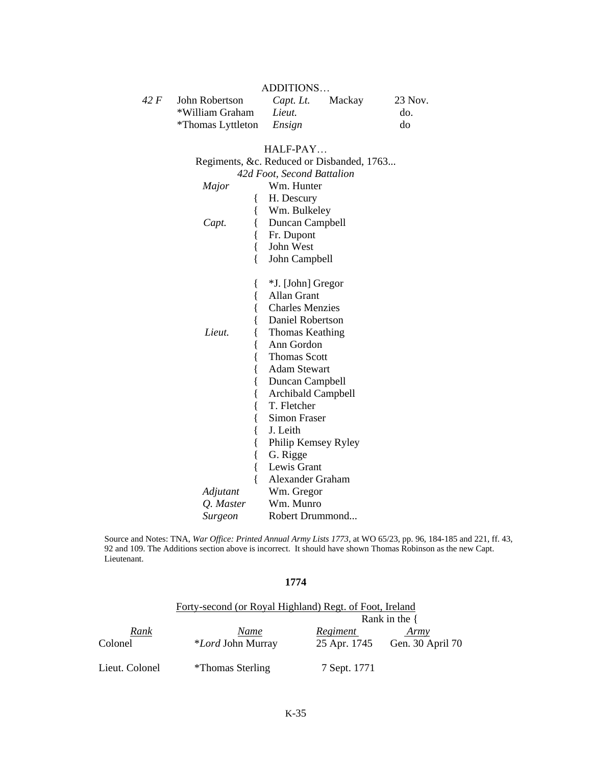ADDITIONS…

| | | | | |
|---|---|---|---|---|
| *42 F* | John Robertson | *Capt. Lt.* | Mackay | 23 Nov. |
| | *William Graham | *Lieut.* | | do. |
| | *Thomas Lyttleton | *Ensign* | | do |

HALF-PAY…

Regiments, &c. Reduced or Disbanded, 1763...

*42d Foot, Second Battalion*

| | |
|---|---|
| *Major* | Wm. Hunter |
| *Capt.* | { H. Descury<br>{ Wm. Bulkeley<br>{ Duncan Campbell<br>{ Fr. Dupont<br>{ John West<br>{ John Campbell |
| *Lieut.* | { *J. [John] Gregor<br>{ Allan Grant<br>{ Charles Menzies<br>{ Daniel Robertson<br>{ Thomas Keathing<br>{ Ann Gordon<br>{ Thomas Scott<br>{ Adam Stewart<br>{ Duncan Campbell<br>{ Archibald Campbell<br>{ T. Fletcher<br>{ Simon Fraser<br>{ J. Leith<br>{ Philip Kemsey Ryley<br>{ G. Rigge<br>{ Lewis Grant<br>{ Alexander Graham |
| *Adjutant* | Wm. Gregor |
| *Q. Master* | Wm. Munro |
| *Surgeon* | Robert Drummond... |

Source and Notes: TNA, *War Office: Printed Annual Army Lists 1773*, at WO 65/23, pp. 96, 184-185 and 221, ff. 43, 92 and 109. The Additions section above is incorrect. It should have shown Thomas Robinson as the new Capt. Lieutenant.

## 1774

Forty-second (or Royal Highland) Regt. of Foot, Ireland

| *Rank* | *Name* | Rank in the { *Regiment* | *Army* |
|---|---|---|---|
| Colonel | **Lord* John Murray | 25 Apr. 1745 | Gen. 30 April 70 |
| Lieut. Colonel | *Thomas Sterling | 7 Sept. 1771 | |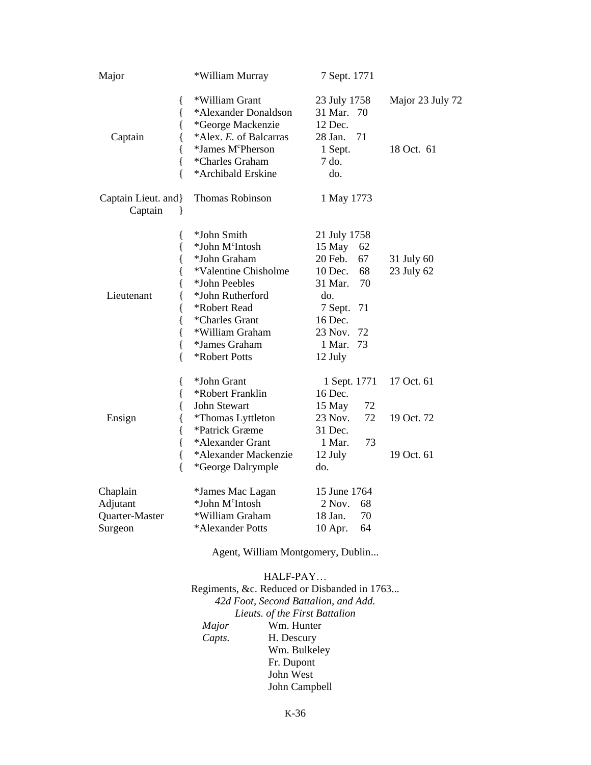| Rank | Name | Date of Commission | In the Army |
|---|---|---|---|
| Major | *William Murray | 7 Sept. 1771 | |
| Captain | *William Grant | 23 July 1758 | Major 23 July 72 |
| | *Alexander Donaldson | 31 Mar. 70 | |
| | *George Mackenzie | 12 Dec. | |
| | *Alex. *E.* of Balcarras | 28 Jan. 71 | |
| | *James M$^c$Pherson | 1 Sept. | 18 Oct. 61 |
| | *Charles Graham | 7 do. | |
| | *Archibald Erskine | do. | |
| Captain Lieut. and Captain | Thomas Robinson | 1 May 1773 | |
| Lieutenant | *John Smith | 21 July 1758 | |
| | *John M$^c$Intosh | 15 May 62 | |
| | *John Graham | 20 Feb. 67 | 31 July 60 |
| | *Valentine Chisholme | 10 Dec. 68 | 23 July 62 |
| | *John Peebles | 31 Mar. 70 | |
| | *John Rutherford | do. | |
| | *Robert Read | 7 Sept. 71 | |
| | *Charles Grant | 16 Dec. | |
| | *William Graham | 23 Nov. 72 | |
| | *James Graham | 1 Mar. 73 | |
| | *Robert Potts | 12 July | |
| Ensign | *John Grant | 1 Sept. 1771 | 17 Oct. 61 |
| | *Robert Franklin | 16 Dec. | |
| | John Stewart | 15 May 72 | |
| | *Thomas Lyttleton | 23 Nov. 72 | 19 Oct. 72 |
| | *Patrick Græme | 31 Dec. | |
| | *Alexander Grant | 1 Mar. 73 | |
| | *Alexander Mackenzie | 12 July | 19 Oct. 61 |
| | *George Dalrymple | do. | |
| Chaplain | *James Mac Lagan | 15 June 1764 | |
| Adjutant | *John M$^c$Intosh | 2 Nov. 68 | |
| Quarter-Master | *William Graham | 18 Jan. 70 | |
| Surgeon | *Alexander Potts | 10 Apr. 64 | |

Agent, William Montgomery, Dublin...

HALF-PAY…

Regiments, &c. Reduced or Disbanded in 1763...

*42d Foot, Second Battalion, and Add. Lieuts. of the First Battalion*

| | |
|---|---|
| *Major* | Wm. Hunter |
| *Capts.* | H. Descury |
| | Wm. Bulkeley |
| | Fr. Dupont |
| | John West |
| | John Campbell |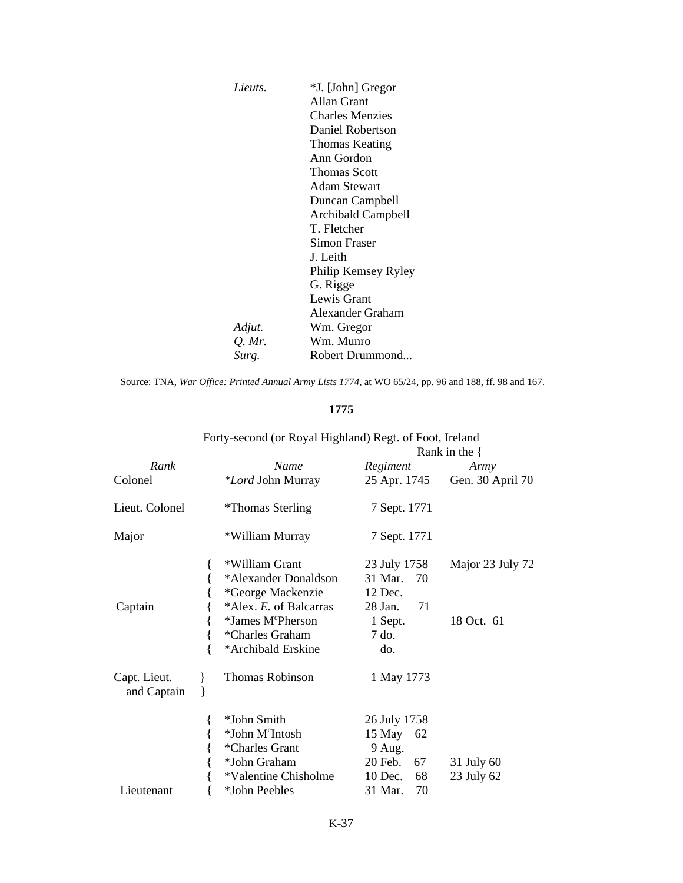| | |
|---|---|
| *Lieuts.* | *J. [John] Gregor |
| | Allan Grant |
| | Charles Menzies |
| | Daniel Robertson |
| | Thomas Keating |
| | Ann Gordon |
| | Thomas Scott |
| | Adam Stewart |
| | Duncan Campbell |
| | Archibald Campbell |
| | T. Fletcher |
| | Simon Fraser |
| | J. Leith |
| | Philip Kemsey Ryley |
| | G. Rigge |
| | Lewis Grant |
| | Alexander Graham |
| *Adjut.* | Wm. Gregor |
| *Q. Mr.* | Wm. Munro |
| *Surg.* | Robert Drummond... |

Source: TNA, *War Office: Printed Annual Army Lists 1774*, at WO 65/24, pp. 96 and 188, ff. 98 and 167.

**1775**

Forty-second (or Royal Highland) Regt. of Foot, Ireland

| *Rank* | *Name* | Rank in the { *Regiment* | *Army* |
|---|---|---|---|
| Colonel | **Lord* John Murray | 25 Apr. 1745 | Gen. 30 April 70 |
| Lieut. Colonel | *Thomas Sterling | 7 Sept. 1771 | |
| Major | *William Murray | 7 Sept. 1771 | |
| Captain | *William Grant | 23 July 1758 | Major 23 July 72 |
| | *Alexander Donaldson | 31 Mar. 70 | |
| | *George Mackenzie | 12 Dec. | |
| | *Alex. *E.* of Balcarras | 28 Jan. 71 | |
| | *James M^c^Pherson | 1 Sept. | 18 Oct. 61 |
| | *Charles Graham | 7 do. | |
| | *Archibald Erskine | do. | |
| Capt. Lieut. and Captain | Thomas Robinson | 1 May 1773 | |
| Lieutenant | *John Smith | 26 July 1758 | |
| | *John M^c^Intosh | 15 May 62 | |
| | *Charles Grant | 9 Aug. | |
| | *John Graham | 20 Feb. 67 | 31 July 60 |
| | *Valentine Chisholme | 10 Dec. 68 | 23 July 62 |
| | *John Peebles | 31 Mar. 70 | |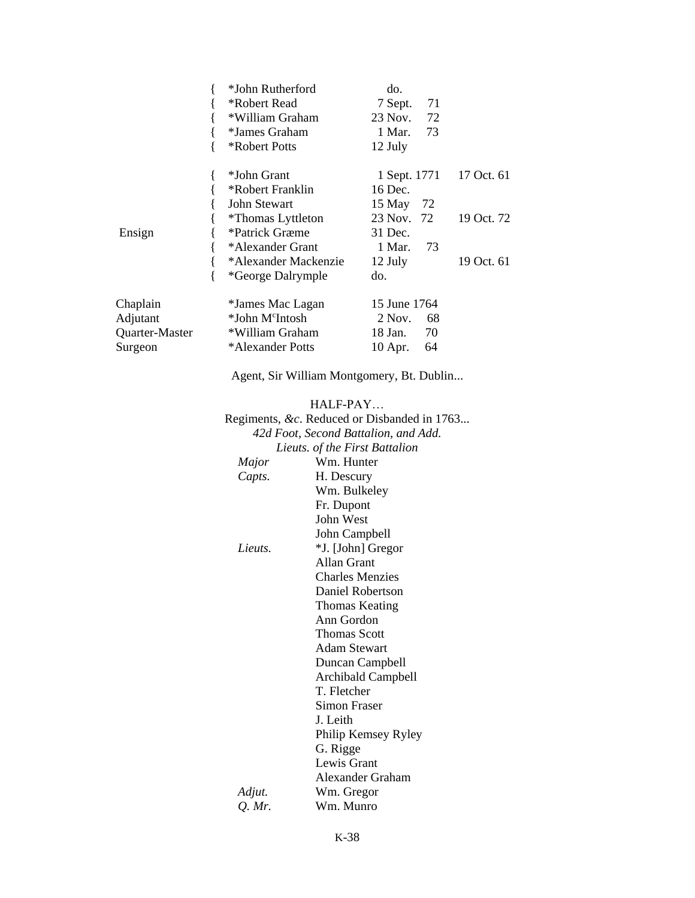| Rank | | Name | Date | | Army Rank |
|---|---|---|---|---|---|
| | { | *John Rutherford | do. | | |
| | { | *Robert Read | 7 Sept. | 71 | |
| | { | *William Graham | 23 Nov. | 72 | |
| | { | *James Graham | 1 Mar. | 73 | |
| | { | *Robert Potts | 12 July | | |
| | { | *John Grant | 1 Sept. 1771 | | 17 Oct. 61 |
| | { | *Robert Franklin | 16 Dec. | | |
| | { | John Stewart | 15 May | 72 | |
| | { | *Thomas Lyttleton | 23 Nov. | 72 | 19 Oct. 72 |
| Ensign | { | *Patrick Græme | 31 Dec. | | |
| | { | *Alexander Grant | 1 Mar. | 73 | |
| | { | *Alexander Mackenzie | 12 July | | 19 Oct. 61 |
| | { | *George Dalrymple | do. | | |
| Chaplain | | *James Mac Lagan | 15 June 1764 | | |
| Adjutant | | *John M^c^Intosh | 2 Nov. | 68 | |
| Quarter-Master | | *William Graham | 18 Jan. | 70 | |
| Surgeon | | *Alexander Potts | 10 Apr. | 64 | |

Agent, Sir William Montgomery, Bt. Dublin...

HALF-PAY…

Regiments, *&c*. Reduced or Disbanded in 1763...

*42d Foot, Second Battalion, and Add.*
*Lieuts. of the First Battalion*

| | |
|---|---|
| *Major* | Wm. Hunter |
| *Capts.* | H. Descury |
| | Wm. Bulkeley |
| | Fr. Dupont |
| | John West |
| | John Campbell |
| *Lieuts.* | *J. [John] Gregor |
| | Allan Grant |
| | Charles Menzies |
| | Daniel Robertson |
| | Thomas Keating |
| | Ann Gordon |
| | Thomas Scott |
| | Adam Stewart |
| | Duncan Campbell |
| | Archibald Campbell |
| | T. Fletcher |
| | Simon Fraser |
| | J. Leith |
| | Philip Kemsey Ryley |
| | G. Rigge |
| | Lewis Grant |
| | Alexander Graham |
| *Adjut.* | Wm. Gregor |
| *Q. Mr.* | Wm. Munro |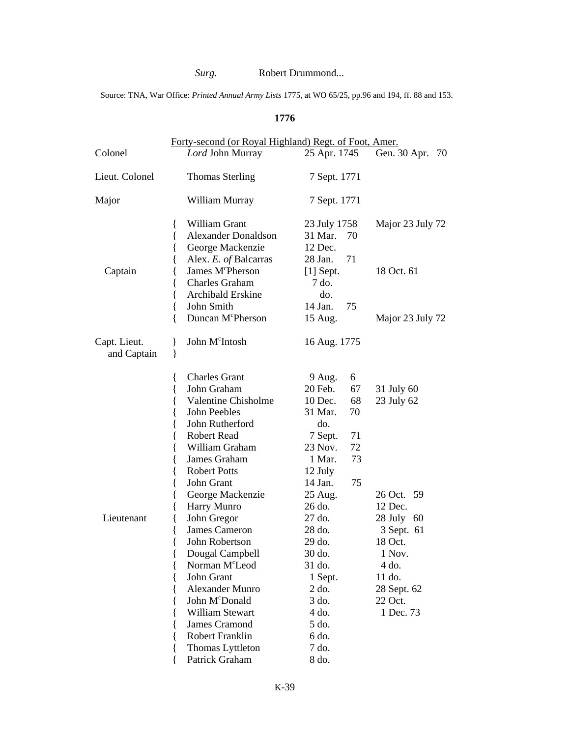*Surg.* Robert Drummond...

Source: TNA, War Office: *Printed Annual Army Lists* 1775, at WO 65/25, pp.96 and 194, ff. 88 and 153.

**1776**

Forty-second (or Royal Highland) Regt. of Foot, Amer.

| Rank | Name | Date | Army |
|---|---|---|---|
| Colonel | *Lord* John Murray | 25 Apr. 1745 | Gen. 30 Apr. 70 |
| Lieut. Colonel | Thomas Sterling | 7 Sept. 1771 | |
| Major | William Murray | 7 Sept. 1771 | |
| Captain | William Grant | 23 July 1758 | Major 23 July 72 |
| | Alexander Donaldson | 31 Mar. 70 | |
| | George Mackenzie | 12 Dec. | |
| | Alex. *E. of* Balcarras | 28 Jan. 71 | |
| | James M^c^Pherson | [1] Sept. | 18 Oct. 61 |
| | Charles Graham | 7 do. | |
| | Archibald Erskine | do. | |
| | John Smith | 14 Jan. 75 | |
| | Duncan M^c^Pherson | 15 Aug. | Major 23 July 72 |
| Capt. Lieut. and Captain | John M^c^Intosh | 16 Aug. 1775 | |
| Lieutenant | Charles Grant | 9 Aug. 6 | |
| | John Graham | 20 Feb. 67 | 31 July 60 |
| | Valentine Chisholme | 10 Dec. 68 | 23 July 62 |
| | John Peebles | 31 Mar. 70 | |
| | John Rutherford | do. | |
| | Robert Read | 7 Sept. 71 | |
| | William Graham | 23 Nov. 72 | |
| | James Graham | 1 Mar. 73 | |
| | Robert Potts | 12 July | |
| | John Grant | 14 Jan. 75 | |
| | George Mackenzie | 25 Aug. | 26 Oct. 59 |
| | Harry Munro | 26 do. | 12 Dec. |
| | John Gregor | 27 do. | 28 July 60 |
| | James Cameron | 28 do. | 3 Sept. 61 |
| | John Robertson | 29 do. | 18 Oct. |
| | Dougal Campbell | 30 do. | 1 Nov. |
| | Norman M^c^Leod | 31 do. | 4 do. |
| | John Grant | 1 Sept. | 11 do. |
| | Alexander Munro | 2 do. | 28 Sept. 62 |
| | John M^c^Donald | 3 do. | 22 Oct. |
| | William Stewart | 4 do. | 1 Dec. 73 |
| | James Cramond | 5 do. | |
| | Robert Franklin | 6 do. | |
| | Thomas Lyttleton | 7 do. | |
| | Patrick Graham | 8 do. | |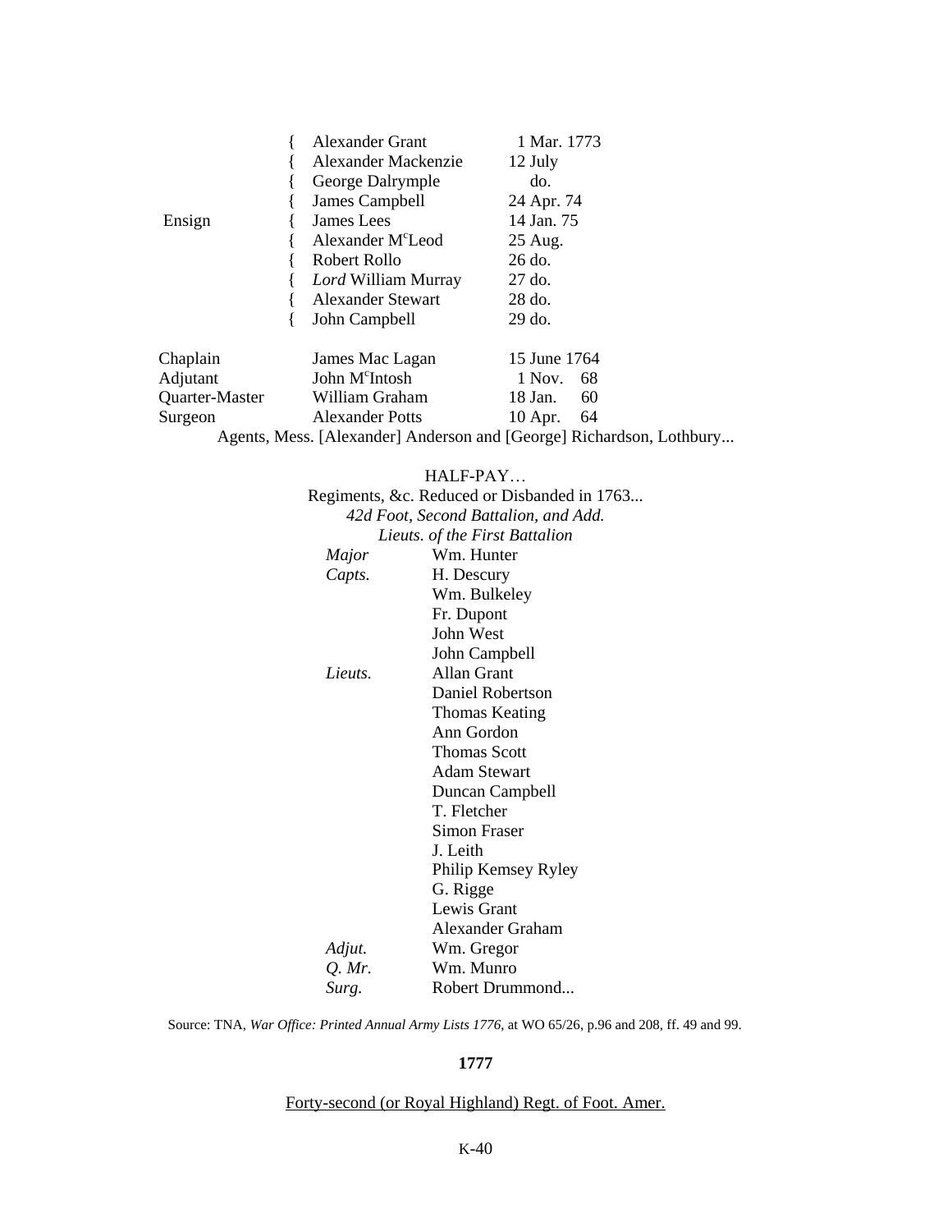| | | | |
|---|---|---|---|
| Ensign | { | Alexander Grant | 1 Mar. 1773 |
| | { | Alexander Mackenzie | 12 July |
| | { | George Dalrymple | do. |
| | { | James Campbell | 24 Apr. 74 |
| | { | James Lees | 14 Jan. 75 |
| | { | Alexander M[c]Leod | 25 Aug. |
| | { | Robert Rollo | 26 do. |
| | { | *Lord* William Murray | 27 do. |
| | { | Alexander Stewart | 28 do. |
| | { | John Campbell | 29 do. |

| | | |
|---|---|---|
| Chaplain | James Mac Lagan | 15 June 1764 |
| Adjutant | John M[c]Intosh | 1 Nov. 68 |
| Quarter-Master | William Graham | 18 Jan. 60 |
| Surgeon | Alexander Potts | 10 Apr. 64 |

Agents, Mess. [Alexander] Anderson and [George] Richardson, Lothbury...

HALF-PAY…

Regiments, &c. Reduced or Disbanded in 1763...

*42d Foot, Second Battalion, and Add.*
*Lieuts. of the First Battalion*

| | |
|---|---|
| *Major* | Wm. Hunter |
| *Capts.* | H. Descury |
| | Wm. Bulkeley |
| | Fr. Dupont |
| | John West |
| | John Campbell |
| *Lieuts.* | Allan Grant |
| | Daniel Robertson |
| | Thomas Keating |
| | Ann Gordon |
| | Thomas Scott |
| | Adam Stewart |
| | Duncan Campbell |
| | T. Fletcher |
| | Simon Fraser |
| | J. Leith |
| | Philip Kemsey Ryley |
| | G. Rigge |
| | Lewis Grant |
| | Alexander Graham |
| *Adjut.* | Wm. Gregor |
| *Q. Mr.* | Wm. Munro |
| *Surg.* | Robert Drummond... |

Source: TNA, *War Office: Printed Annual Army Lists 1776*, at WO 65/26, p.96 and 208, ff. 49 and 99.

**1777**

Forty-second (or Royal Highland) Regt. of Foot. Amer.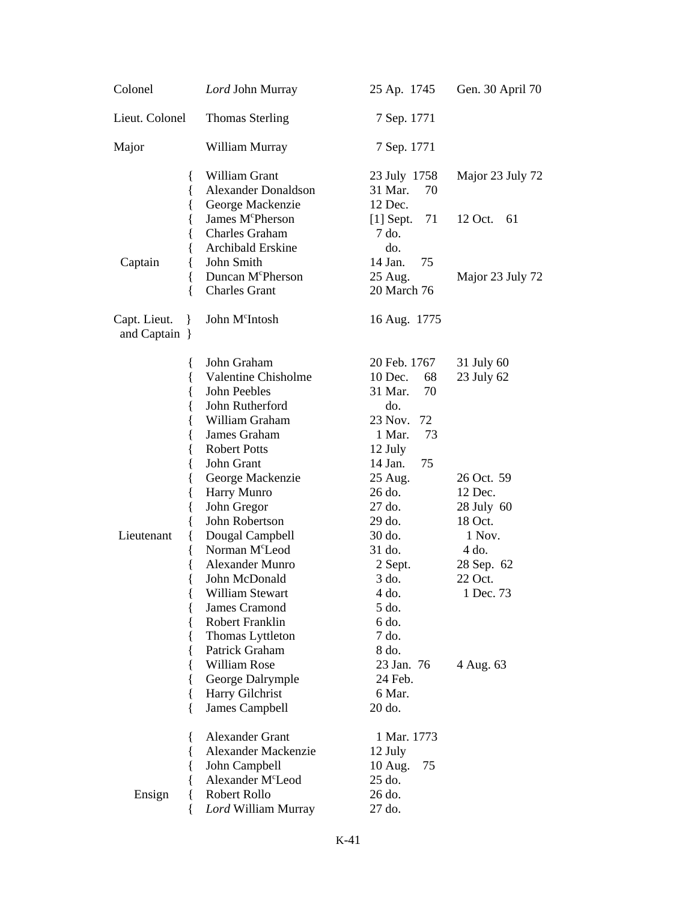| Rank | Name | Date of Commission | Army Rank |
|---|---|---|---|
| Colonel | *Lord* John Murray | 25 Ap. 1745 | Gen. 30 April 70 |
| Lieut. Colonel | Thomas Sterling | 7 Sep. 1771 | |
| Major | William Murray | 7 Sep. 1771 | |
| Captain | William Grant | 23 July 1758 | Major 23 July 72 |
| | Alexander Donaldson | 31 Mar. 70 | |
| | George Mackenzie | 12 Dec. | |
| | James McPherson | [1] Sept. 71 | 12 Oct. 61 |
| | Charles Graham | 7 do. | |
| | Archibald Erskine | do. | |
| | John Smith | 14 Jan. 75 | |
| | Duncan McPherson | 25 Aug. | Major 23 July 72 |
| | Charles Grant | 20 March 76 | |
| Capt. Lieut. and Captain | John McIntosh | 16 Aug. 1775 | |
| Lieutenant | John Graham | 20 Feb. 1767 | 31 July 60 |
| | Valentine Chisholme | 10 Dec. 68 | 23 July 62 |
| | John Peebles | 31 Mar. 70 | |
| | John Rutherford | do. | |
| | William Graham | 23 Nov. 72 | |
| | James Graham | 1 Mar. 73 | |
| | Robert Potts | 12 July | |
| | John Grant | 14 Jan. 75 | |
| | George Mackenzie | 25 Aug. | 26 Oct. 59 |
| | Harry Munro | 26 do. | 12 Dec. |
| | John Gregor | 27 do. | 28 July 60 |
| | John Robertson | 29 do. | 18 Oct. |
| | Dougal Campbell | 30 do. | 1 Nov. |
| | Norman McLeod | 31 do. | 4 do. |
| | Alexander Munro | 2 Sept. | 28 Sep. 62 |
| | John McDonald | 3 do. | 22 Oct. |
| | William Stewart | 4 do. | 1 Dec. 73 |
| | James Cramond | 5 do. | |
| | Robert Franklin | 6 do. | |
| | Thomas Lyttleton | 7 do. | |
| | Patrick Graham | 8 do. | |
| | William Rose | 23 Jan. 76 | 4 Aug. 63 |
| | George Dalrymple | 24 Feb. | |
| | Harry Gilchrist | 6 Mar. | |
| | James Campbell | 20 do. | |
| Ensign | Alexander Grant | 1 Mar. 1773 | |
| | Alexander Mackenzie | 12 July | |
| | John Campbell | 10 Aug. 75 | |
| | Alexander McLeod | 25 do. | |
| | Robert Rollo | 26 do. | |
| | *Lord* William Murray | 27 do. | |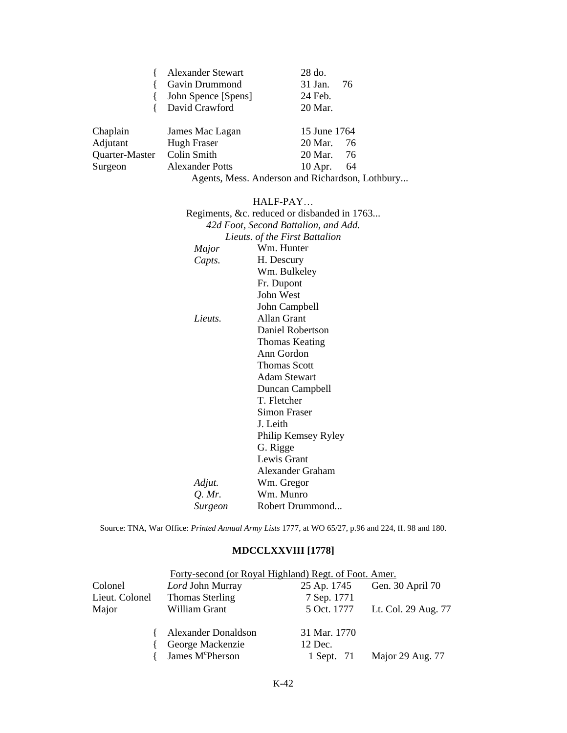| | | | |
|---|---|---|---|
| { | Alexander Stewart | 28 do. | |
| { | Gavin Drummond | 31 Jan. 76 | |
| { | John Spence [Spens] | 24 Feb. | |
| { | David Crawford | 20 Mar. | |

| | | |
|---|---|---|
| Chaplain | James Mac Lagan | 15 June 1764 |
| Adjutant | Hugh Fraser | 20 Mar. 76 |
| Quarter-Master | Colin Smith | 20 Mar. 76 |
| Surgeon | Alexander Potts | 10 Apr. 64 |

Agents, Mess. Anderson and Richardson, Lothbury...

HALF-PAY…

Regiments, &c. reduced or disbanded in 1763...

*42d Foot, Second Battalion, and Add. Lieuts. of the First Battalion*

| | |
|---|---|
| *Major* | Wm. Hunter |
| *Capts.* | H. Descury |
| | Wm. Bulkeley |
| | Fr. Dupont |
| | John West |
| | John Campbell |
| *Lieuts.* | Allan Grant |
| | Daniel Robertson |
| | Thomas Keating |
| | Ann Gordon |
| | Thomas Scott |
| | Adam Stewart |
| | Duncan Campbell |
| | T. Fletcher |
| | Simon Fraser |
| | J. Leith |
| | Philip Kemsey Ryley |
| | G. Rigge |
| | Lewis Grant |
| | Alexander Graham |
| *Adjut.* | Wm. Gregor |
| *Q. Mr.* | Wm. Munro |
| *Surgeon* | Robert Drummond... |

Source: TNA, War Office: *Printed Annual Army Lists* 1777, at WO 65/27, p.96 and 224, ff. 98 and 180.

## MDCCLXXVIII [1778]

Forty-second (or Royal Highland) Regt. of Foot. Amer.

| | | | |
|---|---|---|---|
| Colonel | *Lord* John Murray | 25 Ap. 1745 | Gen. 30 April 70 |
| Lieut. Colonel | Thomas Sterling | 7 Sep. 1771 | |
| Major | William Grant | 5 Oct. 1777 | Lt. Col. 29 Aug. 77 |

| | | | |
|---|---|---|---|
| { | Alexander Donaldson | 31 Mar. 1770 | |
| { | George Mackenzie | 12 Dec. | |
| { | James M[c]Pherson | 1 Sept. 71 | Major 29 Aug. 77 |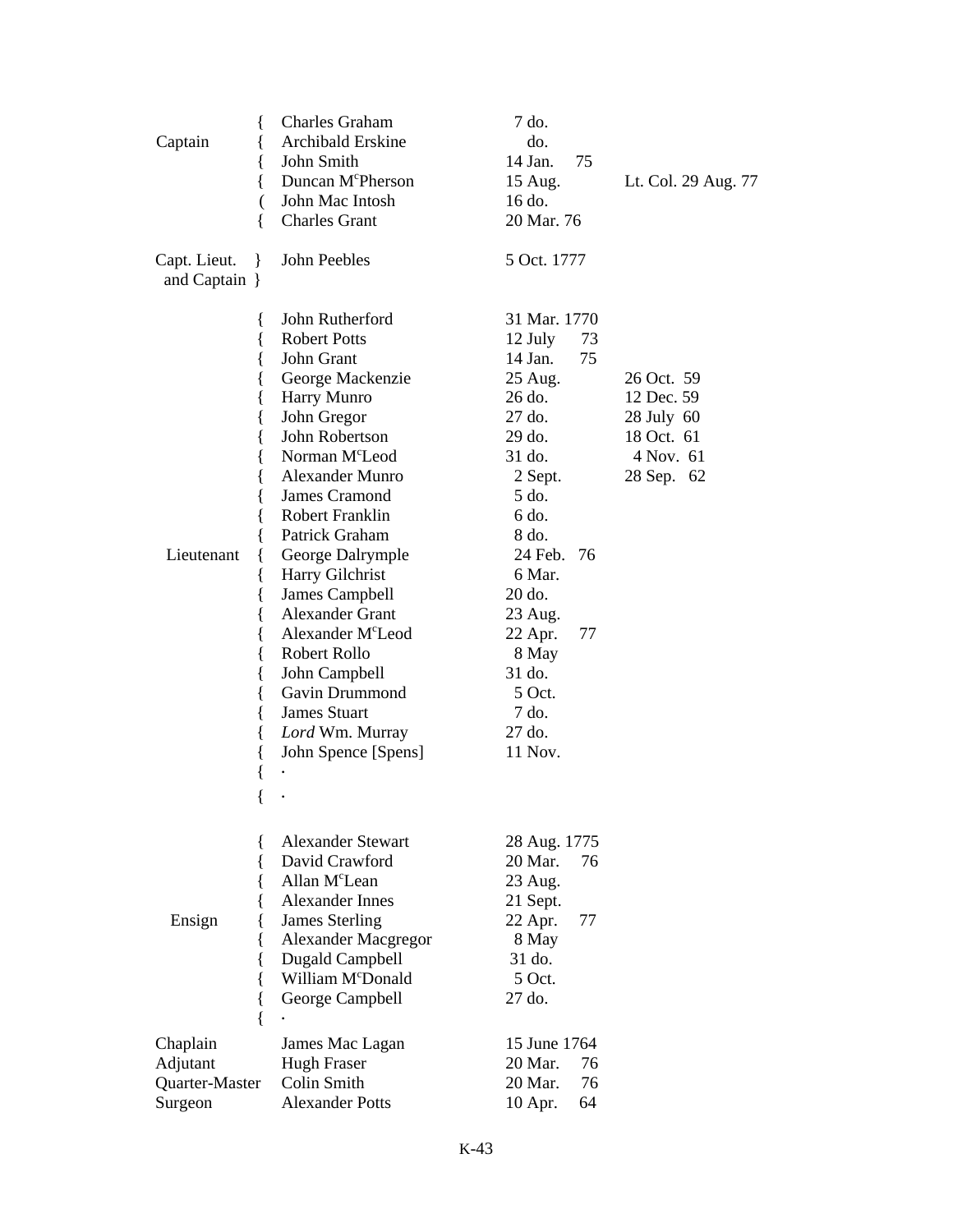| Rank | Name | Date of Commission | Army rank |
|---|---|---|---|
| Captain | Charles Graham | 7 do. | |
| | Archibald Erskine | do. | |
| | John Smith | 14 Jan. 75 | |
| | Duncan M$^{c}$Pherson | 15 Aug. | Lt. Col. 29 Aug. 77 |
| | John Mac Intosh | 16 do. | |
| | Charles Grant | 20 Mar. 76 | |
| Capt. Lieut. and Captain | John Peebles | 5 Oct. 1777 | |
| Lieutenant | John Rutherford | 31 Mar. 1770 | |
| | Robert Potts | 12 July 73 | |
| | John Grant | 14 Jan. 75 | |
| | George Mackenzie | 25 Aug. | 26 Oct. 59 |
| | Harry Munro | 26 do. | 12 Dec. 59 |
| | John Gregor | 27 do. | 28 July 60 |
| | John Robertson | 29 do. | 18 Oct. 61 |
| | Norman M$^{c}$Leod | 31 do. | 4 Nov. 61 |
| | Alexander Munro | 2 Sept. | 28 Sep. 62 |
| | James Cramond | 5 do. | |
| | Robert Franklin | 6 do. | |
| | Patrick Graham | 8 do. | |
| | George Dalrymple | 24 Feb. 76 | |
| | Harry Gilchrist | 6 Mar. | |
| | James Campbell | 20 do. | |
| | Alexander Grant | 23 Aug. | |
| | Alexander M$^{c}$Leod | 22 Apr. 77 | |
| | Robert Rollo | 8 May | |
| | John Campbell | 31 do. | |
| | Gavin Drummond | 5 Oct. | |
| | James Stuart | 7 do. | |
| | *Lord* Wm. Murray | 27 do. | |
| | John Spence [Spens] | 11 Nov. | |
| | . | | |
| | . | | |
| Ensign | Alexander Stewart | 28 Aug. 1775 | |
| | David Crawford | 20 Mar. 76 | |
| | Allan M$^{c}$Lean | 23 Aug. | |
| | Alexander Innes | 21 Sept. | |
| | James Sterling | 22 Apr. 77 | |
| | Alexander Macgregor | 8 May | |
| | Dugald Campbell | 31 do. | |
| | William M$^{c}$Donald | 5 Oct. | |
| | George Campbell | 27 do. | |
| | . | | |
| Chaplain | James Mac Lagan | 15 June 1764 | |
| Adjutant | Hugh Fraser | 20 Mar. 76 | |
| Quarter-Master | Colin Smith | 20 Mar. 76 | |
| Surgeon | Alexander Potts | 10 Apr. 64 | |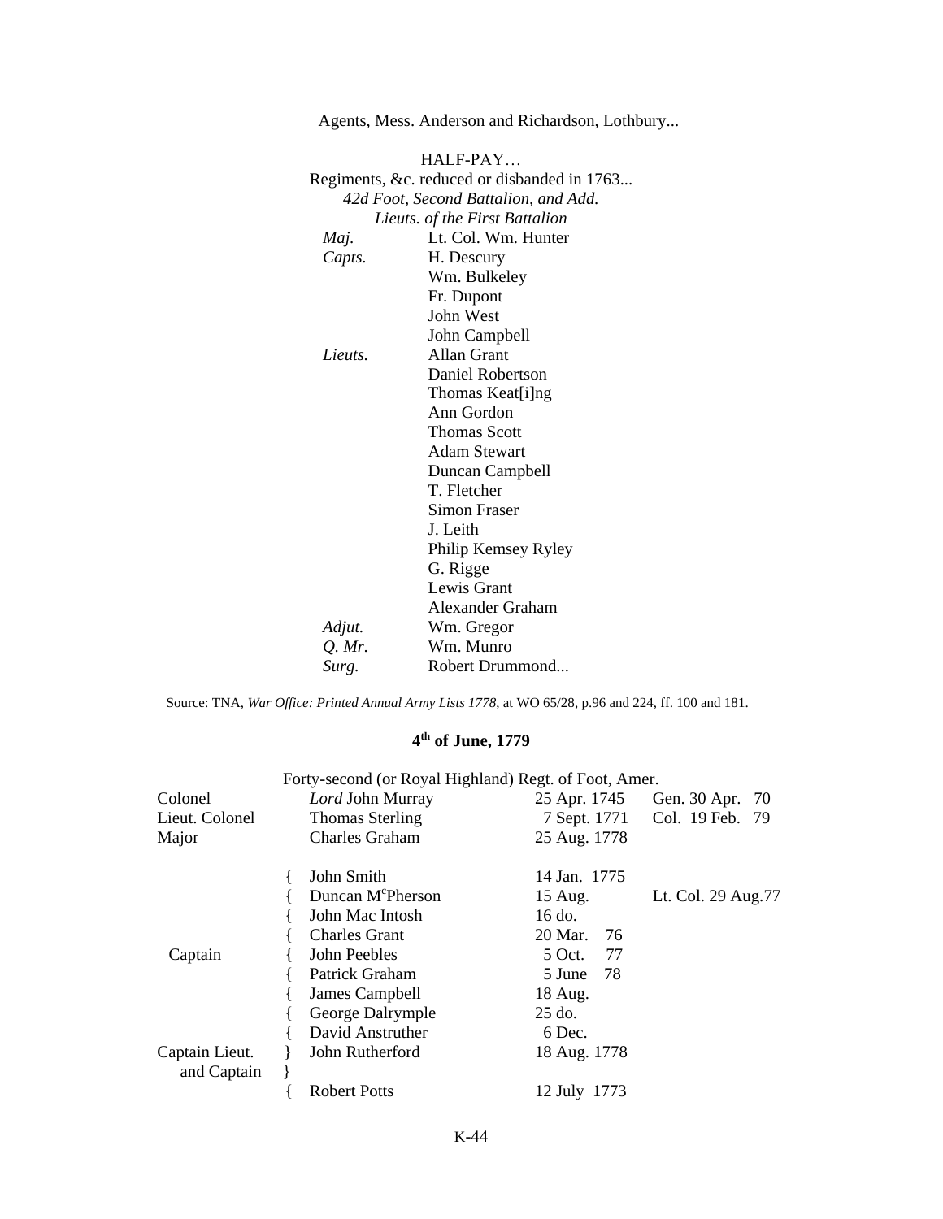Agents, Mess. Anderson and Richardson, Lothbury...

HALF-PAY…
Regiments, &c. reduced or disbanded in 1763...
*42d Foot, Second Battalion, and Add.*
*Lieuts. of the First Battalion*

| | |
|---|---|
| *Maj.* | Lt. Col. Wm. Hunter |
| *Capts.* | H. Descury |
| | Wm. Bulkeley |
| | Fr. Dupont |
| | John West |
| | John Campbell |
| *Lieuts.* | Allan Grant |
| | Daniel Robertson |
| | Thomas Keat[i]ng |
| | Ann Gordon |
| | Thomas Scott |
| | Adam Stewart |
| | Duncan Campbell |
| | T. Fletcher |
| | Simon Fraser |
| | J. Leith |
| | Philip Kemsey Ryley |
| | G. Rigge |
| | Lewis Grant |
| | Alexander Graham |
| *Adjut.* | Wm. Gregor |
| *Q. Mr.* | Wm. Munro |
| *Surg.* | Robert Drummond... |

Source: TNA, *War Office: Printed Annual Army Lists 1778*, at WO 65/28, p.96 and 224, ff. 100 and 181.

## 4th of June, 1779

Forty-second (or Royal Highland) Regt. of Foot, Amer.

| | | | |
|---|---|---|---|
| Colonel | *Lord* John Murray | 25 Apr. 1745 | Gen. 30 Apr. 70 |
| Lieut. Colonel | Thomas Sterling | 7 Sept. 1771 | Col. 19 Feb. 79 |
| Major | Charles Graham | 25 Aug. 1778 | |
| Captain | John Smith | 14 Jan. 1775 | |
| | Duncan M^cPherson | 15 Aug. | Lt. Col. 29 Aug.77 |
| | John Mac Intosh | 16 do. | |
| | Charles Grant | 20 Mar. 76 | |
| | John Peebles | 5 Oct. 77 | |
| | Patrick Graham | 5 June 78 | |
| | James Campbell | 18 Aug. | |
| | George Dalrymple | 25 do. | |
| | David Anstruther | 6 Dec. | |
| Captain Lieut. and Captain | John Rutherford | 18 Aug. 1778 | |
| | Robert Potts | 12 July 1773 | |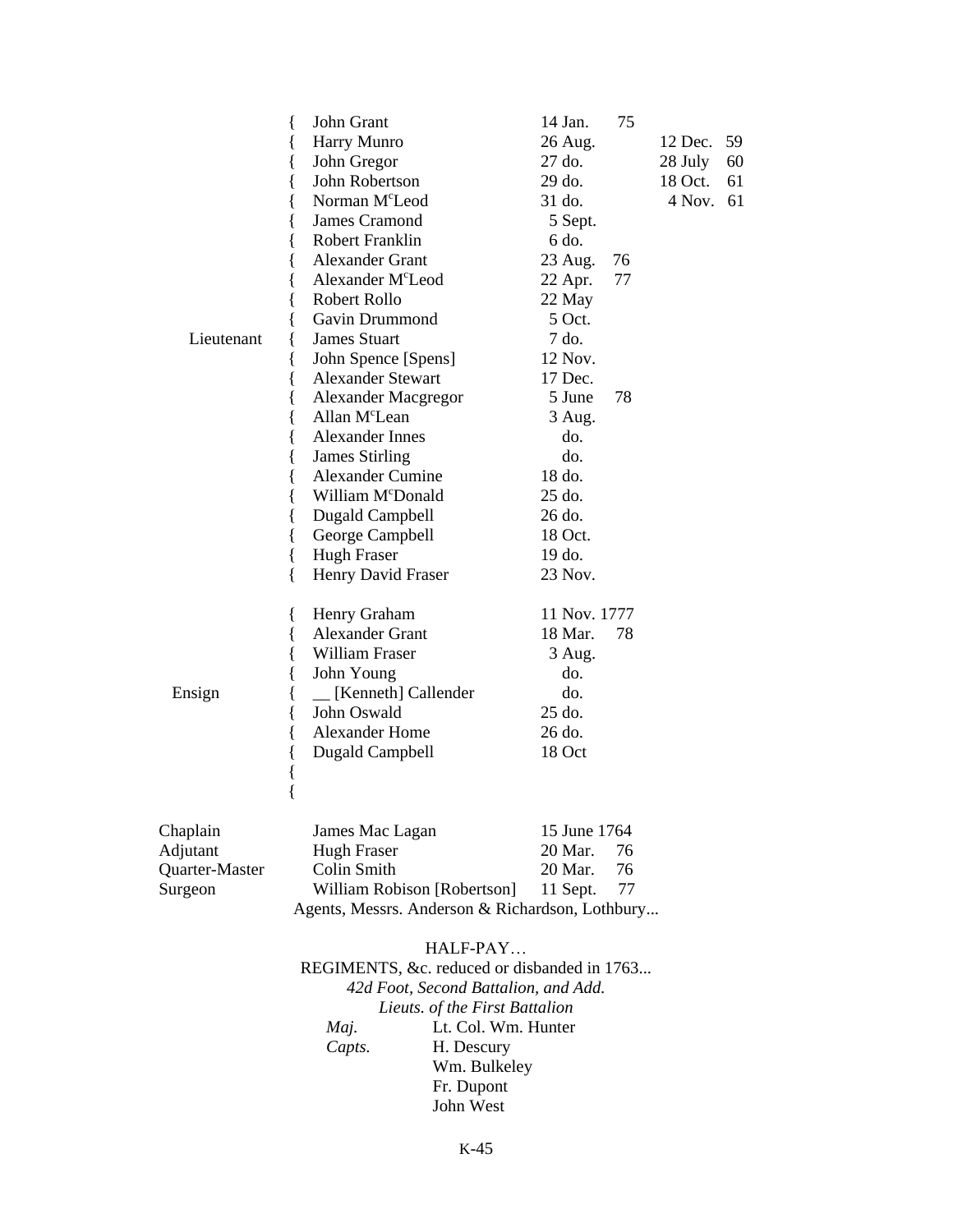| Rank | Name | Date in Regiment | | In the Army | |
|---|---|---|---|---|---|
| | John Grant | 14 Jan. | 75 | | |
| | Harry Munro | 26 Aug. | | 12 Dec. | 59 |
| | John Gregor | 27 do. | | 28 July | 60 |
| | John Robertson | 29 do. | | 18 Oct. | 61 |
| | Norman McLeod | 31 do. | | 4 Nov. | 61 |
| | James Cramond | 5 Sept. | | | |
| | Robert Franklin | 6 do. | | | |
| | Alexander Grant | 23 Aug. | 76 | | |
| | Alexander McLeod | 22 Apr. | 77 | | |
| | Robert Rollo | 22 May | | | |
| | Gavin Drummond | 5 Oct. | | | |
| Lieutenant | James Stuart | 7 do. | | | |
| | John Spence [Spens] | 12 Nov. | | | |
| | Alexander Stewart | 17 Dec. | | | |
| | Alexander Macgregor | 5 June | 78 | | |
| | Allan McLean | 3 Aug. | | | |
| | Alexander Innes | do. | | | |
| | James Stirling | do. | | | |
| | Alexander Cumine | 18 do. | | | |
| | William McDonald | 25 do. | | | |
| | Dugald Campbell | 26 do. | | | |
| | George Campbell | 18 Oct. | | | |
| | Hugh Fraser | 19 do. | | | |
| | Henry David Fraser | 23 Nov. | | | |
| | Henry Graham | 11 Nov. 1777 | | | |
| | Alexander Grant | 18 Mar. | 78 | | |
| | William Fraser | 3 Aug. | | | |
| | John Young | do. | | | |
| Ensign | __ [Kenneth] Callender | do. | | | |
| | John Oswald | 25 do. | | | |
| | Alexander Home | 26 do. | | | |
| | Dugald Campbell | 18 Oct | | | |
| Chaplain | James Mac Lagan | 15 June 1764 | | | |
| Adjutant | Hugh Fraser | 20 Mar. | 76 | | |
| Quarter-Master | Colin Smith | 20 Mar. | 76 | | |
| Surgeon | William Robison [Robertson] | 11 Sept. | 77 | | |

Agents, Messrs. Anderson & Richardson, Lothbury...

HALF-PAY…

REGIMENTS, &c. reduced or disbanded in 1763...

*42d Foot, Second Battalion, and Add. Lieuts. of the First Battalion*

| | |
|---|---|
| *Maj.* | Lt. Col. Wm. Hunter |
| *Capts.* | H. Descury |
| | Wm. Bulkeley |
| | Fr. Dupont |
| | John West |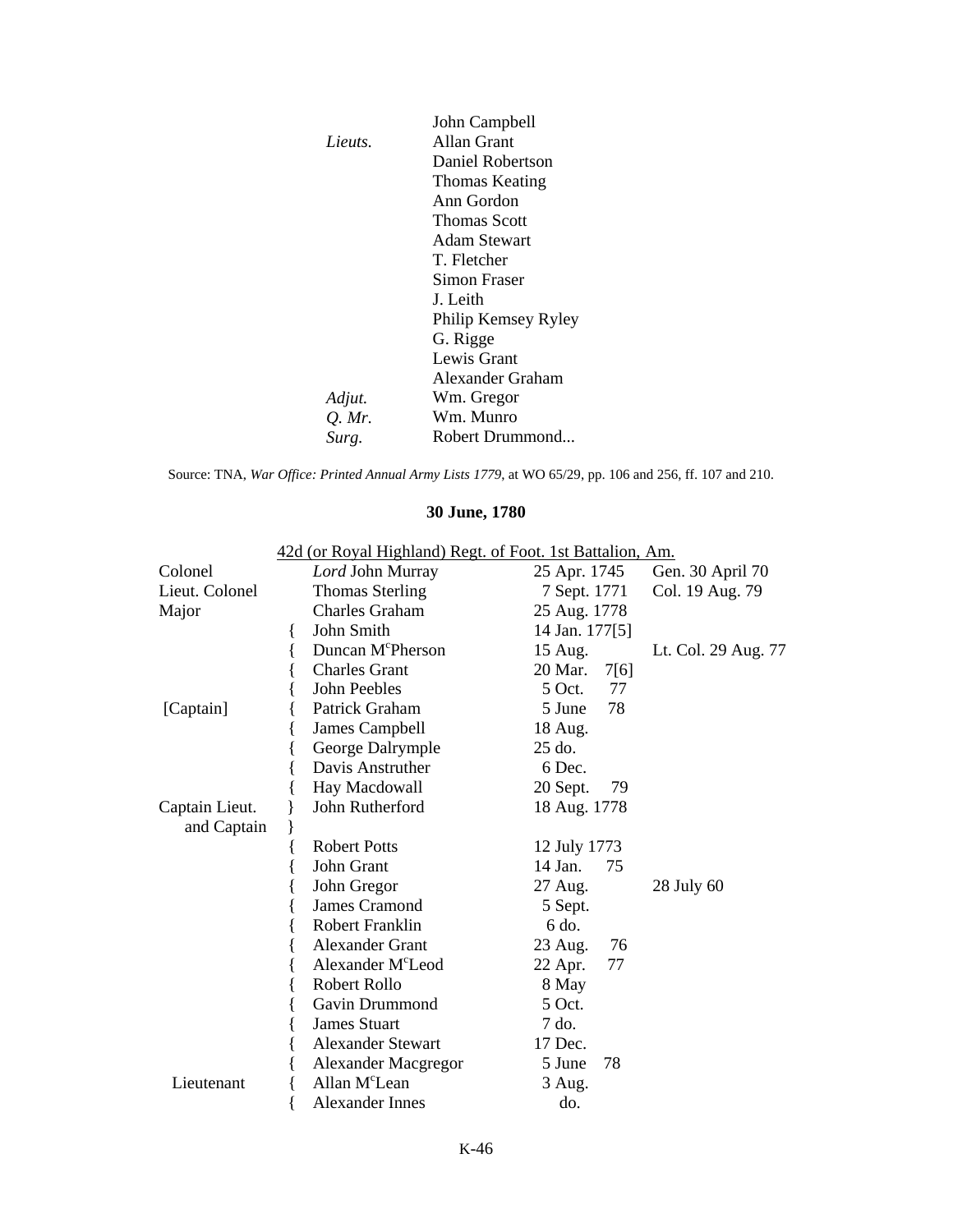| | |
|---|---|
| | John Campbell |
| *Lieuts.* | Allan Grant |
| | Daniel Robertson |
| | Thomas Keating |
| | Ann Gordon |
| | Thomas Scott |
| | Adam Stewart |
| | T. Fletcher |
| | Simon Fraser |
| | J. Leith |
| | Philip Kemsey Ryley |
| | G. Rigge |
| | Lewis Grant |
| | Alexander Graham |
| *Adjut.* | Wm. Gregor |
| *Q. Mr.* | Wm. Munro |
| *Surg.* | Robert Drummond... |

Source: TNA, *War Office: Printed Annual Army Lists 1779*, at WO 65/29, pp. 106 and 256, ff. 107 and 210.

**30 June, 1780**

42d (or Royal Highland) Regt. of Foot. 1st Battalion, Am.

| | | | | |
|---|---|---|---|---|
| Colonel | | *Lord* John Murray | 25 Apr. 1745 | Gen. 30 April 70 |
| Lieut. Colonel | | Thomas Sterling | 7 Sept. 1771 | Col. 19 Aug. 79 |
| Major | | Charles Graham | 25 Aug. 1778 | |
| | { | John Smith | 14 Jan. 177[5] | |
| | { | Duncan M^c^Pherson | 15 Aug. | Lt. Col. 29 Aug. 77 |
| | { | Charles Grant | 20 Mar. 7[6] | |
| | { | John Peebles | 5 Oct. 77 | |
| [Captain] | { | Patrick Graham | 5 June 78 | |
| | { | James Campbell | 18 Aug. | |
| | { | George Dalrymple | 25 do. | |
| | { | Davis Anstruther | 6 Dec. | |
| | { | Hay Macdowall | 20 Sept. 79 | |
| Captain Lieut. and Captain | } | John Rutherford | 18 Aug. 1778 | |
| | { | Robert Potts | 12 July 1773 | |
| | { | John Grant | 14 Jan. 75 | |
| | { | John Gregor | 27 Aug. | 28 July 60 |
| | { | James Cramond | 5 Sept. | |
| | { | Robert Franklin | 6 do. | |
| | { | Alexander Grant | 23 Aug. 76 | |
| | { | Alexander M^c^Leod | 22 Apr. 77 | |
| | { | Robert Rollo | 8 May | |
| | { | Gavin Drummond | 5 Oct. | |
| | { | James Stuart | 7 do. | |
| | { | Alexander Stewart | 17 Dec. | |
| | { | Alexander Macgregor | 5 June 78 | |
| Lieutenant | { | Allan M^c^Lean | 3 Aug. | |
| | { | Alexander Innes | do. | |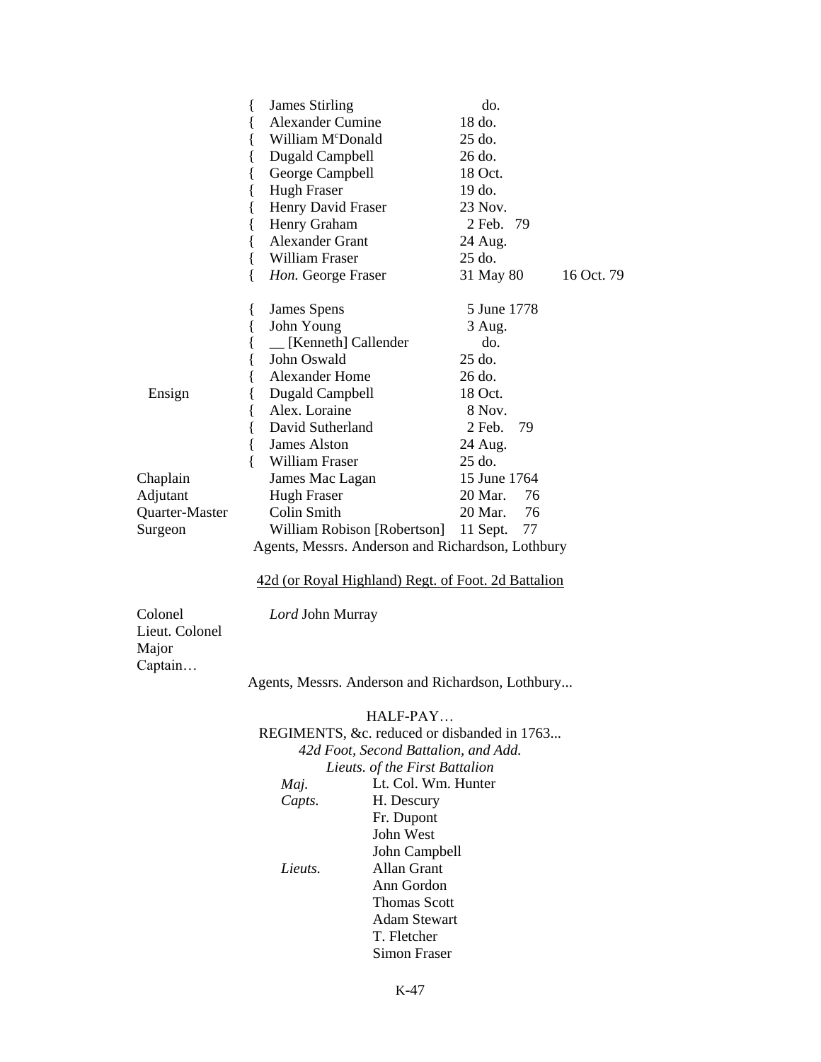| | | | |
|---|---|---|---|
| | { James Stirling | do. | |
| | { Alexander Cumine | 18 do. | |
| | { William M[c]Donald | 25 do. | |
| | { Dugald Campbell | 26 do. | |
| | { George Campbell | 18 Oct. | |
| | { Hugh Fraser | 19 do. | |
| | { Henry David Fraser | 23 Nov. | |
| | { Henry Graham | 2 Feb. 79 | |
| | { Alexander Grant | 24 Aug. | |
| | { William Fraser | 25 do. | |
| | { *Hon.* George Fraser | 31 May 80 | 16 Oct. 79 |
| | { James Spens | 5 June 1778 | |
| | { John Young | 3 Aug. | |
| | { __ [Kenneth] Callender | do. | |
| | { John Oswald | 25 do. | |
| | { Alexander Home | 26 do. | |
| Ensign | { Dugald Campbell | 18 Oct. | |
| | { Alex. Loraine | 8 Nov. | |
| | { David Sutherland | 2 Feb. 79 | |
| | { James Alston | 24 Aug. | |
| | { William Fraser | 25 do. | |
| Chaplain | James Mac Lagan | 15 June 1764 | |
| Adjutant | Hugh Fraser | 20 Mar. 76 | |
| Quarter-Master | Colin Smith | 20 Mar. 76 | |
| Surgeon | William Robison [Robertson] | 11 Sept. 77 | |

Agents, Messrs. Anderson and Richardson, Lothbury

42d (or Royal Highland) Regt. of Foot. 2d Battalion

Colonel *Lord* John Murray
Lieut. Colonel
Major
Captain…

Agents, Messrs. Anderson and Richardson, Lothbury...

HALF-PAY…

REGIMENTS, &c. reduced or disbanded in 1763...

*42d Foot, Second Battalion, and Add. Lieuts. of the First Battalion*

| | |
|---|---|
| *Maj.* | Lt. Col. Wm. Hunter |
| *Capts.* | H. Descury |
| | Fr. Dupont |
| | John West |
| | John Campbell |
| *Lieuts.* | Allan Grant |
| | Ann Gordon |
| | Thomas Scott |
| | Adam Stewart |
| | T. Fletcher |
| | Simon Fraser |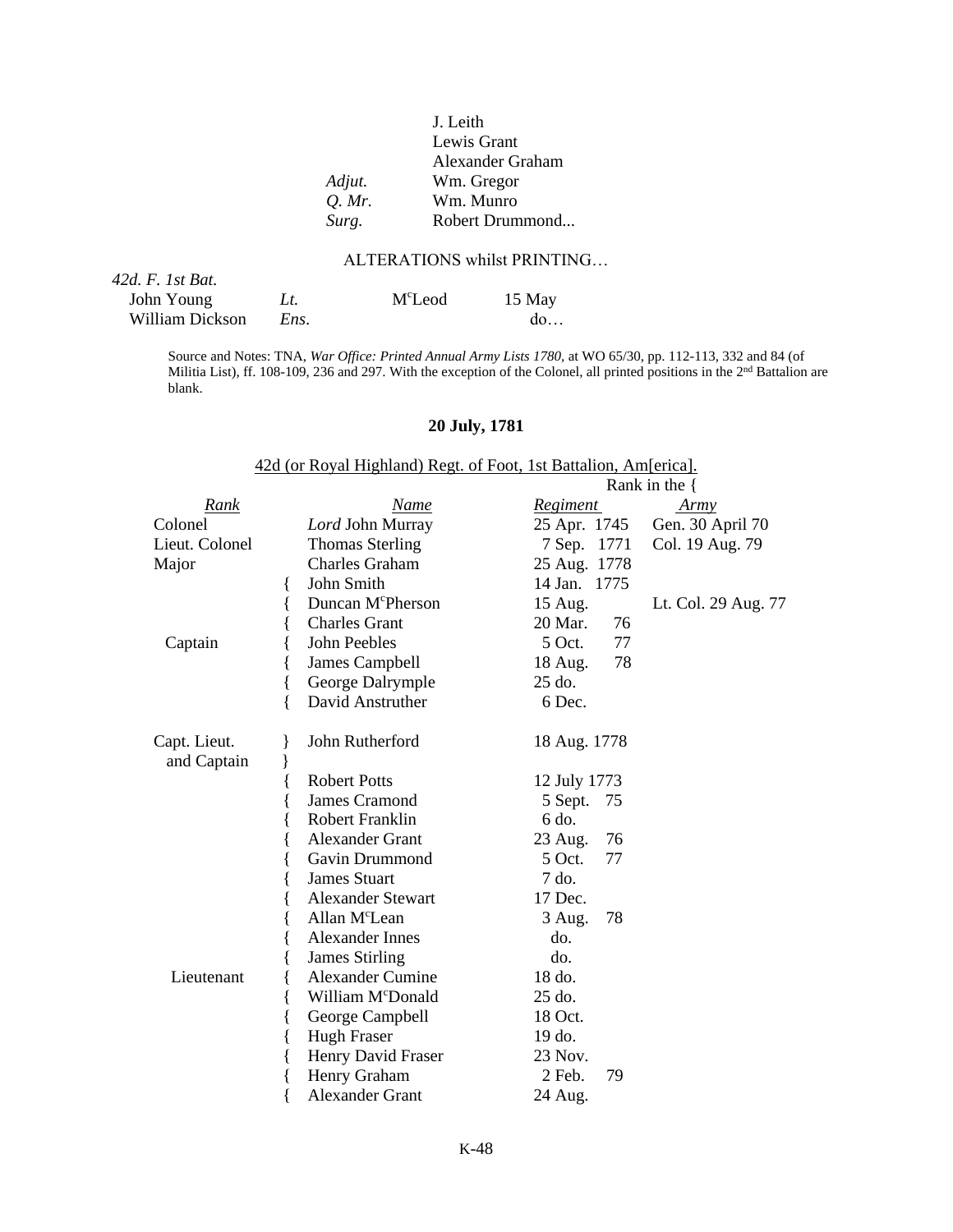| | |
|---|---|
| | J. Leith |
| | Lewis Grant |
| | Alexander Graham |
| *Adjut.* | Wm. Gregor |
| *Q. Mr.* | Wm. Munro |
| *Surg.* | Robert Drummond... |

ALTERATIONS whilst PRINTING…

*42d. F. 1st Bat.*

| | | | |
|---|---|---|---|
| John Young | *Lt.* | M[c]Leod | 15 May |
| William Dickson | *Ens.* | | do… |

Source and Notes: TNA, *War Office: Printed Annual Army Lists 1780*, at WO 65/30, pp. 112-113, 332 and 84 (of Militia List), ff. 108-109, 236 and 297. With the exception of the Colonel, all printed positions in the 2nd Battalion are blank.

**20 July, 1781**

42d (or Royal Highland) Regt. of Foot, 1st Battalion, Am[erica].

| Rank | | Name | Rank in the { Regiment | Army |
|---|---|---|---|---|
| Colonel | | *Lord* John Murray | 25 Apr. 1745 | Gen. 30 April 70 |
| Lieut. Colonel | | Thomas Sterling | 7 Sep. 1771 | Col. 19 Aug. 79 |
| Major | | Charles Graham | 25 Aug. 1778 | |
| | { | John Smith | 14 Jan. 1775 | |
| | { | Duncan M[c]Pherson | 15 Aug. | Lt. Col. 29 Aug. 77 |
| | { | Charles Grant | 20 Mar. 76 | |
| Captain | { | John Peebles | 5 Oct. 77 | |
| | { | James Campbell | 18 Aug. 78 | |
| | { | George Dalrymple | 25 do. | |
| | { | David Anstruther | 6 Dec. | |
| Capt. Lieut. and Captain | } | John Rutherford | 18 Aug. 1778 | |
| | { | Robert Potts | 12 July 1773 | |
| | { | James Cramond | 5 Sept. 75 | |
| | { | Robert Franklin | 6 do. | |
| | { | Alexander Grant | 23 Aug. 76 | |
| | { | Gavin Drummond | 5 Oct. 77 | |
| | { | James Stuart | 7 do. | |
| | { | Alexander Stewart | 17 Dec. | |
| | { | Allan M[c]Lean | 3 Aug. 78 | |
| | { | Alexander Innes | do. | |
| | { | James Stirling | do. | |
| Lieutenant | { | Alexander Cumine | 18 do. | |
| | { | William M[c]Donald | 25 do. | |
| | { | George Campbell | 18 Oct. | |
| | { | Hugh Fraser | 19 do. | |
| | { | Henry David Fraser | 23 Nov. | |
| | { | Henry Graham | 2 Feb. 79 | |
| | { | Alexander Grant | 24 Aug. | |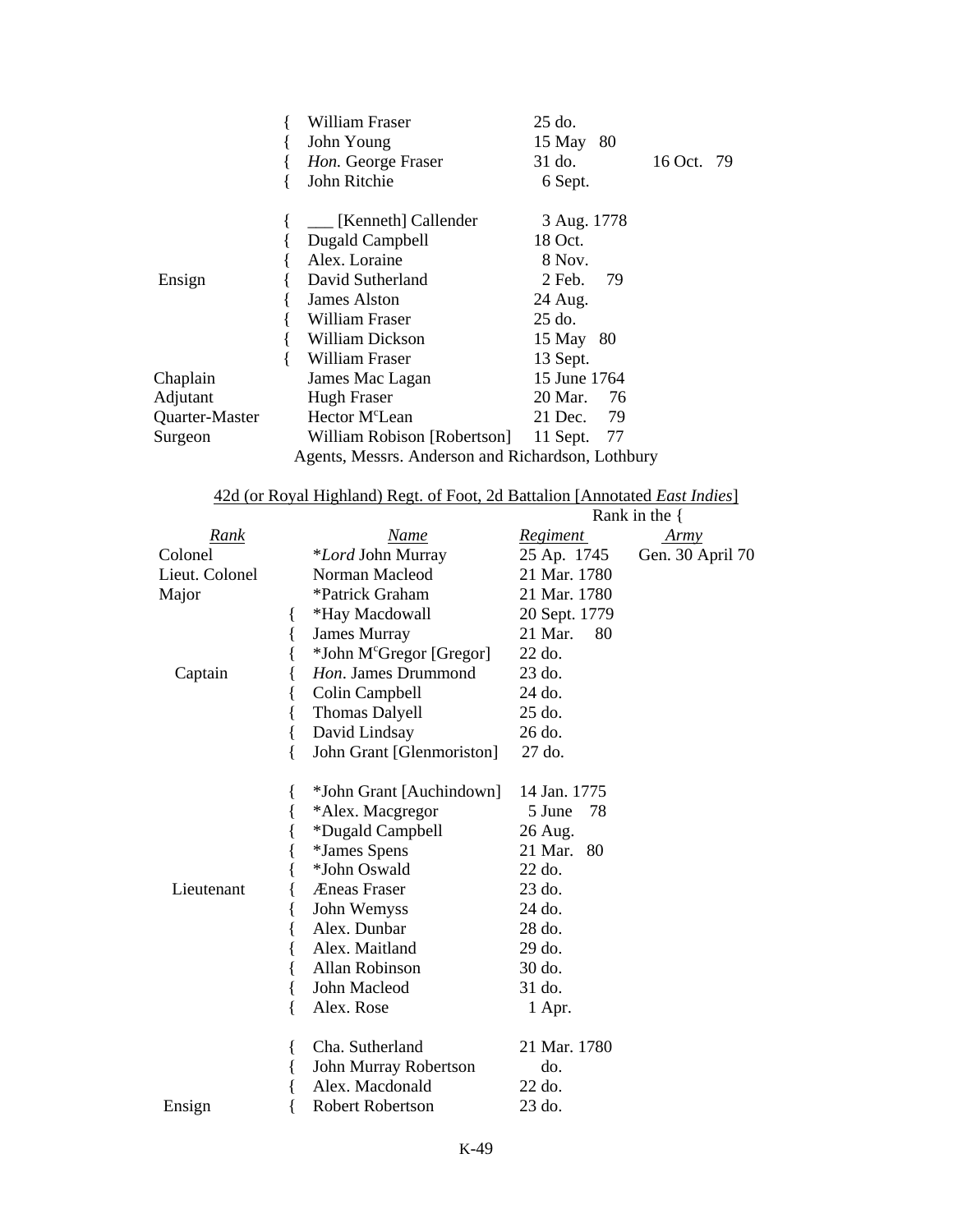| | | | |
|---|---|---|---|
| | { William Fraser | 25 do. | |
| | { John Young | 15 May 80 | |
| | { *Hon.* George Fraser | 31 do. | 16 Oct. 79 |
| | { John Ritchie | 6 Sept. | |
| | | | |
| | { ___ [Kenneth] Callender | 3 Aug. 1778 | |
| | { Dugald Campbell | 18 Oct. | |
| | { Alex. Loraine | 8 Nov. | |
| Ensign | { David Sutherland | 2 Feb. 79 | |
| | { James Alston | 24 Aug. | |
| | { William Fraser | 25 do. | |
| | { William Dickson | 15 May 80 | |
| | { William Fraser | 13 Sept. | |
| Chaplain | James Mac Lagan | 15 June 1764 | |
| Adjutant | Hugh Fraser | 20 Mar. 76 | |
| Quarter-Master | Hector M[c]Lean | 21 Dec. 79 | |
| Surgeon | William Robison [Robertson] | 11 Sept. 77 | |

Agents, Messrs. Anderson and Richardson, Lothbury

## 42d (or Royal Highland) Regt. of Foot, 2d Battalion [Annotated *East Indies*]

| Rank | Name | Rank in the { Regiment | Army |
|---|---|---|---|
| Colonel | \*Lord John Murray | 25 Ap. 1745 | Gen. 30 April 70 |
| Lieut. Colonel | Norman Macleod | 21 Mar. 1780 | |
| Major | \*Patrick Graham | 21 Mar. 1780 | |
| | { \*Hay Macdowall | 20 Sept. 1779 | |
| | { James Murray | 21 Mar. 80 | |
| | { \*John M[c]Gregor [Gregor] | 22 do. | |
| Captain | { *Hon*. James Drummond | 23 do. | |
| | { Colin Campbell | 24 do. | |
| | { Thomas Dalyell | 25 do. | |
| | { David Lindsay | 26 do. | |
| | { John Grant [Glenmoriston] | 27 do. | |
| | | | |
| | { \*John Grant [Auchindown] | 14 Jan. 1775 | |
| | { \*Alex. Macgregor | 5 June 78 | |
| | { \*Dugald Campbell | 26 Aug. | |
| | { \*James Spens | 21 Mar. 80 | |
| | { \*John Oswald | 22 do. | |
| Lieutenant | { Æneas Fraser | 23 do. | |
| | { John Wemyss | 24 do. | |
| | { Alex. Dunbar | 28 do. | |
| | { Alex. Maitland | 29 do. | |
| | { Allan Robinson | 30 do. | |
| | { John Macleod | 31 do. | |
| | { Alex. Rose | 1 Apr. | |
| | | | |
| | { Cha. Sutherland | 21 Mar. 1780 | |
| | { John Murray Robertson | do. | |
| | { Alex. Macdonald | 22 do. | |
| Ensign | { Robert Robertson | 23 do. | |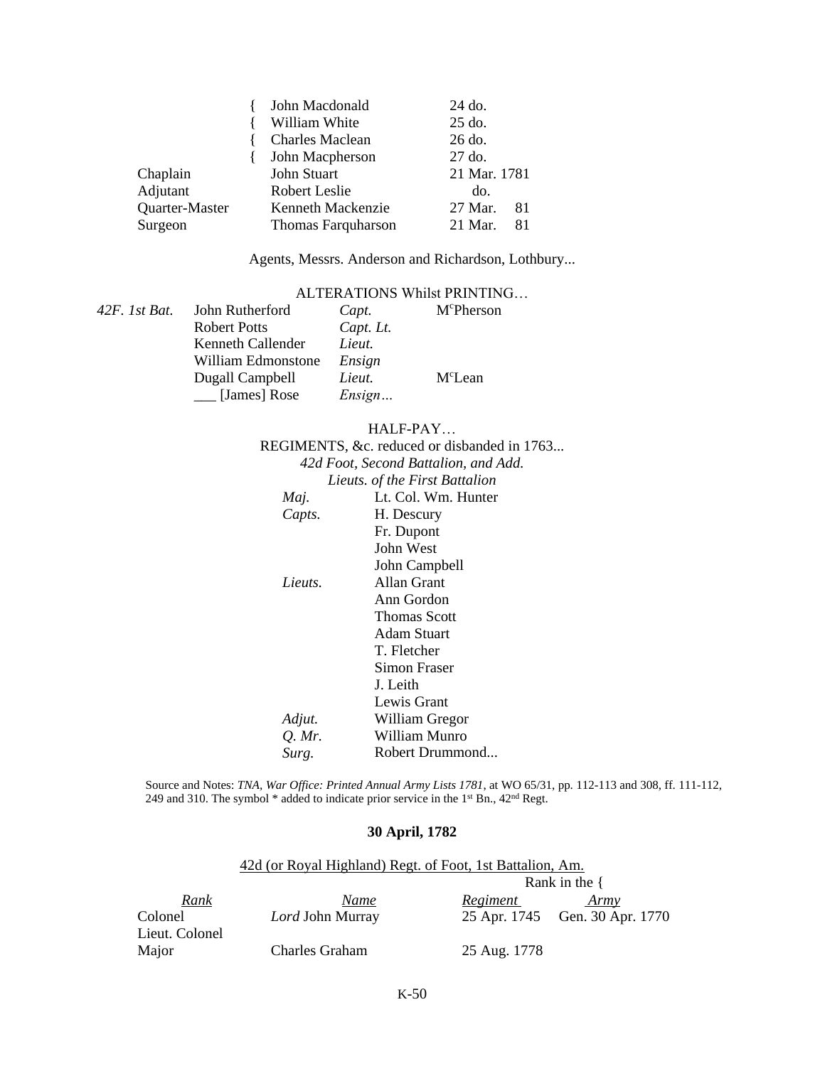| | | | |
|---|---|---|---|
| | { | John Macdonald | 24 do. |
| | { | William White | 25 do. |
| | { | Charles Maclean | 26 do. |
| | { | John Macpherson | 27 do. |
| Chaplain | | John Stuart | 21 Mar. 1781 |
| Adjutant | | Robert Leslie | do. |
| Quarter-Master | | Kenneth Mackenzie | 27 Mar. 81 |
| Surgeon | | Thomas Farquharson | 21 Mar. 81 |

Agents, Messrs. Anderson and Richardson, Lothbury...

ALTERATIONS Whilst PRINTING…

| | | | |
|---|---|---|---|
| *42F. 1st Bat.* | John Rutherford | *Capt.* | McPherson |
| | Robert Potts | *Capt. Lt.* | |
| | Kenneth Callender | *Lieut.* | |
| | William Edmonstone | *Ensign* | |
| | Dugall Campbell | *Lieut.* | McLean |
| | ___ [James] Rose | *Ensign…* | |

HALF-PAY…

REGIMENTS, &c. reduced or disbanded in 1763...

*42d Foot, Second Battalion, and Add.*
*Lieuts. of the First Battalion*

| | |
|---|---|
| *Maj.* | Lt. Col. Wm. Hunter |
| *Capts.* | H. Descury |
| | Fr. Dupont |
| | John West |
| | John Campbell |
| *Lieuts.* | Allan Grant |
| | Ann Gordon |
| | Thomas Scott |
| | Adam Stuart |
| | T. Fletcher |
| | Simon Fraser |
| | J. Leith |
| | Lewis Grant |
| *Adjut.* | William Gregor |
| *Q. Mr.* | William Munro |
| *Surg.* | Robert Drummond... |

Source and Notes: *TNA, War Office: Printed Annual Army Lists 1781*, at WO 65/31, pp. 112-113 and 308, ff. 111-112, 249 and 310. The symbol * added to indicate prior service in the 1st Bn., 42nd Regt.

**30 April, 1782**

42d (or Royal Highland) Regt. of Foot, 1st Battalion, Am.

| Rank | Name | Rank in the { Regiment | Army |
|---|---|---|---|
| Colonel | *Lord* John Murray | 25 Apr. 1745 | Gen. 30 Apr. 1770 |
| Lieut. Colonel | | | |
| Major | Charles Graham | 25 Aug. 1778 | |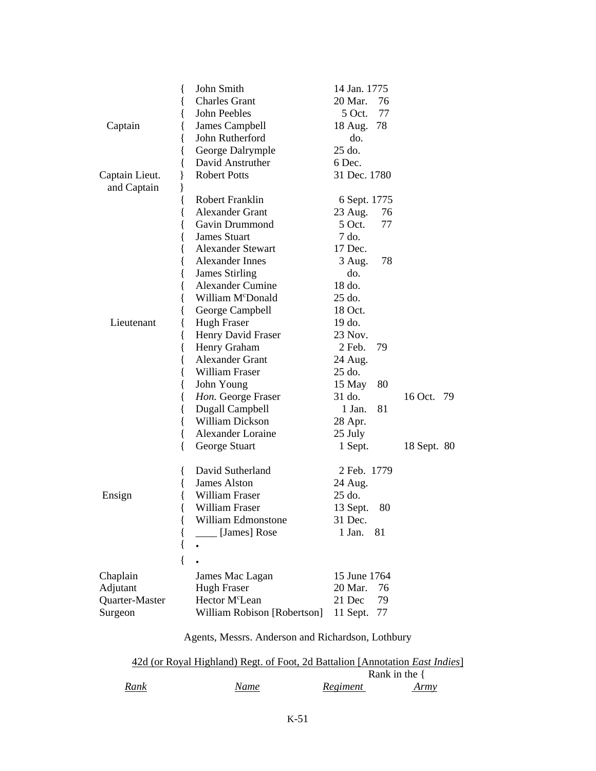| Rank | | Name | Regiment | Army |
|---|---|---|---|---|
| Captain | { | John Smith | 14 Jan. 1775 | |
| | { | Charles Grant | 20 Mar. 76 | |
| | { | John Peebles | 5 Oct. 77 | |
| | { | James Campbell | 18 Aug. 78 | |
| | { | John Rutherford | do. | |
| | { | George Dalrymple | 25 do. | |
| | { | David Anstruther | 6 Dec. | |
| Captain Lieut. and Captain | } | Robert Potts | 31 Dec. 1780 | |
| Lieutenant | { | Robert Franklin | 6 Sept. 1775 | |
| | { | Alexander Grant | 23 Aug. 76 | |
| | { | Gavin Drummond | 5 Oct. 77 | |
| | { | James Stuart | 7 do. | |
| | { | Alexander Stewart | 17 Dec. | |
| | { | Alexander Innes | 3 Aug. 78 | |
| | { | James Stirling | do. | |
| | { | Alexander Cumine | 18 do. | |
| | { | William M[c]Donald | 25 do. | |
| | { | George Campbell | 18 Oct. | |
| | { | Hugh Fraser | 19 do. | |
| | { | Henry David Fraser | 23 Nov. | |
| | { | Henry Graham | 2 Feb. 79 | |
| | { | Alexander Grant | 24 Aug. | |
| | { | William Fraser | 25 do. | |
| | { | John Young | 15 May 80 | |
| | { | *Hon.* George Fraser | 31 do. | 16 Oct. 79 |
| | { | Dugall Campbell | 1 Jan. 81 | |
| | { | William Dickson | 28 Apr. | |
| | { | Alexander Loraine | 25 July | |
| | { | George Stuart | 1 Sept. | 18 Sept. 80 |
| Ensign | { | David Sutherland | 2 Feb. 1779 | |
| | { | James Alston | 24 Aug. | |
| | { | William Fraser | 25 do. | |
| | { | William Fraser | 13 Sept. 80 | |
| | { | William Edmonstone | 31 Dec. | |
| | { | ____ [James] Rose | 1 Jan. 81 | |
| | { | • | | |
| | { | • | | |
| Chaplain | | James Mac Lagan | 15 June 1764 | |
| Adjutant | | Hugh Fraser | 20 Mar. 76 | |
| Quarter-Master | | Hector M[c]Lean | 21 Dec 79 | |
| Surgeon | | William Robison [Robertson] | 11 Sept. 77 | |

Agents, Messrs. Anderson and Richardson, Lothbury

42d (or Royal Highland) Regt. of Foot, 2d Battalion [Annotation *East Indies*]

| Rank | Name | Rank in the { Regiment | Army |
|---|---|---|---|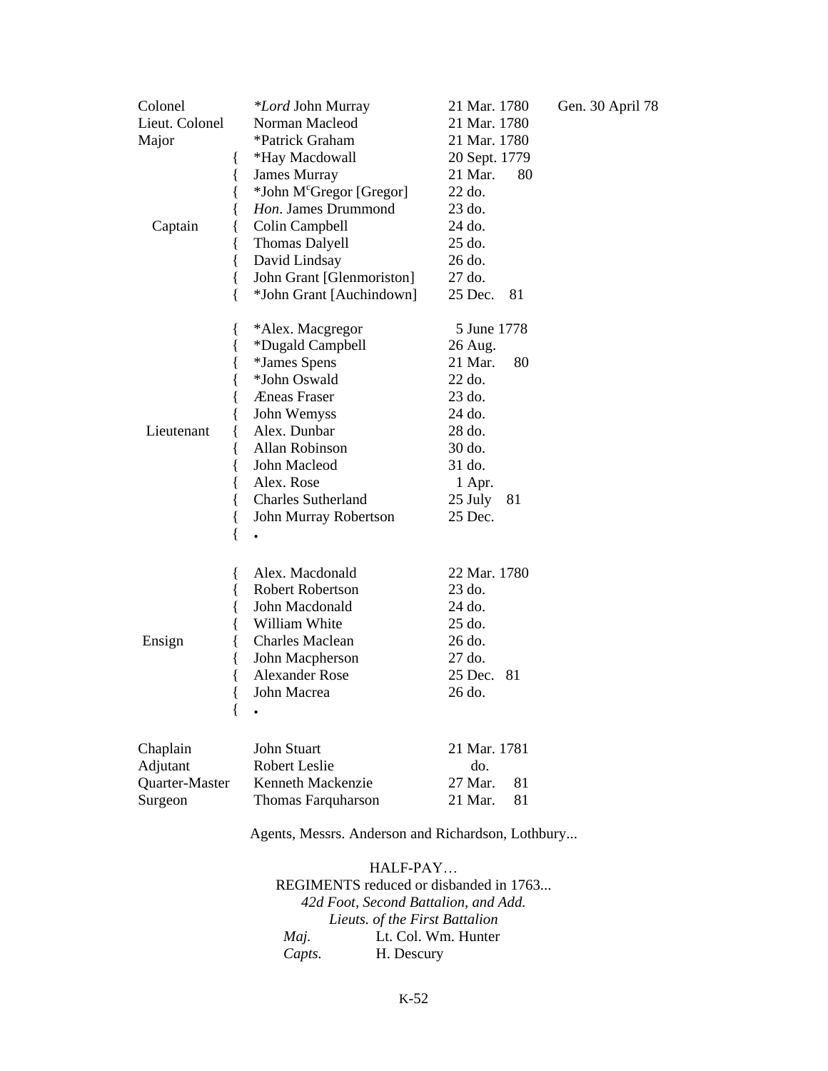| Rank | Name | Date | |
|---|---|---|---|
| Colonel | **Lord* John Murray | 21 Mar. 1780 | Gen. 30 April 78 |
| Lieut. Colonel | Norman Macleod | 21 Mar. 1780 | |
| Major | *Patrick Graham | 21 Mar. 1780 | |
| Captain | *Hay Macdowall | 20 Sept. 1779 | |
| | James Murray | 21 Mar. 80 | |
| | *John M^c^Gregor [Gregor] | 22 do. | |
| | *Hon*. James Drummond | 23 do. | |
| | Colin Campbell | 24 do. | |
| | Thomas Dalyell | 25 do. | |
| | David Lindsay | 26 do. | |
| | John Grant [Glenmoriston] | 27 do. | |
| | *John Grant [Auchindown] | 25 Dec. 81 | |
| Lieutenant | *Alex. Macgregor | 5 June 1778 | |
| | *Dugald Campbell | 26 Aug. | |
| | *James Spens | 21 Mar. 80 | |
| | *John Oswald | 22 do. | |
| | Æneas Fraser | 23 do. | |
| | John Wemyss | 24 do. | |
| | Alex. Dunbar | 28 do. | |
| | Allan Robinson | 30 do. | |
| | John Macleod | 31 do. | |
| | Alex. Rose | 1 Apr. | |
| | Charles Sutherland | 25 July 81 | |
| | John Murray Robertson | 25 Dec. | |
| | • | | |
| Ensign | Alex. Macdonald | 22 Mar. 1780 | |
| | Robert Robertson | 23 do. | |
| | John Macdonald | 24 do. | |
| | William White | 25 do. | |
| | Charles Maclean | 26 do. | |
| | John Macpherson | 27 do. | |
| | Alexander Rose | 25 Dec. 81 | |
| | John Macrea | 26 do. | |
| | • | | |
| Chaplain | John Stuart | 21 Mar. 1781 | |
| Adjutant | Robert Leslie | do. | |
| Quarter-Master | Kenneth Mackenzie | 27 Mar. 81 | |
| Surgeon | Thomas Farquharson | 21 Mar. 81 | |

Agents, Messrs. Anderson and Richardson, Lothbury...

HALF-PAY…

REGIMENTS reduced or disbanded in 1763...

*42d Foot, Second Battalion, and Add.*
*Lieuts. of the First Battalion*

| | |
|---|---|
| *Maj.* | Lt. Col. Wm. Hunter |
| *Capts.* | H. Descury |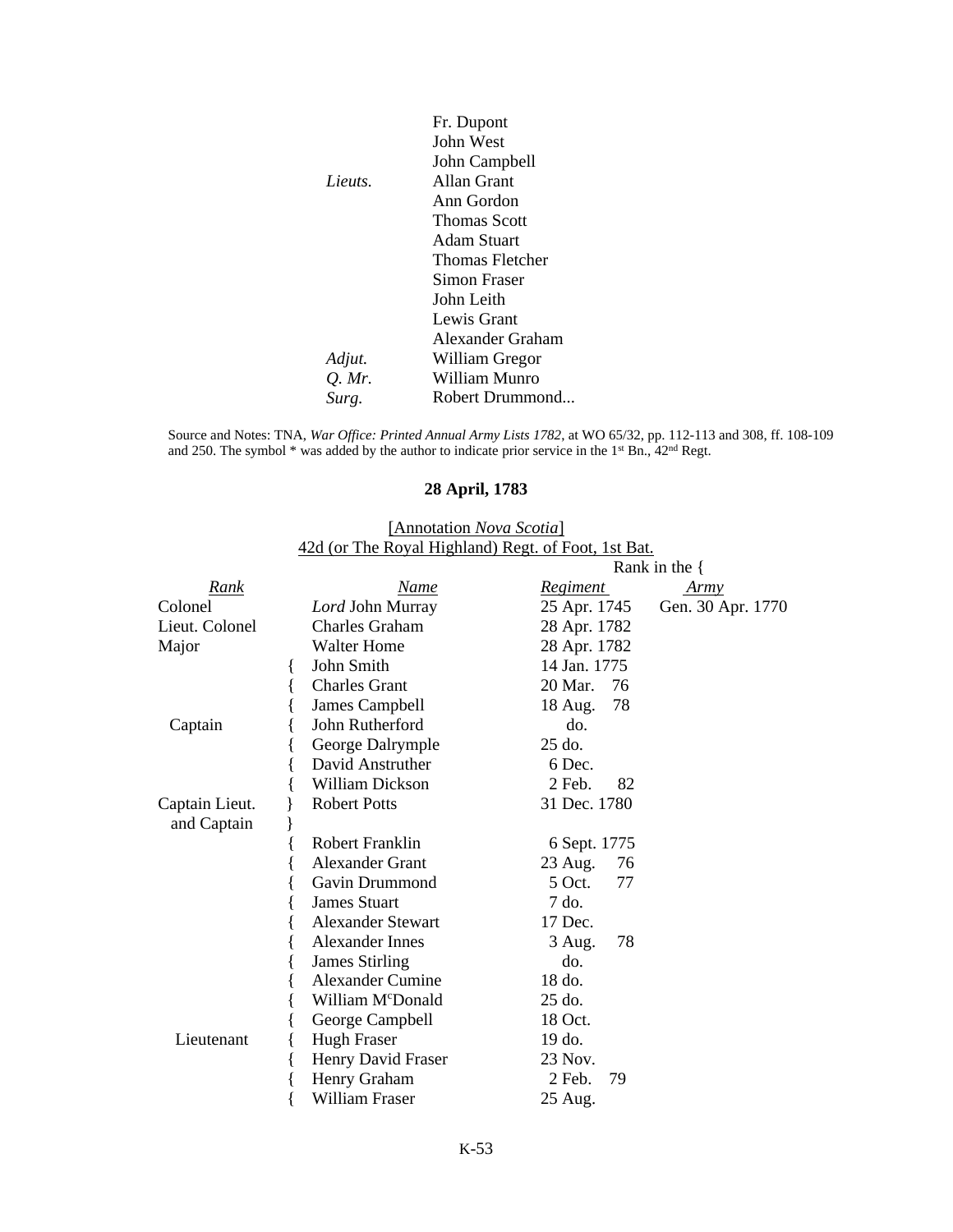| | |
|---|---|
| | Fr. Dupont |
| | John West |
| | John Campbell |
| *Lieuts.* | Allan Grant |
| | Ann Gordon |
| | Thomas Scott |
| | Adam Stuart |
| | Thomas Fletcher |
| | Simon Fraser |
| | John Leith |
| | Lewis Grant |
| | Alexander Graham |
| *Adjut.* | William Gregor |
| *Q. Mr.* | William Munro |
| *Surg.* | Robert Drummond... |

Source and Notes: TNA, *War Office: Printed Annual Army Lists 1782*, at WO 65/32, pp. 112-113 and 308, ff. 108-109 and 250. The symbol * was added by the author to indicate prior service in the 1st Bn., 42nd Regt.

## 28 April, 1783

[Annotation *Nova Scotia*]
42d (or The Royal Highland) Regt. of Foot, 1st Bat.

| *Rank* | *Name* | Rank in the { *Regiment* | *Army* |
|---|---|---|---|
| Colonel | *Lord* John Murray | 25 Apr. 1745 | Gen. 30 Apr. 1770 |
| Lieut. Colonel | Charles Graham | 28 Apr. 1782 | |
| Major | Walter Home | 28 Apr. 1782 | |
| Captain | { John Smith | 14 Jan. 1775 | |
| | { Charles Grant | 20 Mar. 76 | |
| | { James Campbell | 18 Aug. 78 | |
| | { John Rutherford | do. | |
| | { George Dalrymple | 25 do. | |
| | { David Anstruther | 6 Dec. | |
| | { William Dickson | 2 Feb. 82 | |
| Captain Lieut. and Captain | } Robert Potts | 31 Dec. 1780 | |
| Lieutenant | { Robert Franklin | 6 Sept. 1775 | |
| | { Alexander Grant | 23 Aug. 76 | |
| | { Gavin Drummond | 5 Oct. 77 | |
| | { James Stuart | 7 do. | |
| | { Alexander Stewart | 17 Dec. | |
| | { Alexander Innes | 3 Aug. 78 | |
| | { James Stirling | do. | |
| | { Alexander Cumine | 18 do. | |
| | { William McDonald | 25 do. | |
| | { George Campbell | 18 Oct. | |
| | { Hugh Fraser | 19 do. | |
| | { Henry David Fraser | 23 Nov. | |
| | { Henry Graham | 2 Feb. 79 | |
| | { William Fraser | 25 Aug. | |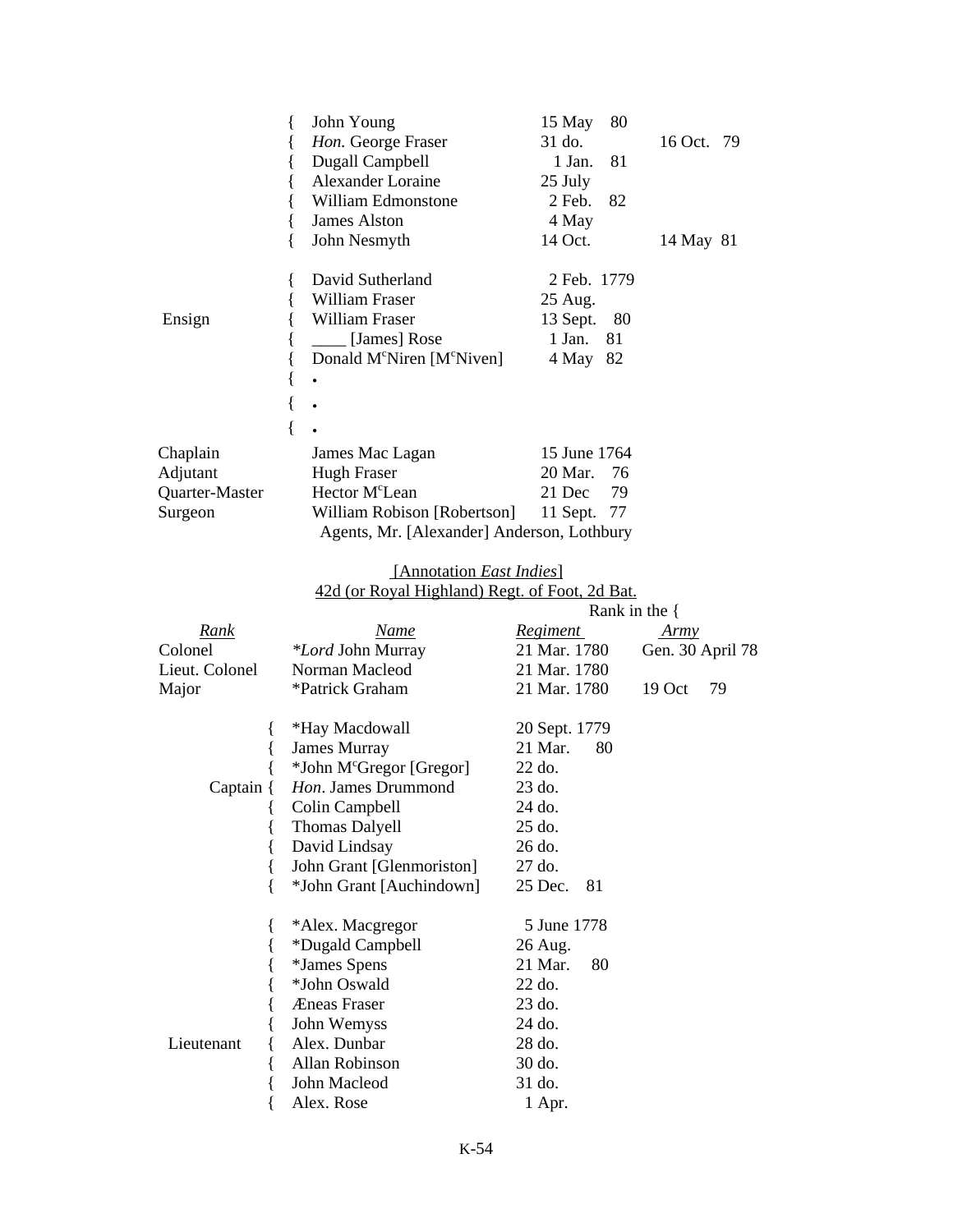| | | | |
|---|---|---|---|
| | { John Young | 15 May 80 | |
| | { *Hon.* George Fraser | 31 do. | 16 Oct. 79 |
| | { Dugall Campbell | 1 Jan. 81 | |
| | { Alexander Loraine | 25 July | |
| | { William Edmonstone | 2 Feb. 82 | |
| | { James Alston | 4 May | |
| | { John Nesmyth | 14 Oct. | 14 May 81 |
| | { David Sutherland | 2 Feb. 1779 | |
| | { William Fraser | 25 Aug. | |
| Ensign | { William Fraser | 13 Sept. 80 | |
| | { ____ [James] Rose | 1 Jan. 81 | |
| | { Donald M^c^Niren [M^c^Niven] | 4 May 82 | |
| | { • | | |
| | { • | | |
| | { • | | |
| Chaplain | James Mac Lagan | 15 June 1764 | |
| Adjutant | Hugh Fraser | 20 Mar. 76 | |
| Quarter-Master | Hector M^c^Lean | 21 Dec 79 | |
| Surgeon | William Robison [Robertson] | 11 Sept. 77 | |

Agents, Mr. [Alexander] Anderson, Lothbury

[Annotation *East Indies*]

42d (or Royal Highland) Regt. of Foot, 2d Bat.

| Rank | Name | Rank in the { Regiment | Army |
|---|---|---|---|
| Colonel | **Lord* John Murray | 21 Mar. 1780 | Gen. 30 April 78 |
| Lieut. Colonel | Norman Macleod | 21 Mar. 1780 | |
| Major | *Patrick Graham | 21 Mar. 1780 | 19 Oct 79 |
| | { *Hay Macdowall | 20 Sept. 1779 | |
| | { James Murray | 21 Mar. 80 | |
| | { *John M^c^Gregor [Gregor] | 22 do. | |
| Captain | { *Hon*. James Drummond | 23 do. | |
| | { Colin Campbell | 24 do. | |
| | { Thomas Dalyell | 25 do. | |
| | { David Lindsay | 26 do. | |
| | { John Grant [Glenmoriston] | 27 do. | |
| | { *John Grant [Auchindown] | 25 Dec. 81 | |
| | { *Alex. Macgregor | 5 June 1778 | |
| | { *Dugald Campbell | 26 Aug. | |
| | { *James Spens | 21 Mar. 80 | |
| | { *John Oswald | 22 do. | |
| | { Æneas Fraser | 23 do. | |
| | { John Wemyss | 24 do. | |
| Lieutenant | { Alex. Dunbar | 28 do. | |
| | { Allan Robinson | 30 do. | |
| | { John Macleod | 31 do. | |
| | { Alex. Rose | 1 Apr. | |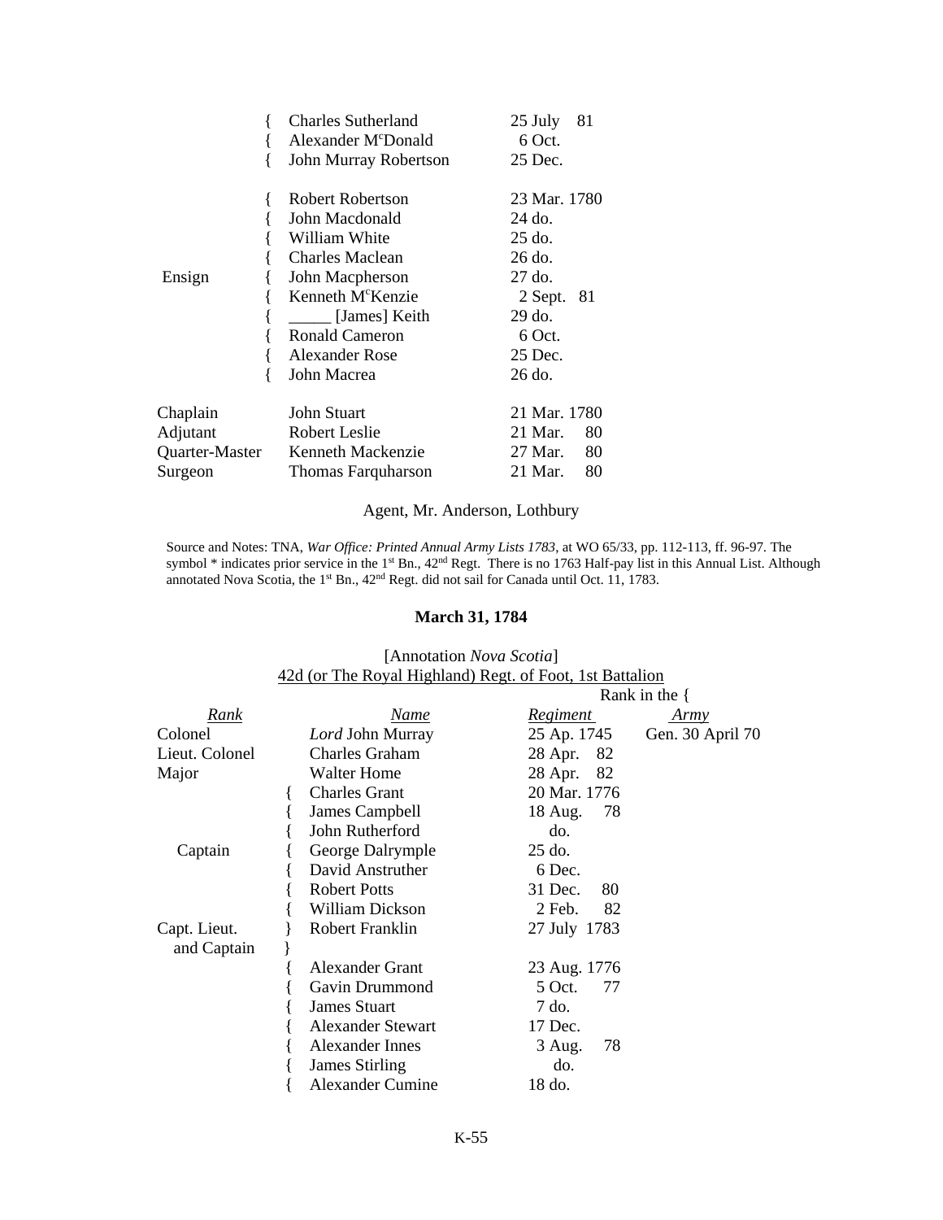| | | |
|---|---|---|
| { | Charles Sutherland | 25 July 81 |
| { | Alexander M[c]Donald | 6 Oct. |
| { | John Murray Robertson | 25 Dec. |
| | | |
| { | Robert Robertson | 23 Mar. 1780 |
| { | John Macdonald | 24 do. |
| { | William White | 25 do. |
| { | Charles Maclean | 26 do. |
| Ensign { | John Macpherson | 27 do. |
| { | Kenneth M[c]Kenzie | 2 Sept. 81 |
| { | _____ [James] Keith | 29 do. |
| { | Ronald Cameron | 6 Oct. |
| { | Alexander Rose | 25 Dec. |
| { | John Macrea | 26 do. |
| | | |
| Chaplain | John Stuart | 21 Mar. 1780 |
| Adjutant | Robert Leslie | 21 Mar. 80 |
| Quarter-Master | Kenneth Mackenzie | 27 Mar. 80 |
| Surgeon | Thomas Farquharson | 21 Mar. 80 |

Agent, Mr. Anderson, Lothbury

Source and Notes: TNA, *War Office: Printed Annual Army Lists 1783*, at WO 65/33, pp. 112-113, ff. 96-97. The symbol * indicates prior service in the 1st Bn., 42nd Regt. There is no 1763 Half-pay list in this Annual List. Although annotated Nova Scotia, the 1st Bn., 42nd Regt. did not sail for Canada until Oct. 11, 1783.

## March 31, 1784

[Annotation *Nova Scotia*]
42d (or The Royal Highland) Regt. of Foot, 1st Battalion

| | | Rank in the { | |
|---|---|---|---|
| *Rank* | *Name* | *Regiment* | *Army* |
| Colonel | *Lord* John Murray | 25 Ap. 1745 | Gen. 30 April 70 |
| Lieut. Colonel | Charles Graham | 28 Apr. 82 | |
| Major | Walter Home | 28 Apr. 82 | |
| { | Charles Grant | 20 Mar. 1776 | |
| { | James Campbell | 18 Aug. 78 | |
| { | John Rutherford | do. | |
| Captain { | George Dalrymple | 25 do. | |
| { | David Anstruther | 6 Dec. | |
| { | Robert Potts | 31 Dec. 80 | |
| { | William Dickson | 2 Feb. 82 | |
| Capt. Lieut. and Captain } | Robert Franklin | 27 July 1783 | |
| { | Alexander Grant | 23 Aug. 1776 | |
| { | Gavin Drummond | 5 Oct. 77 | |
| { | James Stuart | 7 do. | |
| { | Alexander Stewart | 17 Dec. | |
| { | Alexander Innes | 3 Aug. 78 | |
| { | James Stirling | do. | |
| { | Alexander Cumine | 18 do. | |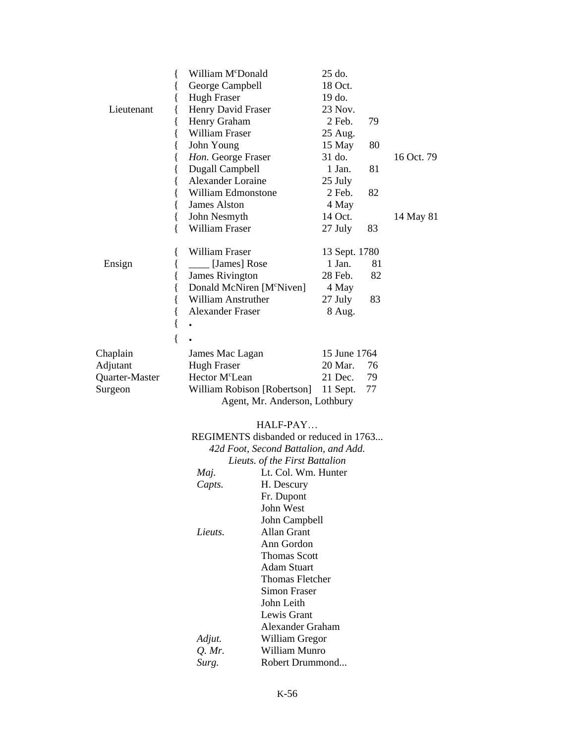| Rank | | Name | Date | Year | Army rank |
|---|---|---|---|---|---|
| | { | William M<sup>c</sup>Donald | 25 do. | | |
| | { | George Campbell | 18 Oct. | | |
| | { | Hugh Fraser | 19 do. | | |
| Lieutenant | { | Henry David Fraser | 23 Nov. | | |
| | { | Henry Graham | 2 Feb. | 79 | |
| | { | William Fraser | 25 Aug. | | |
| | { | John Young | 15 May | 80 | |
| | { | *Hon.* George Fraser | 31 do. | | 16 Oct. 79 |
| | { | Dugall Campbell | 1 Jan. | 81 | |
| | { | Alexander Loraine | 25 July | | |
| | { | William Edmonstone | 2 Feb. | 82 | |
| | { | James Alston | 4 May | | |
| | { | John Nesmyth | 14 Oct. | | 14 May 81 |
| | { | William Fraser | 27 July | 83 | |
| | { | William Fraser | 13 Sept. 1780 | | |
| Ensign | { | ____ [James] Rose | 1 Jan. | 81 | |
| | { | James Rivington | 28 Feb. | 82 | |
| | { | Donald McNiren [McNiven] | 4 May | | |
| | { | William Anstruther | 27 July | 83 | |
| | { | Alexander Fraser | 8 Aug. | | |
| | { | • | | | |
| | { | • | | | |
| Chaplain | | James Mac Lagan | 15 June 1764 | | |
| Adjutant | | Hugh Fraser | 20 Mar. | 76 | |
| Quarter-Master | | Hector McLean | 21 Dec. | 79 | |
| Surgeon | | William Robison [Robertson] | 11 Sept. | 77 | |

Agent, Mr. Anderson, Lothbury

HALF-PAY…

REGIMENTS disbanded or reduced in 1763...

*42d Foot, Second Battalion, and Add. Lieuts. of the First Battalion*

| | |
|---|---|
| *Maj.* | Lt. Col. Wm. Hunter |
| *Capts.* | H. Descury |
| | Fr. Dupont |
| | John West |
| | John Campbell |
| *Lieuts.* | Allan Grant |
| | Ann Gordon |
| | Thomas Scott |
| | Adam Stuart |
| | Thomas Fletcher |
| | Simon Fraser |
| | John Leith |
| | Lewis Grant |
| | Alexander Graham |
| *Adjut.* | William Gregor |
| *Q. Mr.* | William Munro |
| *Surg.* | Robert Drummond... |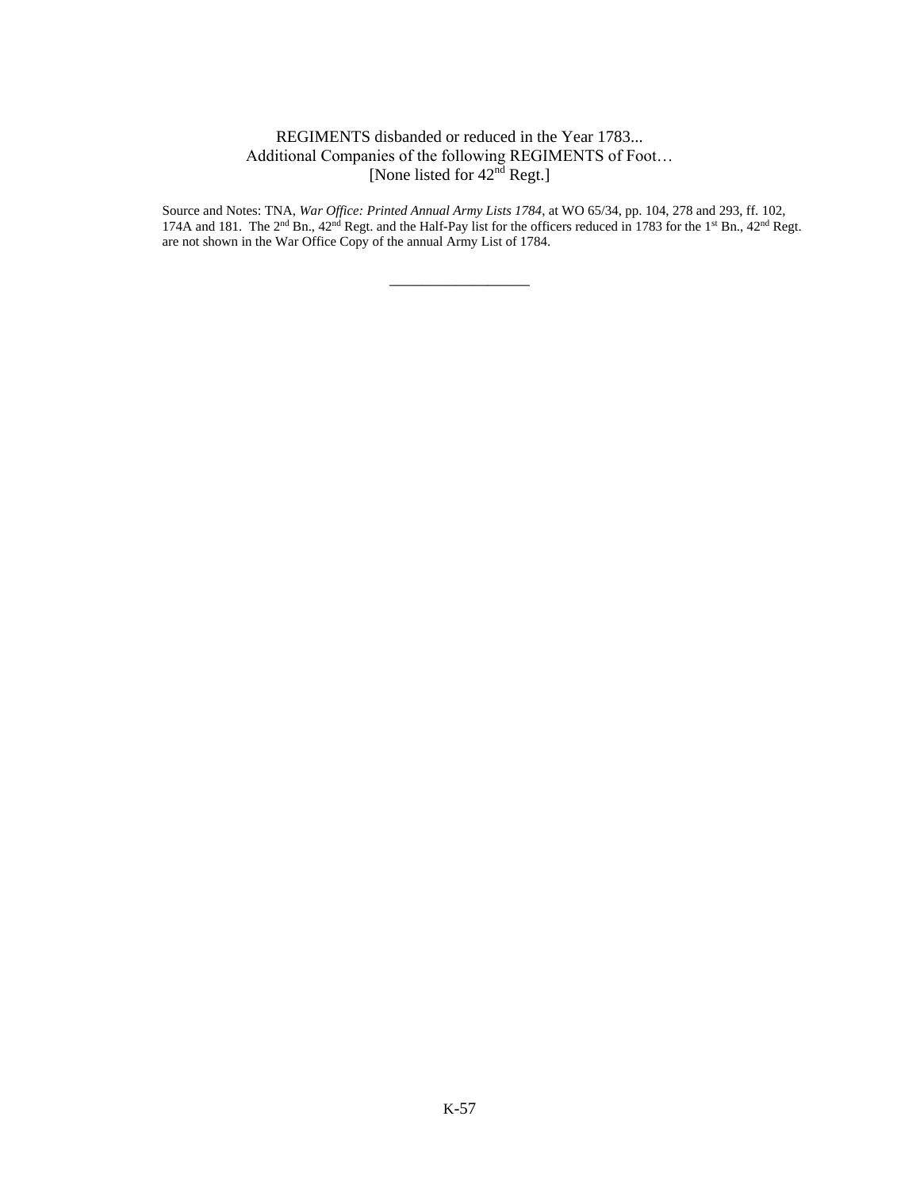REGIMENTS disbanded or reduced in the Year 1783...
Additional Companies of the following REGIMENTS of Foot…
[None listed for 42nd Regt.]

Source and Notes: TNA, *War Office: Printed Annual Army Lists 1784*, at WO 65/34, pp. 104, 278 and 293, ff. 102, 174A and 181. The 2nd Bn., 42nd Regt. and the Half-Pay list for the officers reduced in 1783 for the 1st Bn., 42nd Regt. are not shown in the War Office Copy of the annual Army List of 1784.

___________________